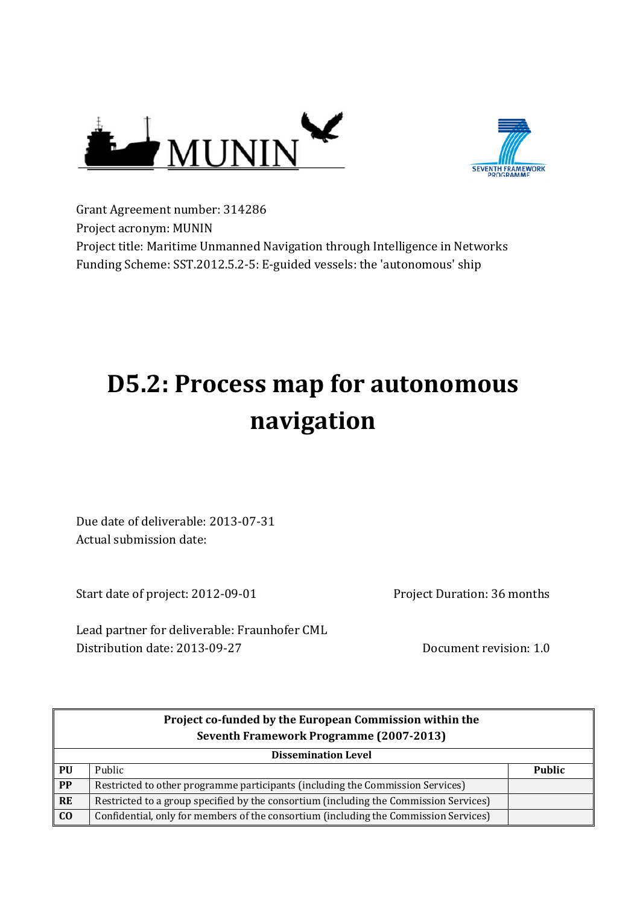Grant Agreement number: 314286
Project acronym: MUNIN
Project title: Maritime Unmanned Navigation through Intelligence in Networks
Funding Scheme: SST.2012.5.2-5: E-guided vessels: the 'autonomous' ship

# D5.2: Process map for autonomous navigation

Due date of deliverable: 2013-07-31
Actual submission date:

Start date of project: 2012-09-01

Project Duration: 36 months

Lead partner for deliverable: Fraunhofer CML
Distribution date: 2013-09-27

Document revision: 1.0

| Project co-funded by the European Commission within the Seventh Framework Programme (2007-2013) | | |
|---|---|---|
| **Dissemination Level** | | |
| **PU** | Public | **Public** |
| **PP** | Restricted to other programme participants (including the Commission Services) | |
| **RE** | Restricted to a group specified by the consortium (including the Commission Services) | |
| **CO** | Confidential, only for members of the consortium (including the Commission Services) | |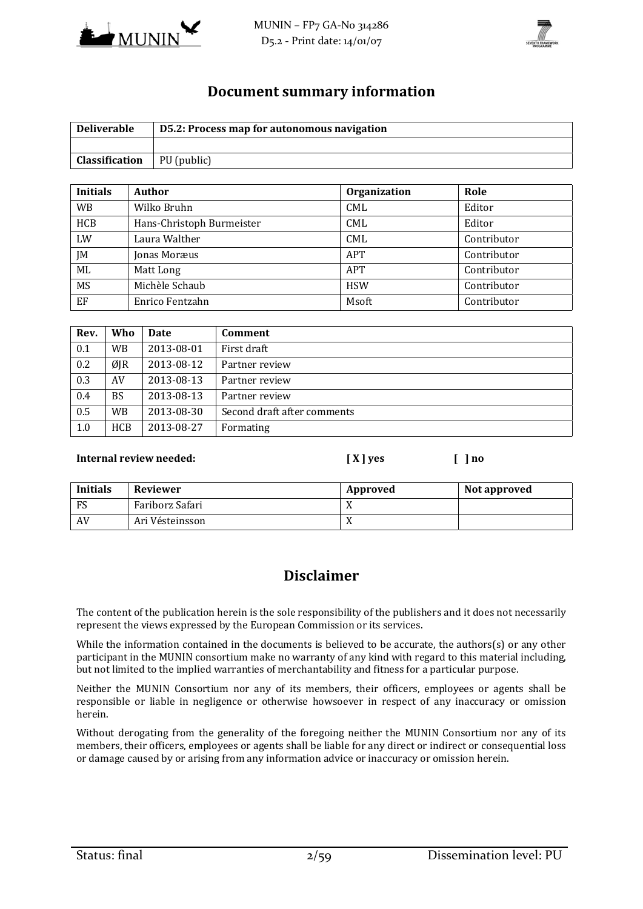## Document summary information

| | |
|---|---|
| **Deliverable** | **D5.2: Process map for autonomous navigation** |
| | |
| **Classification** | PU (public) |

| **Initials** | **Author** | **Organization** | **Role** |
|---|---|---|---|
| WB | Wilko Bruhn | CML | Editor |
| HCB | Hans-Christoph Burmeister | CML | Editor |
| LW | Laura Walther | CML | Contributor |
| JM | Jonas Moræus | APT | Contributor |
| ML | Matt Long | APT | Contributor |
| MS | Michèle Schaub | HSW | Contributor |
| EF | Enrico Fentzahn | Msoft | Contributor |

| **Rev.** | **Who** | **Date** | **Comment** |
|---|---|---|---|
| 0.1 | WB | 2013-08-01 | First draft |
| 0.2 | ØJR | 2013-08-12 | Partner review |
| 0.3 | AV | 2013-08-13 | Partner review |
| 0.4 | BS | 2013-08-13 | Partner review |
| 0.5 | WB | 2013-08-30 | Second draft after comments |
| 1.0 | HCB | 2013-08-27 | Formating |

**Internal review needed:** **[ X ] yes** **[ ] no**

| **Initials** | **Reviewer** | **Approved** | **Not approved** |
|---|---|---|---|
| FS | Fariborz Safari | X | |
| AV | Ari Vésteinsson | X | |

## Disclaimer

The content of the publication herein is the sole responsibility of the publishers and it does not necessarily represent the views expressed by the European Commission or its services.

While the information contained in the documents is believed to be accurate, the authors(s) or any other participant in the MUNIN consortium make no warranty of any kind with regard to this material including, but not limited to the implied warranties of merchantability and fitness for a particular purpose.

Neither the MUNIN Consortium nor any of its members, their officers, employees or agents shall be responsible or liable in negligence or otherwise howsoever in respect of any inaccuracy or omission herein.

Without derogating from the generality of the foregoing neither the MUNIN Consortium nor any of its members, their officers, employees or agents shall be liable for any direct or indirect or consequential loss or damage caused by or arising from any information advice or inaccuracy or omission herein.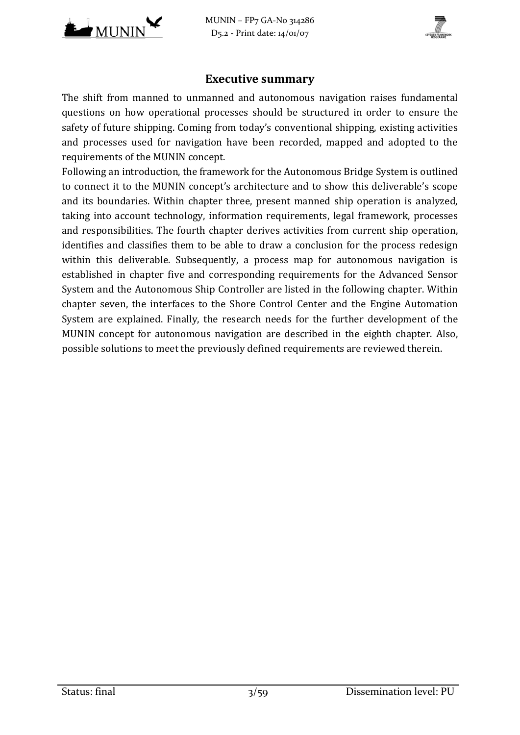## Executive summary

The shift from manned to unmanned and autonomous navigation raises fundamental questions on how operational processes should be structured in order to ensure the safety of future shipping. Coming from today's conventional shipping, existing activities and processes used for navigation have been recorded, mapped and adopted to the requirements of the MUNIN concept.

Following an introduction, the framework for the Autonomous Bridge System is outlined to connect it to the MUNIN concept's architecture and to show this deliverable's scope and its boundaries. Within chapter three, present manned ship operation is analyzed, taking into account technology, information requirements, legal framework, processes and responsibilities. The fourth chapter derives activities from current ship operation, identifies and classifies them to be able to draw a conclusion for the process redesign within this deliverable. Subsequently, a process map for autonomous navigation is established in chapter five and corresponding requirements for the Advanced Sensor System and the Autonomous Ship Controller are listed in the following chapter. Within chapter seven, the interfaces to the Shore Control Center and the Engine Automation System are explained. Finally, the research needs for the further development of the MUNIN concept for autonomous navigation are described in the eighth chapter. Also, possible solutions to meet the previously defined requirements are reviewed therein.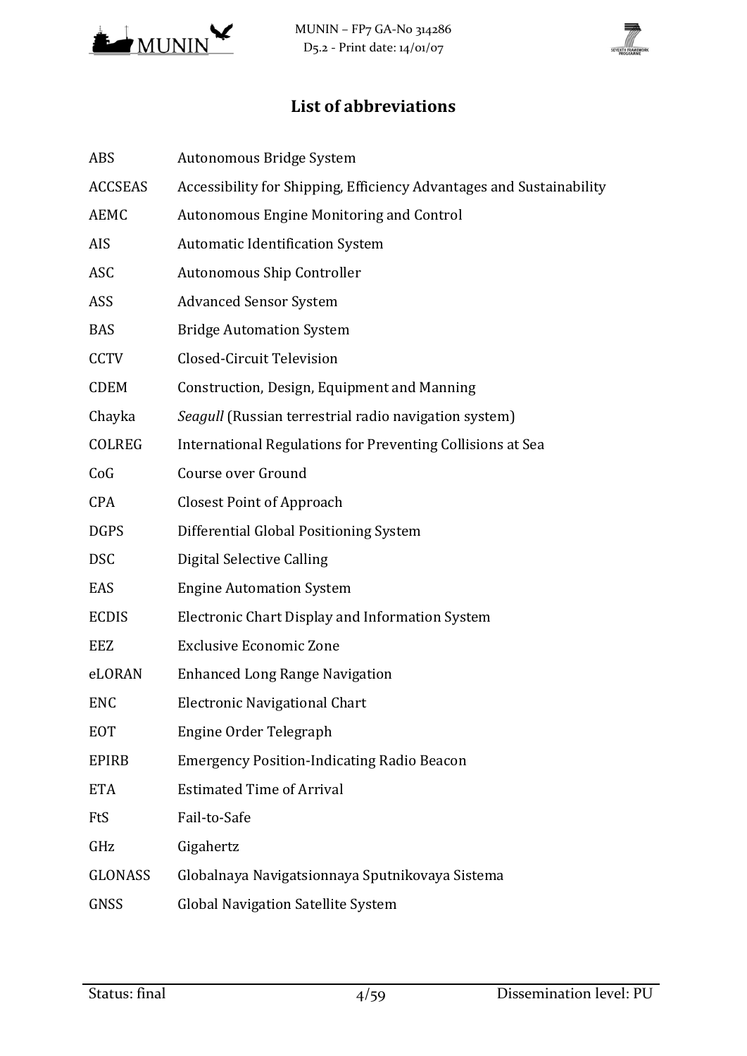# List of abbreviations

| | |
|---|---|
| ABS | Autonomous Bridge System |
| ACCSEAS | Accessibility for Shipping, Efficiency Advantages and Sustainability |
| AEMC | Autonomous Engine Monitoring and Control |
| AIS | Automatic Identification System |
| ASC | Autonomous Ship Controller |
| ASS | Advanced Sensor System |
| BAS | Bridge Automation System |
| CCTV | Closed-Circuit Television |
| CDEM | Construction, Design, Equipment and Manning |
| Chayka | *Seagull* (Russian terrestrial radio navigation system) |
| COLREG | International Regulations for Preventing Collisions at Sea |
| CoG | Course over Ground |
| CPA | Closest Point of Approach |
| DGPS | Differential Global Positioning System |
| DSC | Digital Selective Calling |
| EAS | Engine Automation System |
| ECDIS | Electronic Chart Display and Information System |
| EEZ | Exclusive Economic Zone |
| eLORAN | Enhanced Long Range Navigation |
| ENC | Electronic Navigational Chart |
| EOT | Engine Order Telegraph |
| EPIRB | Emergency Position-Indicating Radio Beacon |
| ETA | Estimated Time of Arrival |
| FtS | Fail-to-Safe |
| GHz | Gigahertz |
| GLONASS | Globalnaya Navigatsionnaya Sputnikovaya Sistema |
| GNSS | Global Navigation Satellite System |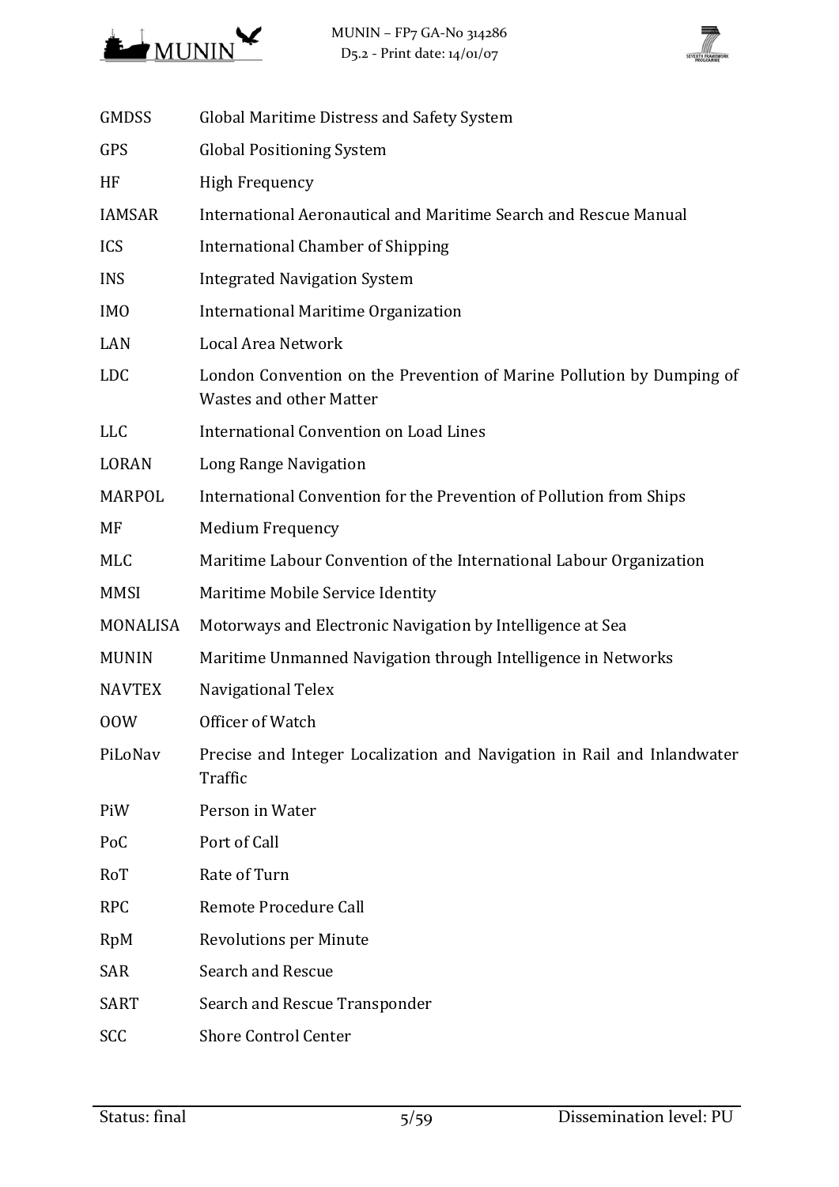| | |
|---|---|
| GMDSS | Global Maritime Distress and Safety System |
| GPS | Global Positioning System |
| HF | High Frequency |
| IAMSAR | International Aeronautical and Maritime Search and Rescue Manual |
| ICS | International Chamber of Shipping |
| INS | Integrated Navigation System |
| IMO | International Maritime Organization |
| LAN | Local Area Network |
| LDC | London Convention on the Prevention of Marine Pollution by Dumping of Wastes and other Matter |
| LLC | International Convention on Load Lines |
| LORAN | Long Range Navigation |
| MARPOL | International Convention for the Prevention of Pollution from Ships |
| MF | Medium Frequency |
| MLC | Maritime Labour Convention of the International Labour Organization |
| MMSI | Maritime Mobile Service Identity |
| MONALISA | Motorways and Electronic Navigation by Intelligence at Sea |
| MUNIN | Maritime Unmanned Navigation through Intelligence in Networks |
| NAVTEX | Navigational Telex |
| OOW | Officer of Watch |
| PiLoNav | Precise and Integer Localization and Navigation in Rail and Inlandwater Traffic |
| PiW | Person in Water |
| PoC | Port of Call |
| RoT | Rate of Turn |
| RPC | Remote Procedure Call |
| RpM | Revolutions per Minute |
| SAR | Search and Rescue |
| SART | Search and Rescue Transponder |
| SCC | Shore Control Center |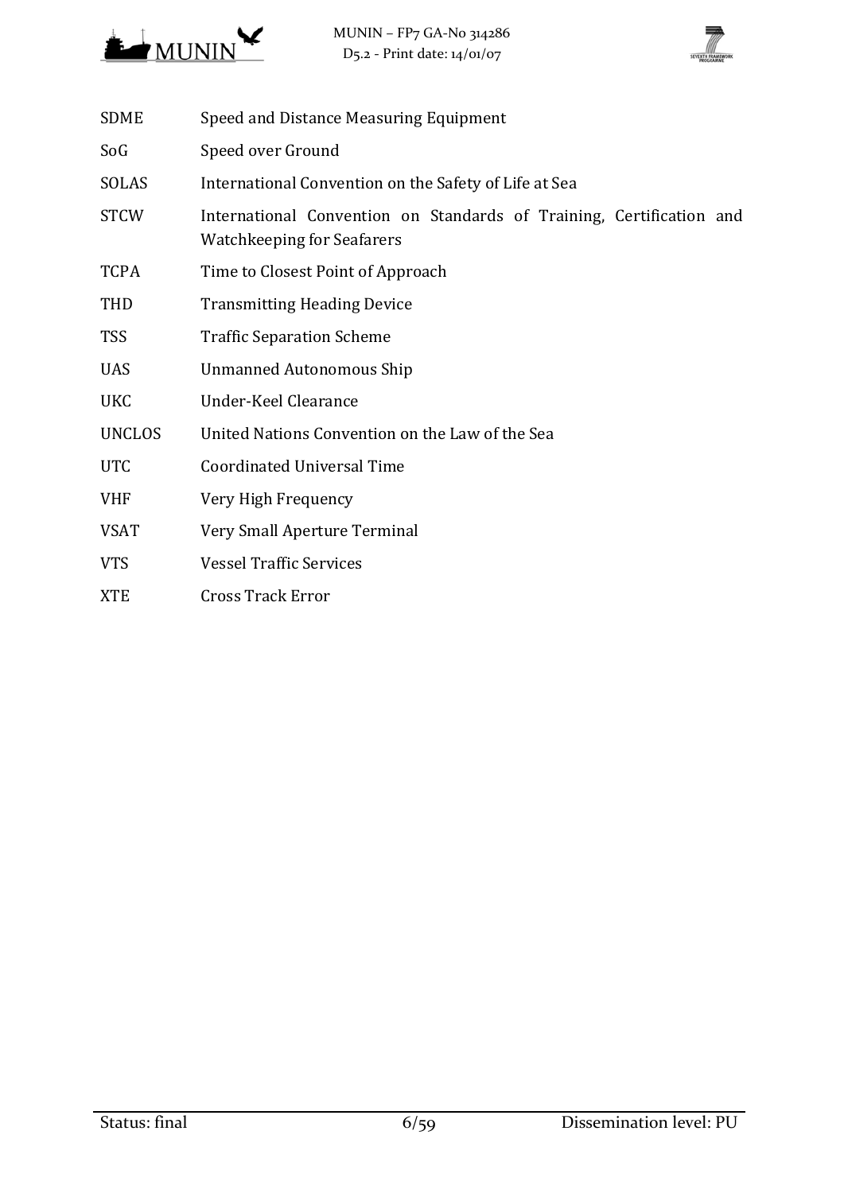| | |
|---|---|
| SDME | Speed and Distance Measuring Equipment |
| SoG | Speed over Ground |
| SOLAS | International Convention on the Safety of Life at Sea |
| STCW | International Convention on Standards of Training, Certification and Watchkeeping for Seafarers |
| TCPA | Time to Closest Point of Approach |
| THD | Transmitting Heading Device |
| TSS | Traffic Separation Scheme |
| UAS | Unmanned Autonomous Ship |
| UKC | Under-Keel Clearance |
| UNCLOS | United Nations Convention on the Law of the Sea |
| UTC | Coordinated Universal Time |
| VHF | Very High Frequency |
| VSAT | Very Small Aperture Terminal |
| VTS | Vessel Traffic Services |
| XTE | Cross Track Error |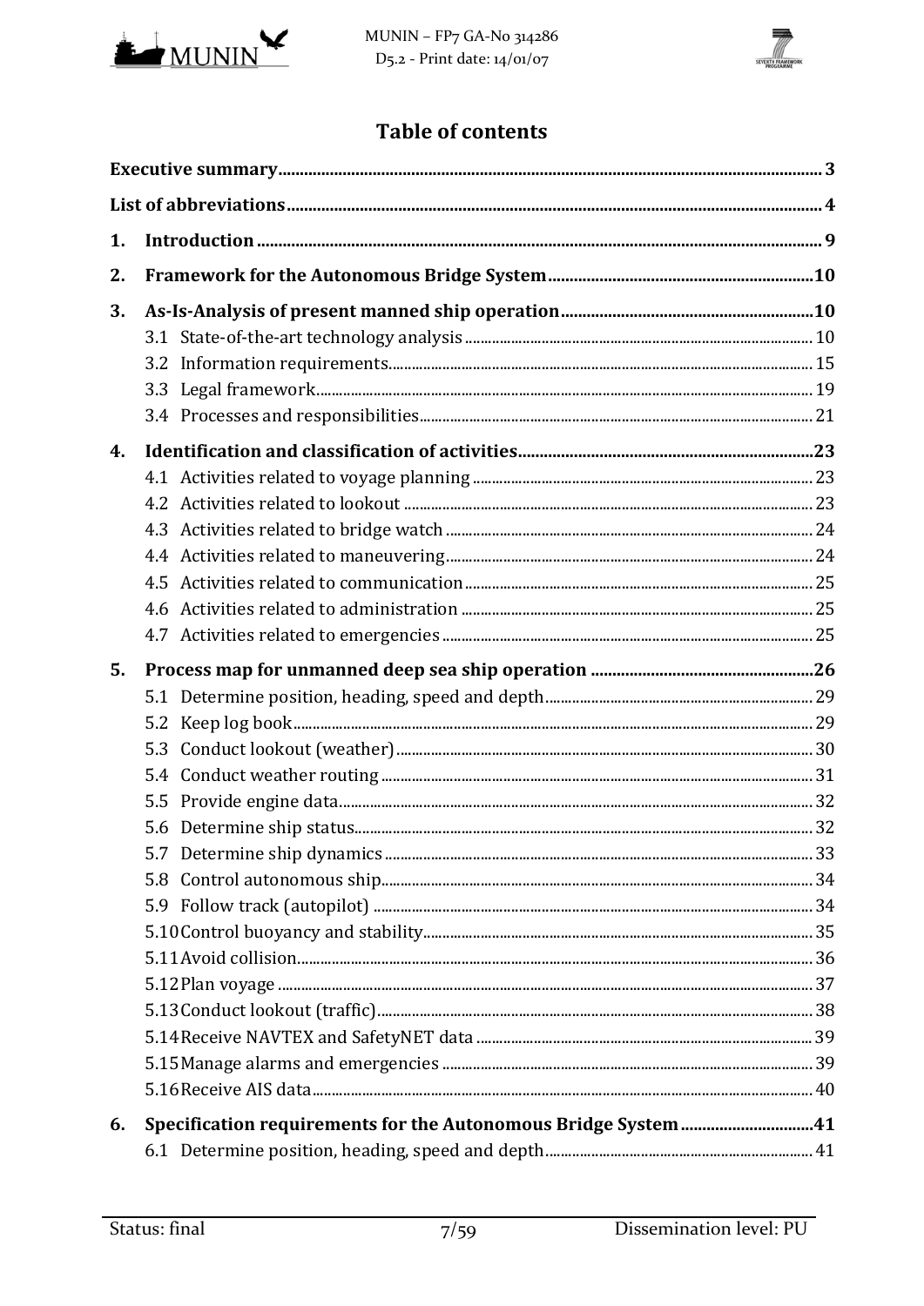# Table of contents

**Executive summary** ..... **3**

**List of abbreviations** ..... **4**

**1. Introduction** ..... **9**

**2. Framework for the Autonomous Bridge System** ..... **10**

**3. As-Is-Analysis of present manned ship operation** ..... **10**

- 3.1 State-of-the-art technology analysis ..... 10
- 3.2 Information requirements ..... 15
- 3.3 Legal framework ..... 19
- 3.4 Processes and responsibilities ..... 21

**4. Identification and classification of activities** ..... **23**

- 4.1 Activities related to voyage planning ..... 23
- 4.2 Activities related to lookout ..... 23
- 4.3 Activities related to bridge watch ..... 24
- 4.4 Activities related to maneuvering ..... 24
- 4.5 Activities related to communication ..... 25
- 4.6 Activities related to administration ..... 25
- 4.7 Activities related to emergencies ..... 25

**5. Process map for unmanned deep sea ship operation** ..... **26**

- 5.1 Determine position, heading, speed and depth ..... 29
- 5.2 Keep log book ..... 29
- 5.3 Conduct lookout (weather) ..... 30
- 5.4 Conduct weather routing ..... 31
- 5.5 Provide engine data ..... 32
- 5.6 Determine ship status ..... 32
- 5.7 Determine ship dynamics ..... 33
- 5.8 Control autonomous ship ..... 34
- 5.9 Follow track (autopilot) ..... 34
- 5.10 Control buoyancy and stability ..... 35
- 5.11 Avoid collision ..... 36
- 5.12 Plan voyage ..... 37
- 5.13 Conduct lookout (traffic) ..... 38
- 5.14 Receive NAVTEX and SafetyNET data ..... 39
- 5.15 Manage alarms and emergencies ..... 39
- 5.16 Receive AIS data ..... 40

**6. Specification requirements for the Autonomous Bridge System** ..... **41**

- 6.1 Determine position, heading, speed and depth ..... 41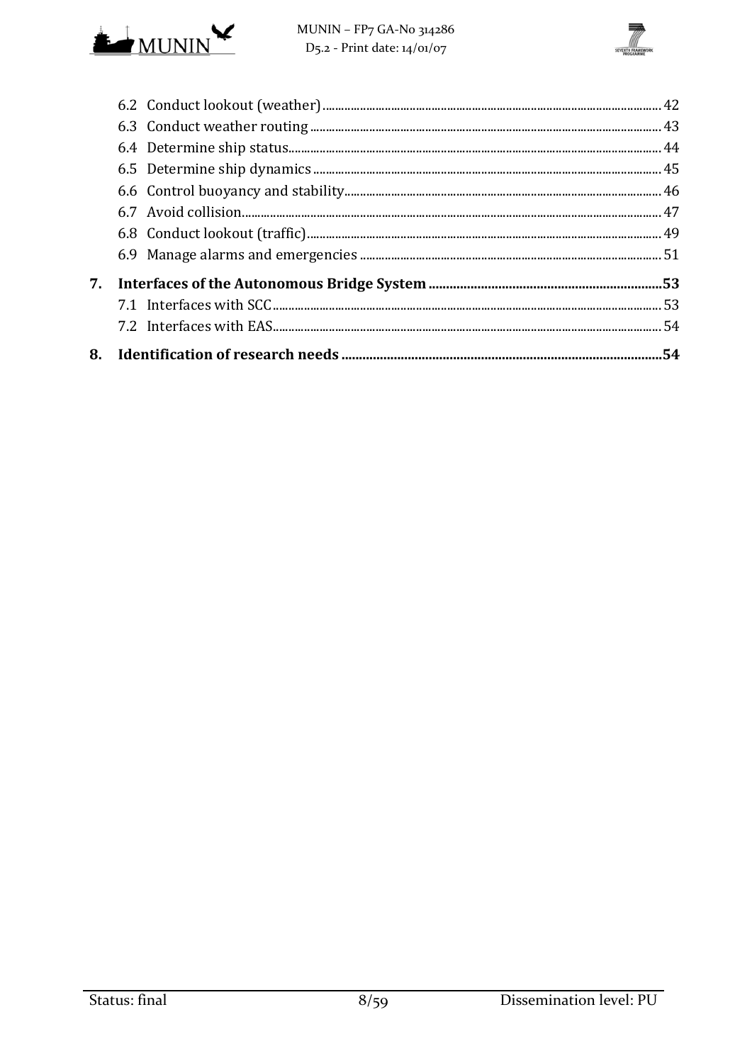6.2 Conduct lookout (weather) ............ 42
6.3 Conduct weather routing ............ 43
6.4 Determine ship status ............ 44
6.5 Determine ship dynamics ............ 45
6.6 Control buoyancy and stability ............ 46
6.7 Avoid collision ............ 47
6.8 Conduct lookout (traffic) ............ 49
6.9 Manage alarms and emergencies ............ 51

**7. Interfaces of the Autonomous Bridge System ............ 53**

7.1 Interfaces with SCC ............ 53
7.2 Interfaces with EAS ............ 54

**8. Identification of research needs ............ 54**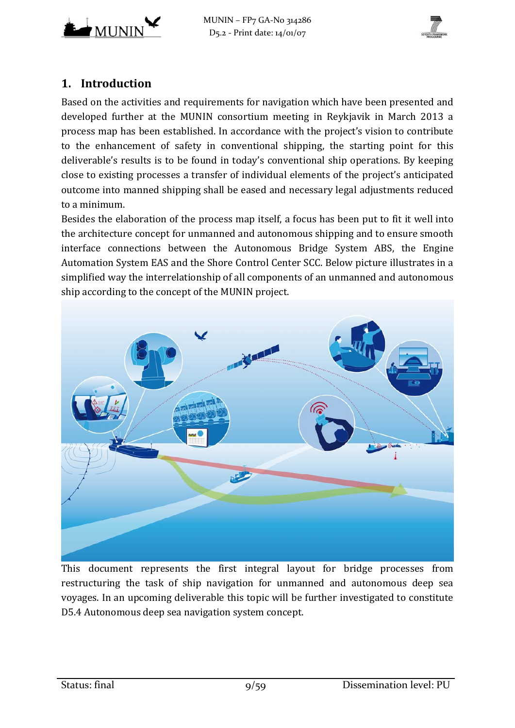# 1. Introduction

Based on the activities and requirements for navigation which have been presented and developed further at the MUNIN consortium meeting in Reykjavik in March 2013 a process map has been established. In accordance with the project's vision to contribute to the enhancement of safety in conventional shipping, the starting point for this deliverable's results is to be found in today's conventional ship operations. By keeping close to existing processes a transfer of individual elements of the project's anticipated outcome into manned shipping shall be eased and necessary legal adjustments reduced to a minimum.

Besides the elaboration of the process map itself, a focus has been put to fit it well into the architecture concept for unmanned and autonomous shipping and to ensure smooth interface connections between the Autonomous Bridge System ABS, the Engine Automation System EAS and the Shore Control Center SCC. Below picture illustrates in a simplified way the interrelationship of all components of an unmanned and autonomous ship according to the concept of the MUNIN project.

This document represents the first integral layout for bridge processes from restructuring the task of ship navigation for unmanned and autonomous deep sea voyages. In an upcoming deliverable this topic will be further investigated to constitute D5.4 Autonomous deep sea navigation system concept.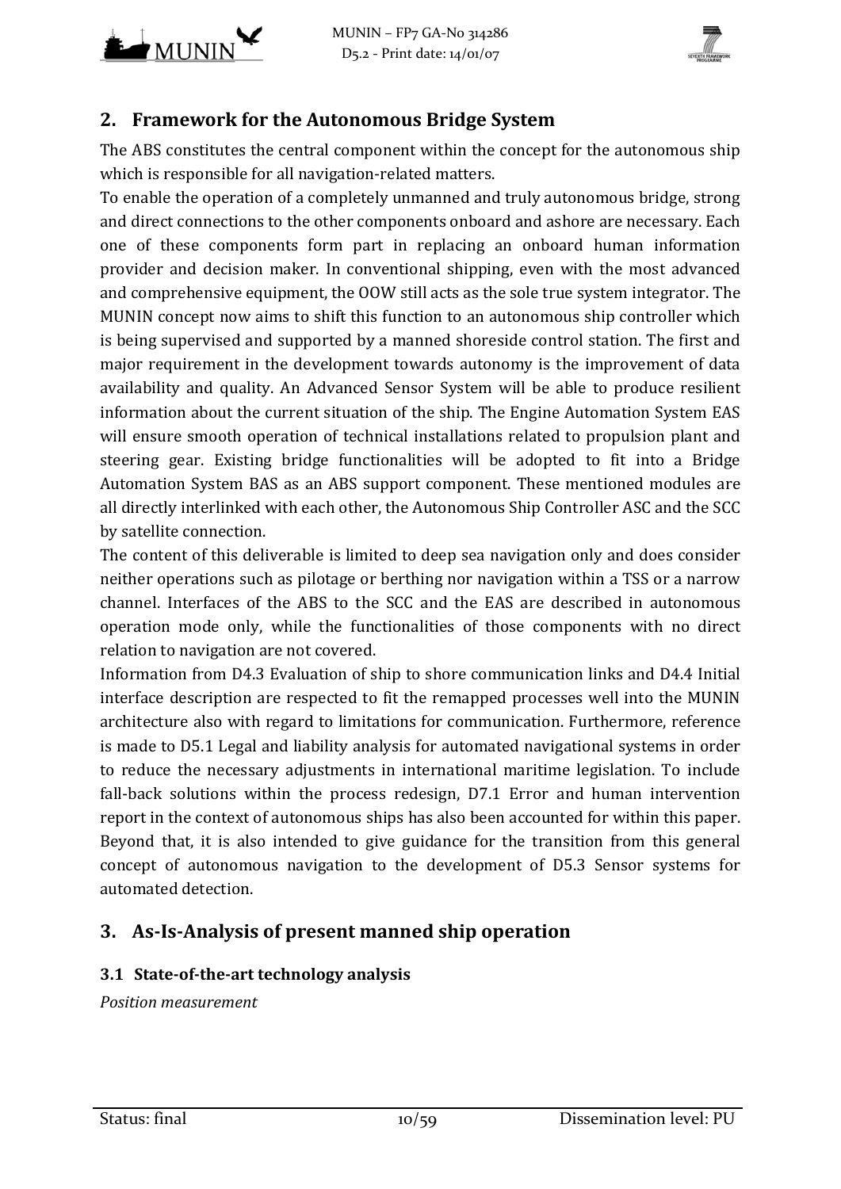## 2. Framework for the Autonomous Bridge System

The ABS constitutes the central component within the concept for the autonomous ship which is responsible for all navigation-related matters.

To enable the operation of a completely unmanned and truly autonomous bridge, strong and direct connections to the other components onboard and ashore are necessary. Each one of these components form part in replacing an onboard human information provider and decision maker. In conventional shipping, even with the most advanced and comprehensive equipment, the OOW still acts as the sole true system integrator. The MUNIN concept now aims to shift this function to an autonomous ship controller which is being supervised and supported by a manned shoreside control station. The first and major requirement in the development towards autonomy is the improvement of data availability and quality. An Advanced Sensor System will be able to produce resilient information about the current situation of the ship. The Engine Automation System EAS will ensure smooth operation of technical installations related to propulsion plant and steering gear. Existing bridge functionalities will be adopted to fit into a Bridge Automation System BAS as an ABS support component. These mentioned modules are all directly interlinked with each other, the Autonomous Ship Controller ASC and the SCC by satellite connection.

The content of this deliverable is limited to deep sea navigation only and does consider neither operations such as pilotage or berthing nor navigation within a TSS or a narrow channel. Interfaces of the ABS to the SCC and the EAS are described in autonomous operation mode only, while the functionalities of those components with no direct relation to navigation are not covered.

Information from D4.3 Evaluation of ship to shore communication links and D4.4 Initial interface description are respected to fit the remapped processes well into the MUNIN architecture also with regard to limitations for communication. Furthermore, reference is made to D5.1 Legal and liability analysis for automated navigational systems in order to reduce the necessary adjustments in international maritime legislation. To include fall-back solutions within the process redesign, D7.1 Error and human intervention report in the context of autonomous ships has also been accounted for within this paper. Beyond that, it is also intended to give guidance for the transition from this general concept of autonomous navigation to the development of D5.3 Sensor systems for automated detection.

## 3. As-Is-Analysis of present manned ship operation

### 3.1 State-of-the-art technology analysis

*Position measurement*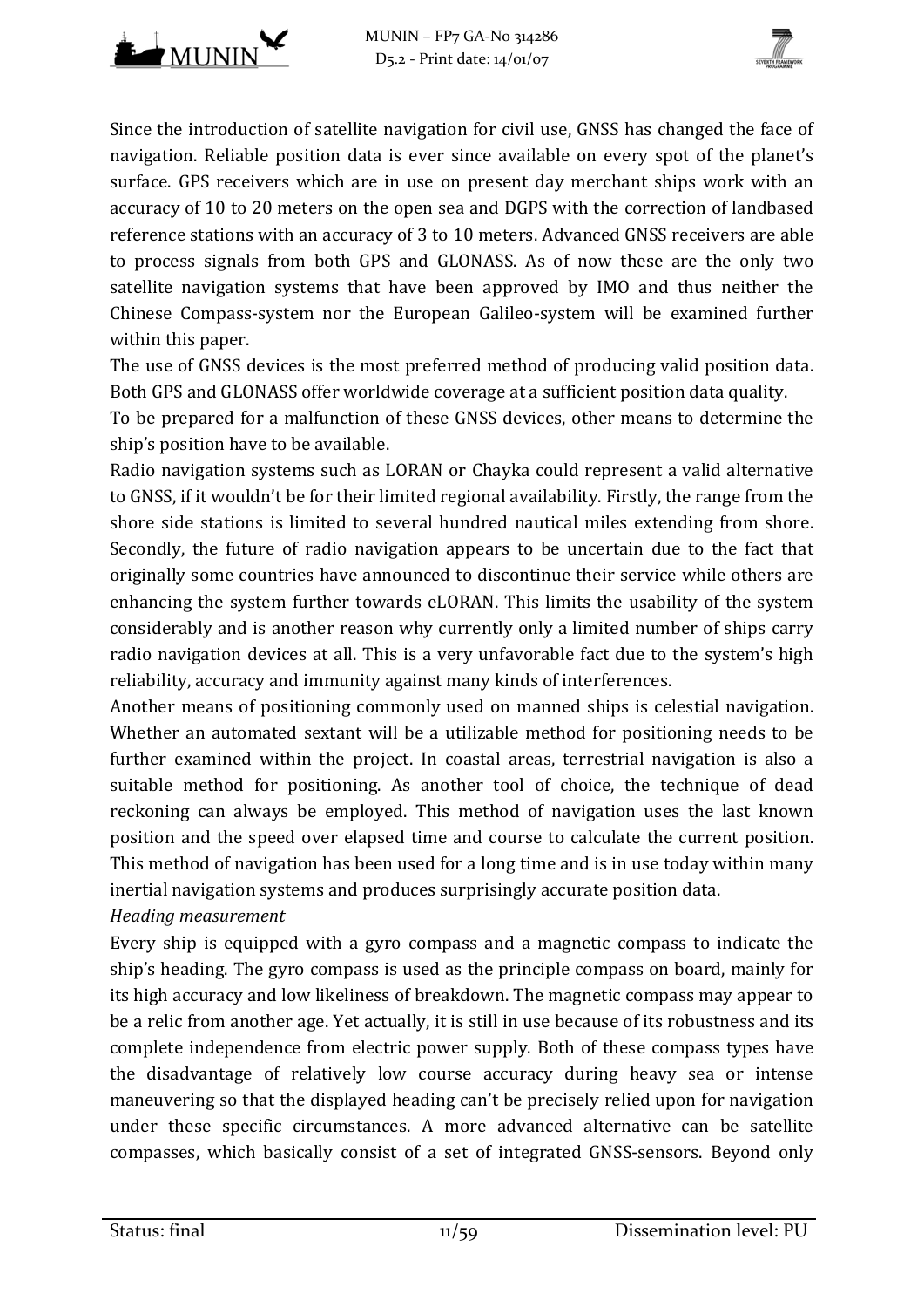Since the introduction of satellite navigation for civil use, GNSS has changed the face of navigation. Reliable position data is ever since available on every spot of the planet's surface. GPS receivers which are in use on present day merchant ships work with an accuracy of 10 to 20 meters on the open sea and DGPS with the correction of landbased reference stations with an accuracy of 3 to 10 meters. Advanced GNSS receivers are able to process signals from both GPS and GLONASS. As of now these are the only two satellite navigation systems that have been approved by IMO and thus neither the Chinese Compass-system nor the European Galileo-system will be examined further within this paper.

The use of GNSS devices is the most preferred method of producing valid position data. Both GPS and GLONASS offer worldwide coverage at a sufficient position data quality.

To be prepared for a malfunction of these GNSS devices, other means to determine the ship's position have to be available.

Radio navigation systems such as LORAN or Chayka could represent a valid alternative to GNSS, if it wouldn't be for their limited regional availability. Firstly, the range from the shore side stations is limited to several hundred nautical miles extending from shore. Secondly, the future of radio navigation appears to be uncertain due to the fact that originally some countries have announced to discontinue their service while others are enhancing the system further towards eLORAN. This limits the usability of the system considerably and is another reason why currently only a limited number of ships carry radio navigation devices at all. This is a very unfavorable fact due to the system's high reliability, accuracy and immunity against many kinds of interferences.

Another means of positioning commonly used on manned ships is celestial navigation. Whether an automated sextant will be a utilizable method for positioning needs to be further examined within the project. In coastal areas, terrestrial navigation is also a suitable method for positioning. As another tool of choice, the technique of dead reckoning can always be employed. This method of navigation uses the last known position and the speed over elapsed time and course to calculate the current position. This method of navigation has been used for a long time and is in use today within many inertial navigation systems and produces surprisingly accurate position data.

*Heading measurement*

Every ship is equipped with a gyro compass and a magnetic compass to indicate the ship's heading. The gyro compass is used as the principle compass on board, mainly for its high accuracy and low likeliness of breakdown. The magnetic compass may appear to be a relic from another age. Yet actually, it is still in use because of its robustness and its complete independence from electric power supply. Both of these compass types have the disadvantage of relatively low course accuracy during heavy sea or intense maneuvering so that the displayed heading can't be precisely relied upon for navigation under these specific circumstances. A more advanced alternative can be satellite compasses, which basically consist of a set of integrated GNSS-sensors. Beyond only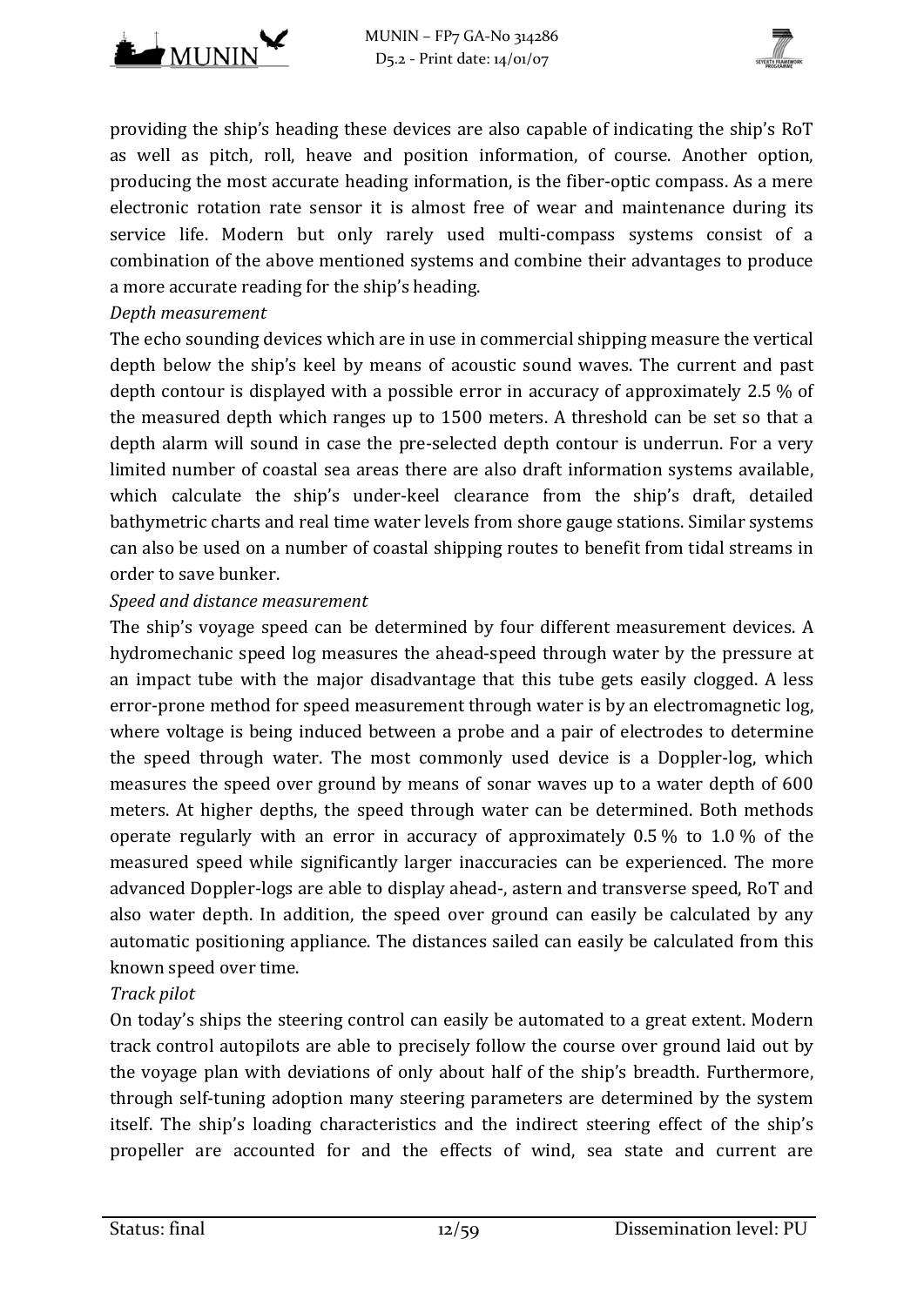providing the ship's heading these devices are also capable of indicating the ship's RoT as well as pitch, roll, heave and position information, of course. Another option, producing the most accurate heading information, is the fiber-optic compass. As a mere electronic rotation rate sensor it is almost free of wear and maintenance during its service life. Modern but only rarely used multi-compass systems consist of a combination of the above mentioned systems and combine their advantages to produce a more accurate reading for the ship's heading.

*Depth measurement*

The echo sounding devices which are in use in commercial shipping measure the vertical depth below the ship's keel by means of acoustic sound waves. The current and past depth contour is displayed with a possible error in accuracy of approximately 2.5 % of the measured depth which ranges up to 1500 meters. A threshold can be set so that a depth alarm will sound in case the pre-selected depth contour is underrun. For a very limited number of coastal sea areas there are also draft information systems available, which calculate the ship's under-keel clearance from the ship's draft, detailed bathymetric charts and real time water levels from shore gauge stations. Similar systems can also be used on a number of coastal shipping routes to benefit from tidal streams in order to save bunker.

*Speed and distance measurement*

The ship's voyage speed can be determined by four different measurement devices. A hydromechanic speed log measures the ahead-speed through water by the pressure at an impact tube with the major disadvantage that this tube gets easily clogged. A less error-prone method for speed measurement through water is by an electromagnetic log, where voltage is being induced between a probe and a pair of electrodes to determine the speed through water. The most commonly used device is a Doppler-log, which measures the speed over ground by means of sonar waves up to a water depth of 600 meters. At higher depths, the speed through water can be determined. Both methods operate regularly with an error in accuracy of approximately 0.5 % to 1.0 % of the measured speed while significantly larger inaccuracies can be experienced. The more advanced Doppler-logs are able to display ahead-, astern and transverse speed, RoT and also water depth. In addition, the speed over ground can easily be calculated by any automatic positioning appliance. The distances sailed can easily be calculated from this known speed over time.

*Track pilot*

On today's ships the steering control can easily be automated to a great extent. Modern track control autopilots are able to precisely follow the course over ground laid out by the voyage plan with deviations of only about half of the ship's breadth. Furthermore, through self-tuning adoption many steering parameters are determined by the system itself. The ship's loading characteristics and the indirect steering effect of the ship's propeller are accounted for and the effects of wind, sea state and current are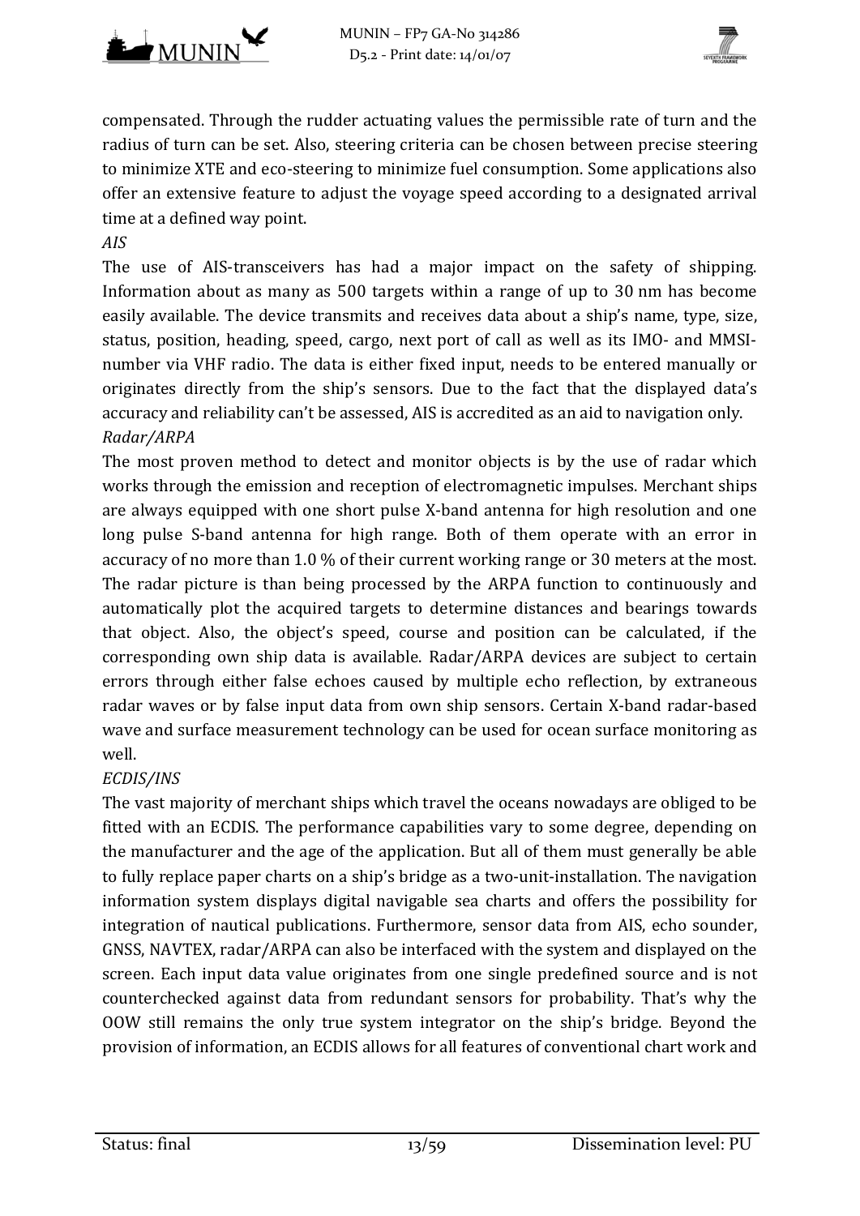compensated. Through the rudder actuating values the permissible rate of turn and the radius of turn can be set. Also, steering criteria can be chosen between precise steering to minimize XTE and eco-steering to minimize fuel consumption. Some applications also offer an extensive feature to adjust the voyage speed according to a designated arrival time at a defined way point.

*AIS*

The use of AIS-transceivers has had a major impact on the safety of shipping. Information about as many as 500 targets within a range of up to 30 nm has become easily available. The device transmits and receives data about a ship's name, type, size, status, position, heading, speed, cargo, next port of call as well as its IMO- and MMSI-number via VHF radio. The data is either fixed input, needs to be entered manually or originates directly from the ship's sensors. Due to the fact that the displayed data's accuracy and reliability can't be assessed, AIS is accredited as an aid to navigation only.

*Radar/ARPA*

The most proven method to detect and monitor objects is by the use of radar which works through the emission and reception of electromagnetic impulses. Merchant ships are always equipped with one short pulse X-band antenna for high resolution and one long pulse S-band antenna for high range. Both of them operate with an error in accuracy of no more than 1.0 % of their current working range or 30 meters at the most. The radar picture is than being processed by the ARPA function to continuously and automatically plot the acquired targets to determine distances and bearings towards that object. Also, the object's speed, course and position can be calculated, if the corresponding own ship data is available. Radar/ARPA devices are subject to certain errors through either false echoes caused by multiple echo reflection, by extraneous radar waves or by false input data from own ship sensors. Certain X-band radar-based wave and surface measurement technology can be used for ocean surface monitoring as well.

*ECDIS/INS*

The vast majority of merchant ships which travel the oceans nowadays are obliged to be fitted with an ECDIS. The performance capabilities vary to some degree, depending on the manufacturer and the age of the application. But all of them must generally be able to fully replace paper charts on a ship's bridge as a two-unit-installation. The navigation information system displays digital navigable sea charts and offers the possibility for integration of nautical publications. Furthermore, sensor data from AIS, echo sounder, GNSS, NAVTEX, radar/ARPA can also be interfaced with the system and displayed on the screen. Each input data value originates from one single predefined source and is not counterchecked against data from redundant sensors for probability. That's why the OOW still remains the only true system integrator on the ship's bridge. Beyond the provision of information, an ECDIS allows for all features of conventional chart work and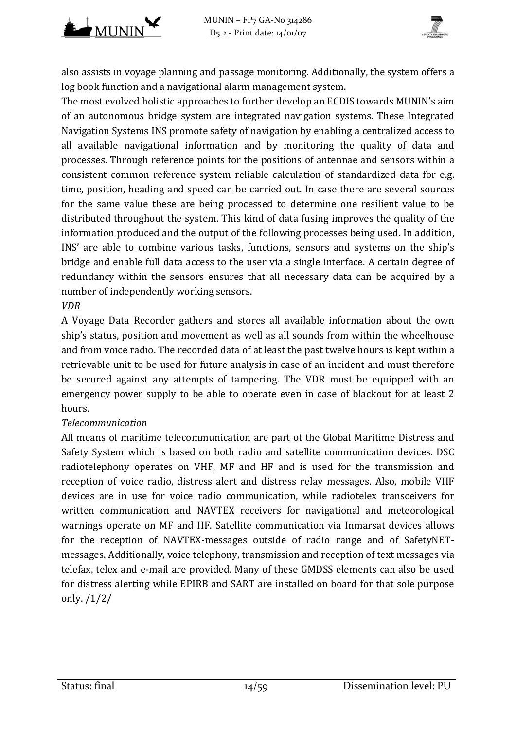also assists in voyage planning and passage monitoring. Additionally, the system offers a log book function and a navigational alarm management system.

The most evolved holistic approaches to further develop an ECDIS towards MUNIN's aim of an autonomous bridge system are integrated navigation systems. These Integrated Navigation Systems INS promote safety of navigation by enabling a centralized access to all available navigational information and by monitoring the quality of data and processes. Through reference points for the positions of antennae and sensors within a consistent common reference system reliable calculation of standardized data for e.g. time, position, heading and speed can be carried out. In case there are several sources for the same value these are being processed to determine one resilient value to be distributed throughout the system. This kind of data fusing improves the quality of the information produced and the output of the following processes being used. In addition, INS' are able to combine various tasks, functions, sensors and systems on the ship's bridge and enable full data access to the user via a single interface. A certain degree of redundancy within the sensors ensures that all necessary data can be acquired by a number of independently working sensors.

*VDR*

A Voyage Data Recorder gathers and stores all available information about the own ship's status, position and movement as well as all sounds from within the wheelhouse and from voice radio. The recorded data of at least the past twelve hours is kept within a retrievable unit to be used for future analysis in case of an incident and must therefore be secured against any attempts of tampering. The VDR must be equipped with an emergency power supply to be able to operate even in case of blackout for at least 2 hours.

*Telecommunication*

All means of maritime telecommunication are part of the Global Maritime Distress and Safety System which is based on both radio and satellite communication devices. DSC radiotelephony operates on VHF, MF and HF and is used for the transmission and reception of voice radio, distress alert and distress relay messages. Also, mobile VHF devices are in use for voice radio communication, while radiotelex transceivers for written communication and NAVTEX receivers for navigational and meteorological warnings operate on MF and HF. Satellite communication via Inmarsat devices allows for the reception of NAVTEX-messages outside of radio range and of SafetyNET-messages. Additionally, voice telephony, transmission and reception of text messages via telefax, telex and e-mail are provided. Many of these GMDSS elements can also be used for distress alerting while EPIRB and SART are installed on board for that sole purpose only. /1/2/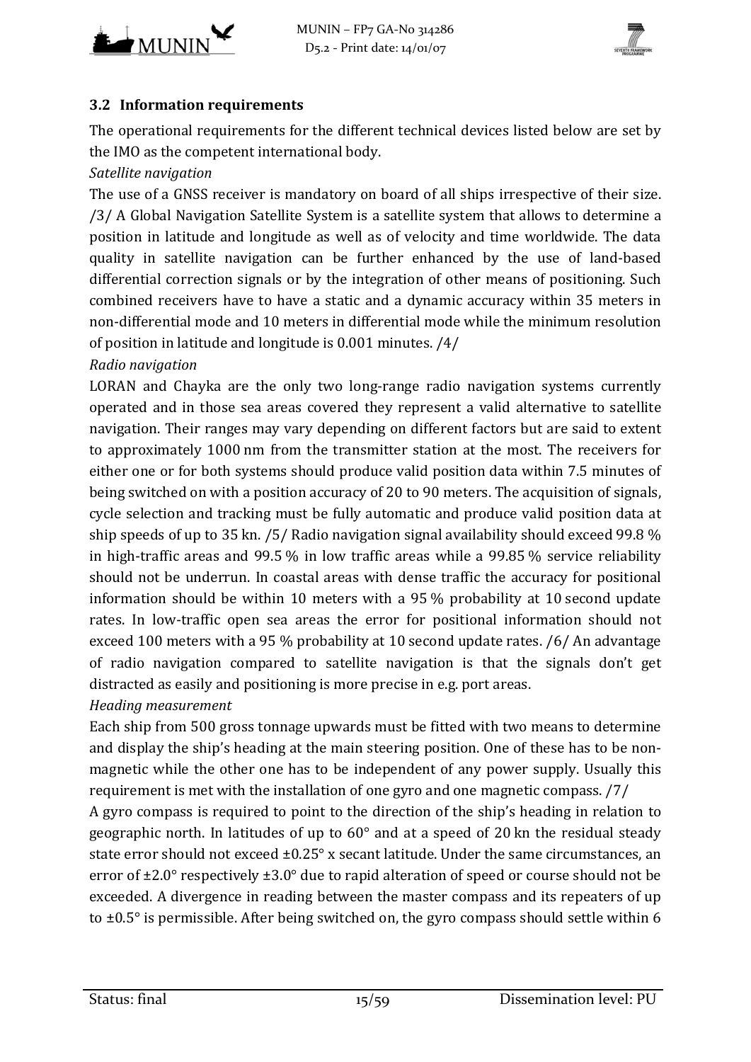## 3.2 Information requirements

The operational requirements for the different technical devices listed below are set by the IMO as the competent international body.

*Satellite navigation*

The use of a GNSS receiver is mandatory on board of all ships irrespective of their size. /3/ A Global Navigation Satellite System is a satellite system that allows to determine a position in latitude and longitude as well as of velocity and time worldwide. The data quality in satellite navigation can be further enhanced by the use of land-based differential correction signals or by the integration of other means of positioning. Such combined receivers have to have a static and a dynamic accuracy within 35 meters in non-differential mode and 10 meters in differential mode while the minimum resolution of position in latitude and longitude is 0.001 minutes. /4/

*Radio navigation*

LORAN and Chayka are the only two long-range radio navigation systems currently operated and in those sea areas covered they represent a valid alternative to satellite navigation. Their ranges may vary depending on different factors but are said to extent to approximately 1000 nm from the transmitter station at the most. The receivers for either one or for both systems should produce valid position data within 7.5 minutes of being switched on with a position accuracy of 20 to 90 meters. The acquisition of signals, cycle selection and tracking must be fully automatic and produce valid position data at ship speeds of up to 35 kn. /5/ Radio navigation signal availability should exceed 99.8 % in high-traffic areas and 99.5 % in low traffic areas while a 99.85 % service reliability should not be underrun. In coastal areas with dense traffic the accuracy for positional information should be within 10 meters with a 95 % probability at 10 second update rates. In low-traffic open sea areas the error for positional information should not exceed 100 meters with a 95 % probability at 10 second update rates. /6/ An advantage of radio navigation compared to satellite navigation is that the signals don't get distracted as easily and positioning is more precise in e.g. port areas.

*Heading measurement*

Each ship from 500 gross tonnage upwards must be fitted with two means to determine and display the ship's heading at the main steering position. One of these has to be non-magnetic while the other one has to be independent of any power supply. Usually this requirement is met with the installation of one gyro and one magnetic compass. /7/

A gyro compass is required to point to the direction of the ship's heading in relation to geographic north. In latitudes of up to 60° and at a speed of 20 kn the residual steady state error should not exceed ±0.25° x secant latitude. Under the same circumstances, an error of ±2.0° respectively ±3.0° due to rapid alteration of speed or course should not be exceeded. A divergence in reading between the master compass and its repeaters of up to ±0.5° is permissible. After being switched on, the gyro compass should settle within 6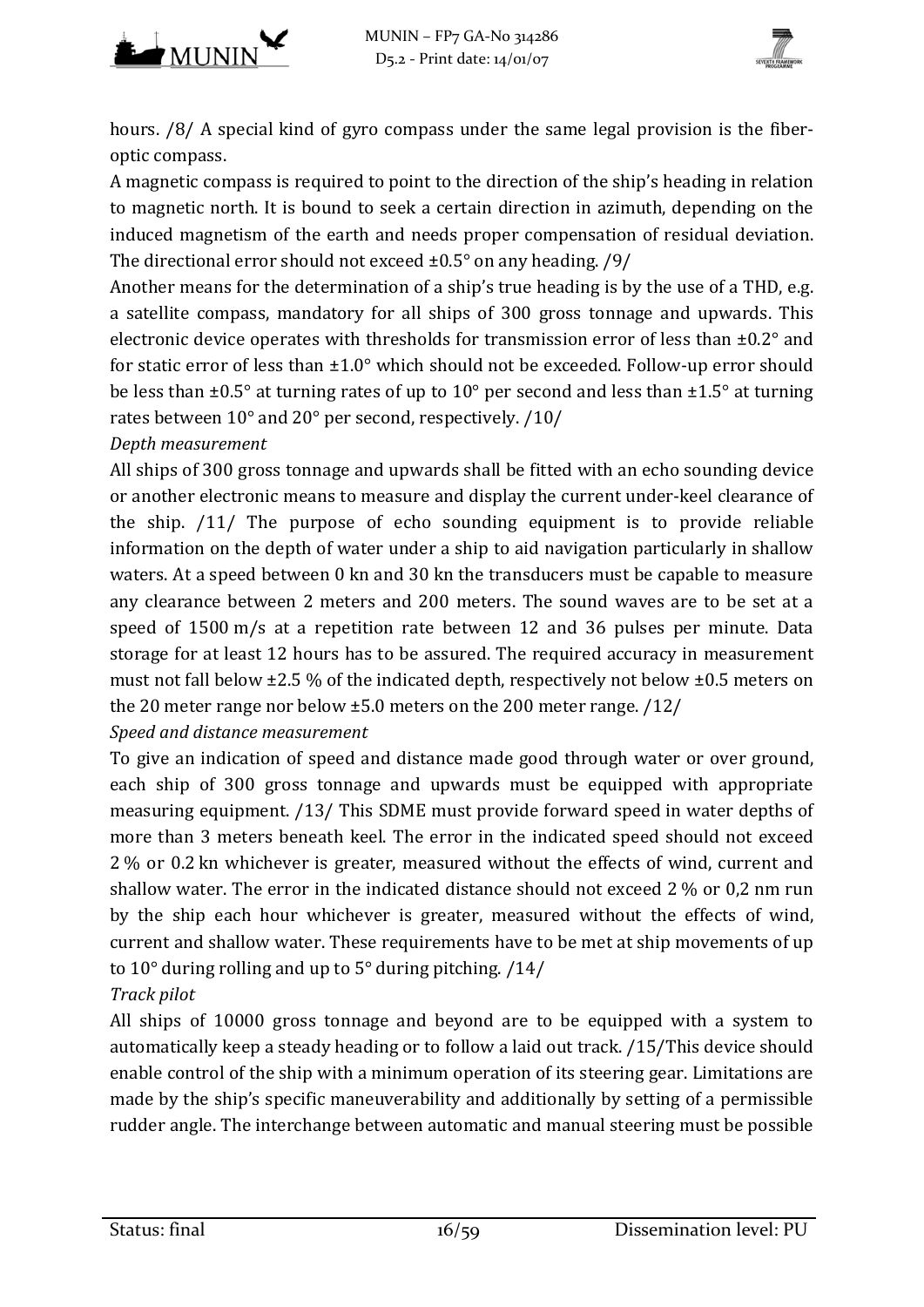hours. /8/ A special kind of gyro compass under the same legal provision is the fiber-optic compass.

A magnetic compass is required to point to the direction of the ship's heading in relation to magnetic north. It is bound to seek a certain direction in azimuth, depending on the induced magnetism of the earth and needs proper compensation of residual deviation. The directional error should not exceed ±0.5° on any heading. /9/

Another means for the determination of a ship's true heading is by the use of a THD, e.g. a satellite compass, mandatory for all ships of 300 gross tonnage and upwards. This electronic device operates with thresholds for transmission error of less than ±0.2° and for static error of less than ±1.0° which should not be exceeded. Follow-up error should be less than ±0.5° at turning rates of up to 10° per second and less than ±1.5° at turning rates between 10° and 20° per second, respectively. /10/

*Depth measurement*

All ships of 300 gross tonnage and upwards shall be fitted with an echo sounding device or another electronic means to measure and display the current under-keel clearance of the ship. /11/ The purpose of echo sounding equipment is to provide reliable information on the depth of water under a ship to aid navigation particularly in shallow waters. At a speed between 0 kn and 30 kn the transducers must be capable to measure any clearance between 2 meters and 200 meters. The sound waves are to be set at a speed of 1500 m/s at a repetition rate between 12 and 36 pulses per minute. Data storage for at least 12 hours has to be assured. The required accuracy in measurement must not fall below ±2.5 % of the indicated depth, respectively not below ±0.5 meters on the 20 meter range nor below ±5.0 meters on the 200 meter range. /12/

*Speed and distance measurement*

To give an indication of speed and distance made good through water or over ground, each ship of 300 gross tonnage and upwards must be equipped with appropriate measuring equipment. /13/ This SDME must provide forward speed in water depths of more than 3 meters beneath keel. The error in the indicated speed should not exceed 2 % or 0.2 kn whichever is greater, measured without the effects of wind, current and shallow water. The error in the indicated distance should not exceed 2 % or 0,2 nm run by the ship each hour whichever is greater, measured without the effects of wind, current and shallow water. These requirements have to be met at ship movements of up to 10° during rolling and up to 5° during pitching. /14/

*Track pilot*

All ships of 10000 gross tonnage and beyond are to be equipped with a system to automatically keep a steady heading or to follow a laid out track. /15/This device should enable control of the ship with a minimum operation of its steering gear. Limitations are made by the ship's specific maneuverability and additionally by setting of a permissible rudder angle. The interchange between automatic and manual steering must be possible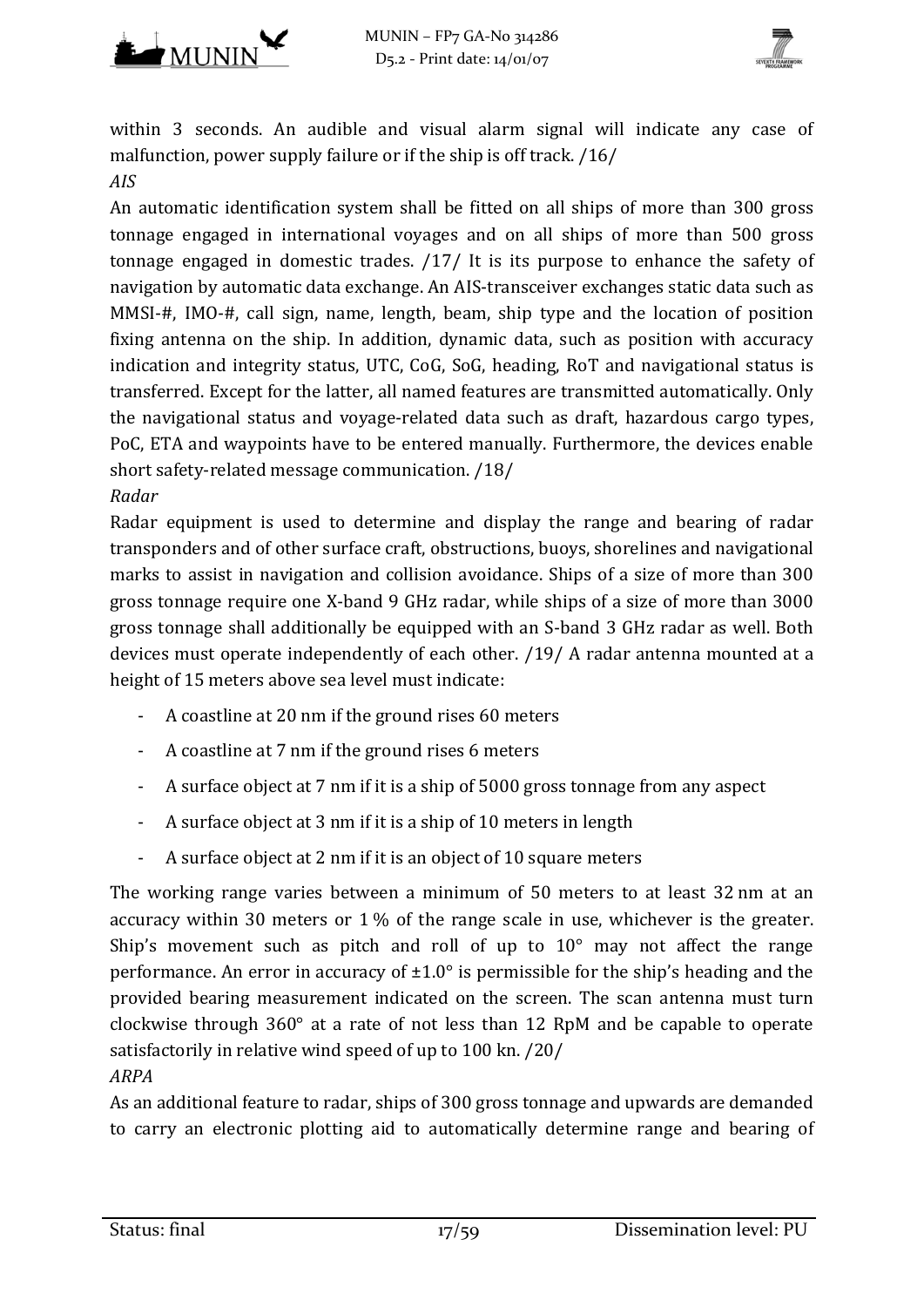within 3 seconds. An audible and visual alarm signal will indicate any case of malfunction, power supply failure or if the ship is off track. /16/

*AIS*

An automatic identification system shall be fitted on all ships of more than 300 gross tonnage engaged in international voyages and on all ships of more than 500 gross tonnage engaged in domestic trades. /17/ It is its purpose to enhance the safety of navigation by automatic data exchange. An AIS-transceiver exchanges static data such as MMSI-#, IMO-#, call sign, name, length, beam, ship type and the location of position fixing antenna on the ship. In addition, dynamic data, such as position with accuracy indication and integrity status, UTC, CoG, SoG, heading, RoT and navigational status is transferred. Except for the latter, all named features are transmitted automatically. Only the navigational status and voyage-related data such as draft, hazardous cargo types, PoC, ETA and waypoints have to be entered manually. Furthermore, the devices enable short safety-related message communication. /18/

*Radar*

Radar equipment is used to determine and display the range and bearing of radar transponders and of other surface craft, obstructions, buoys, shorelines and navigational marks to assist in navigation and collision avoidance. Ships of a size of more than 300 gross tonnage require one X-band 9 GHz radar, while ships of a size of more than 3000 gross tonnage shall additionally be equipped with an S-band 3 GHz radar as well. Both devices must operate independently of each other. /19/ A radar antenna mounted at a height of 15 meters above sea level must indicate:

- A coastline at 20 nm if the ground rises 60 meters
- A coastline at 7 nm if the ground rises 6 meters
- A surface object at 7 nm if it is a ship of 5000 gross tonnage from any aspect
- A surface object at 3 nm if it is a ship of 10 meters in length
- A surface object at 2 nm if it is an object of 10 square meters

The working range varies between a minimum of 50 meters to at least 32 nm at an accuracy within 30 meters or 1 % of the range scale in use, whichever is the greater. Ship's movement such as pitch and roll of up to 10° may not affect the range performance. An error in accuracy of ±1.0° is permissible for the ship's heading and the provided bearing measurement indicated on the screen. The scan antenna must turn clockwise through 360° at a rate of not less than 12 RpM and be capable to operate satisfactorily in relative wind speed of up to 100 kn. /20/

*ARPA*

As an additional feature to radar, ships of 300 gross tonnage and upwards are demanded to carry an electronic plotting aid to automatically determine range and bearing of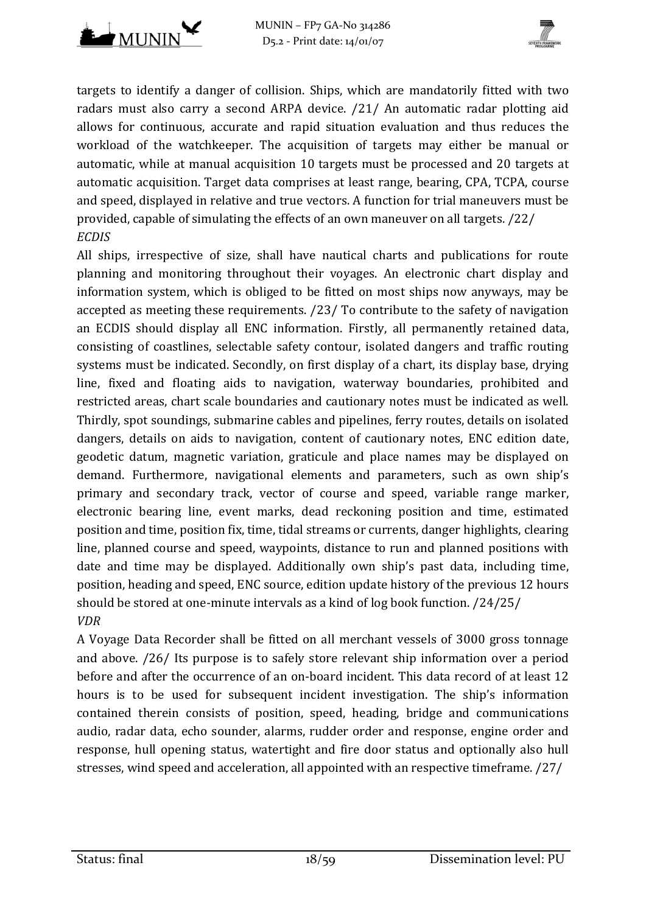targets to identify a danger of collision. Ships, which are mandatorily fitted with two radars must also carry a second ARPA device. /21/ An automatic radar plotting aid allows for continuous, accurate and rapid situation evaluation and thus reduces the workload of the watchkeeper. The acquisition of targets may either be manual or automatic, while at manual acquisition 10 targets must be processed and 20 targets at automatic acquisition. Target data comprises at least range, bearing, CPA, TCPA, course and speed, displayed in relative and true vectors. A function for trial maneuvers must be provided, capable of simulating the effects of an own maneuver on all targets. /22/

*ECDIS*

All ships, irrespective of size, shall have nautical charts and publications for route planning and monitoring throughout their voyages. An electronic chart display and information system, which is obliged to be fitted on most ships now anyways, may be accepted as meeting these requirements. /23/ To contribute to the safety of navigation an ECDIS should display all ENC information. Firstly, all permanently retained data, consisting of coastlines, selectable safety contour, isolated dangers and traffic routing systems must be indicated. Secondly, on first display of a chart, its display base, drying line, fixed and floating aids to navigation, waterway boundaries, prohibited and restricted areas, chart scale boundaries and cautionary notes must be indicated as well. Thirdly, spot soundings, submarine cables and pipelines, ferry routes, details on isolated dangers, details on aids to navigation, content of cautionary notes, ENC edition date, geodetic datum, magnetic variation, graticule and place names may be displayed on demand. Furthermore, navigational elements and parameters, such as own ship's primary and secondary track, vector of course and speed, variable range marker, electronic bearing line, event marks, dead reckoning position and time, estimated position and time, position fix, time, tidal streams or currents, danger highlights, clearing line, planned course and speed, waypoints, distance to run and planned positions with date and time may be displayed. Additionally own ship's past data, including time, position, heading and speed, ENC source, edition update history of the previous 12 hours should be stored at one-minute intervals as a kind of log book function. /24/25/

*VDR*

A Voyage Data Recorder shall be fitted on all merchant vessels of 3000 gross tonnage and above. /26/ Its purpose is to safely store relevant ship information over a period before and after the occurrence of an on-board incident. This data record of at least 12 hours is to be used for subsequent incident investigation. The ship's information contained therein consists of position, speed, heading, bridge and communications audio, radar data, echo sounder, alarms, rudder order and response, engine order and response, hull opening status, watertight and fire door status and optionally also hull stresses, wind speed and acceleration, all appointed with an respective timeframe. /27/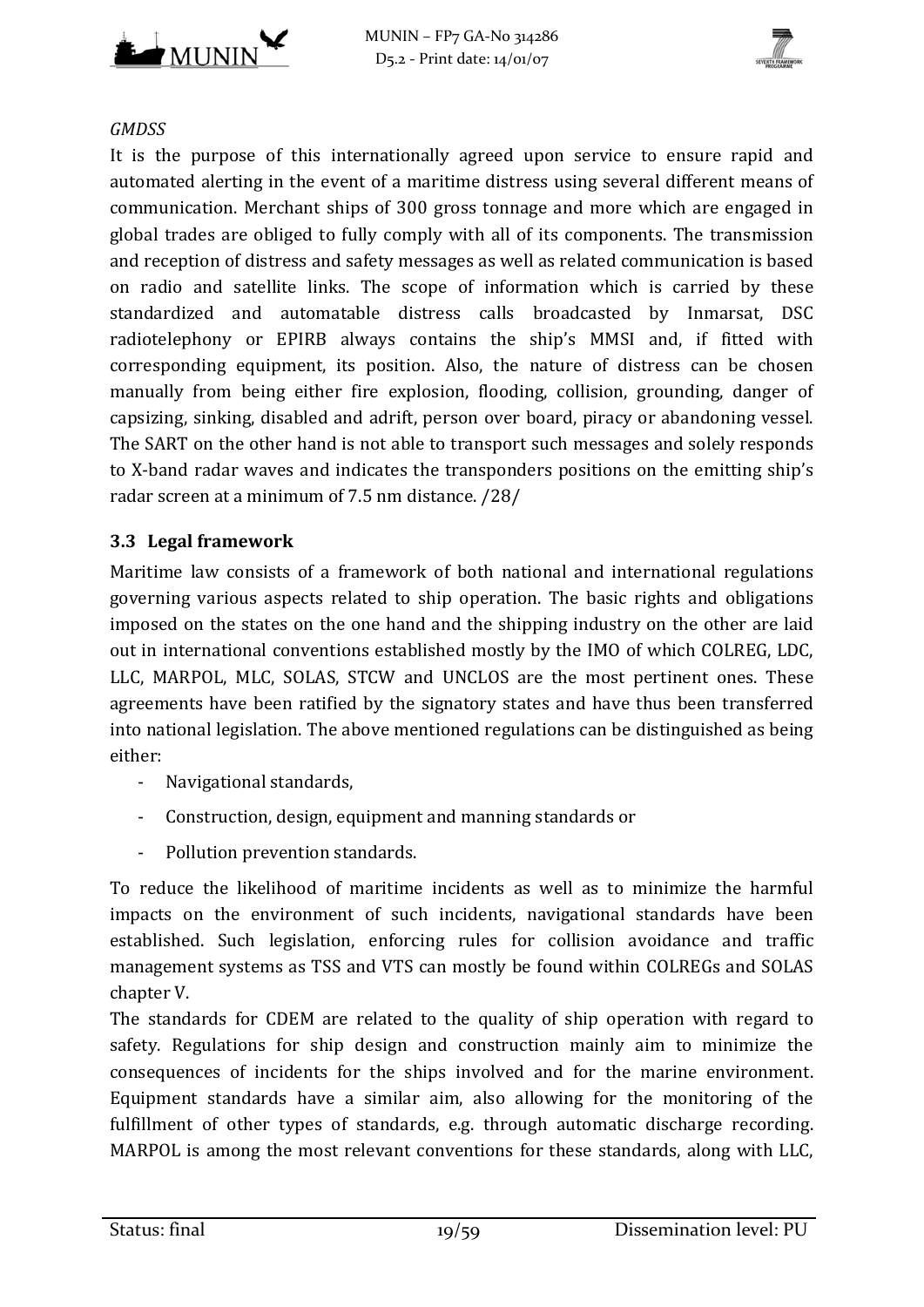*GMDSS*

It is the purpose of this internationally agreed upon service to ensure rapid and automated alerting in the event of a maritime distress using several different means of communication. Merchant ships of 300 gross tonnage and more which are engaged in global trades are obliged to fully comply with all of its components. The transmission and reception of distress and safety messages as well as related communication is based on radio and satellite links. The scope of information which is carried by these standardized and automatable distress calls broadcasted by Inmarsat, DSC radiotelephony or EPIRB always contains the ship's MMSI and, if fitted with corresponding equipment, its position. Also, the nature of distress can be chosen manually from being either fire explosion, flooding, collision, grounding, danger of capsizing, sinking, disabled and adrift, person over board, piracy or abandoning vessel. The SART on the other hand is not able to transport such messages and solely responds to X-band radar waves and indicates the transponders positions on the emitting ship's radar screen at a minimum of 7.5 nm distance. /28/

### 3.3 Legal framework

Maritime law consists of a framework of both national and international regulations governing various aspects related to ship operation. The basic rights and obligations imposed on the states on the one hand and the shipping industry on the other are laid out in international conventions established mostly by the IMO of which COLREG, LDC, LLC, MARPOL, MLC, SOLAS, STCW and UNCLOS are the most pertinent ones. These agreements have been ratified by the signatory states and have thus been transferred into national legislation. The above mentioned regulations can be distinguished as being either:

- Navigational standards,
- Construction, design, equipment and manning standards or
- Pollution prevention standards.

To reduce the likelihood of maritime incidents as well as to minimize the harmful impacts on the environment of such incidents, navigational standards have been established. Such legislation, enforcing rules for collision avoidance and traffic management systems as TSS and VTS can mostly be found within COLREGs and SOLAS chapter V.

The standards for CDEM are related to the quality of ship operation with regard to safety. Regulations for ship design and construction mainly aim to minimize the consequences of incidents for the ships involved and for the marine environment. Equipment standards have a similar aim, also allowing for the monitoring of the fulfillment of other types of standards, e.g. through automatic discharge recording. MARPOL is among the most relevant conventions for these standards, along with LLC,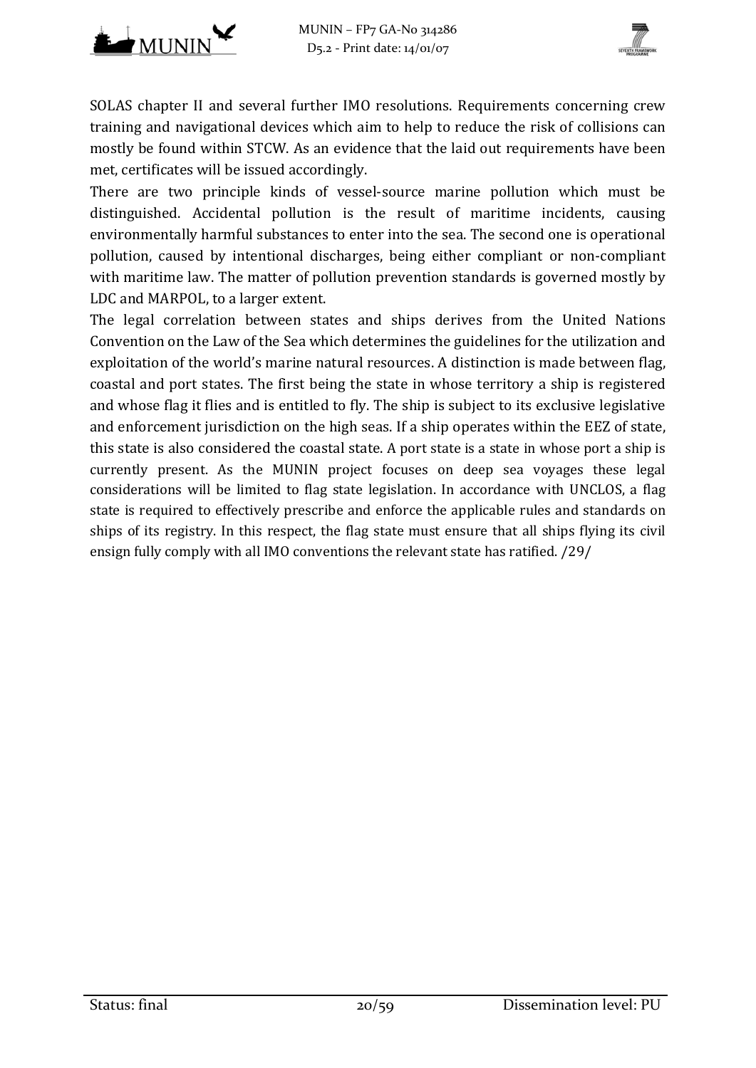SOLAS chapter II and several further IMO resolutions. Requirements concerning crew training and navigational devices which aim to help to reduce the risk of collisions can mostly be found within STCW. As an evidence that the laid out requirements have been met, certificates will be issued accordingly.

There are two principle kinds of vessel-source marine pollution which must be distinguished. Accidental pollution is the result of maritime incidents, causing environmentally harmful substances to enter into the sea. The second one is operational pollution, caused by intentional discharges, being either compliant or non-compliant with maritime law. The matter of pollution prevention standards is governed mostly by LDC and MARPOL, to a larger extent.

The legal correlation between states and ships derives from the United Nations Convention on the Law of the Sea which determines the guidelines for the utilization and exploitation of the world's marine natural resources. A distinction is made between flag, coastal and port states. The first being the state in whose territory a ship is registered and whose flag it flies and is entitled to fly. The ship is subject to its exclusive legislative and enforcement jurisdiction on the high seas. If a ship operates within the EEZ of state, this state is also considered the coastal state. A port state is a state in whose port a ship is currently present. As the MUNIN project focuses on deep sea voyages these legal considerations will be limited to flag state legislation. In accordance with UNCLOS, a flag state is required to effectively prescribe and enforce the applicable rules and standards on ships of its registry. In this respect, the flag state must ensure that all ships flying its civil ensign fully comply with all IMO conventions the relevant state has ratified. /29/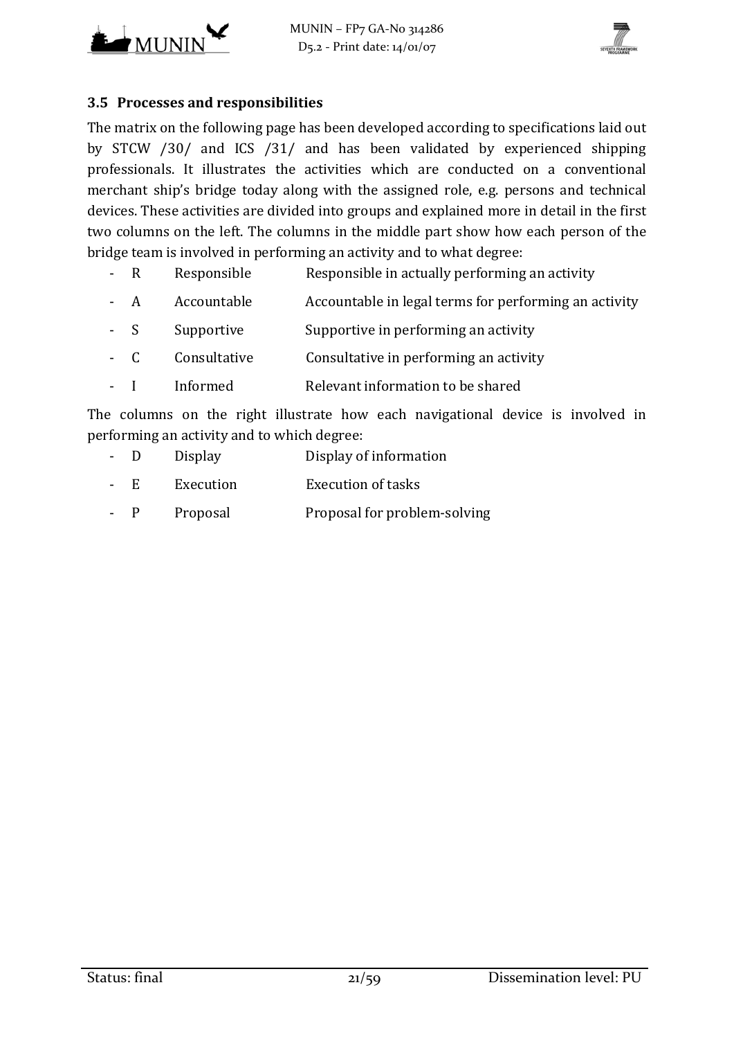### 3.5 Processes and responsibilities

The matrix on the following page has been developed according to specifications laid out by STCW /30/ and ICS /31/ and has been validated by experienced shipping professionals. It illustrates the activities which are conducted on a conventional merchant ship's bridge today along with the assigned role, e.g. persons and technical devices. These activities are divided into groups and explained more in detail in the first two columns on the left. The columns in the middle part show how each person of the bridge team is involved in performing an activity and to what degree:

- R Responsible Responsible in actually performing an activity
- A Accountable Accountable in legal terms for performing an activity
- S Supportive Supportive in performing an activity
- C Consultative Consultative in performing an activity
- I Informed Relevant information to be shared

The columns on the right illustrate how each navigational device is involved in performing an activity and to which degree:

- D Display Display of information
- E Execution Execution of tasks
- P Proposal Proposal for problem-solving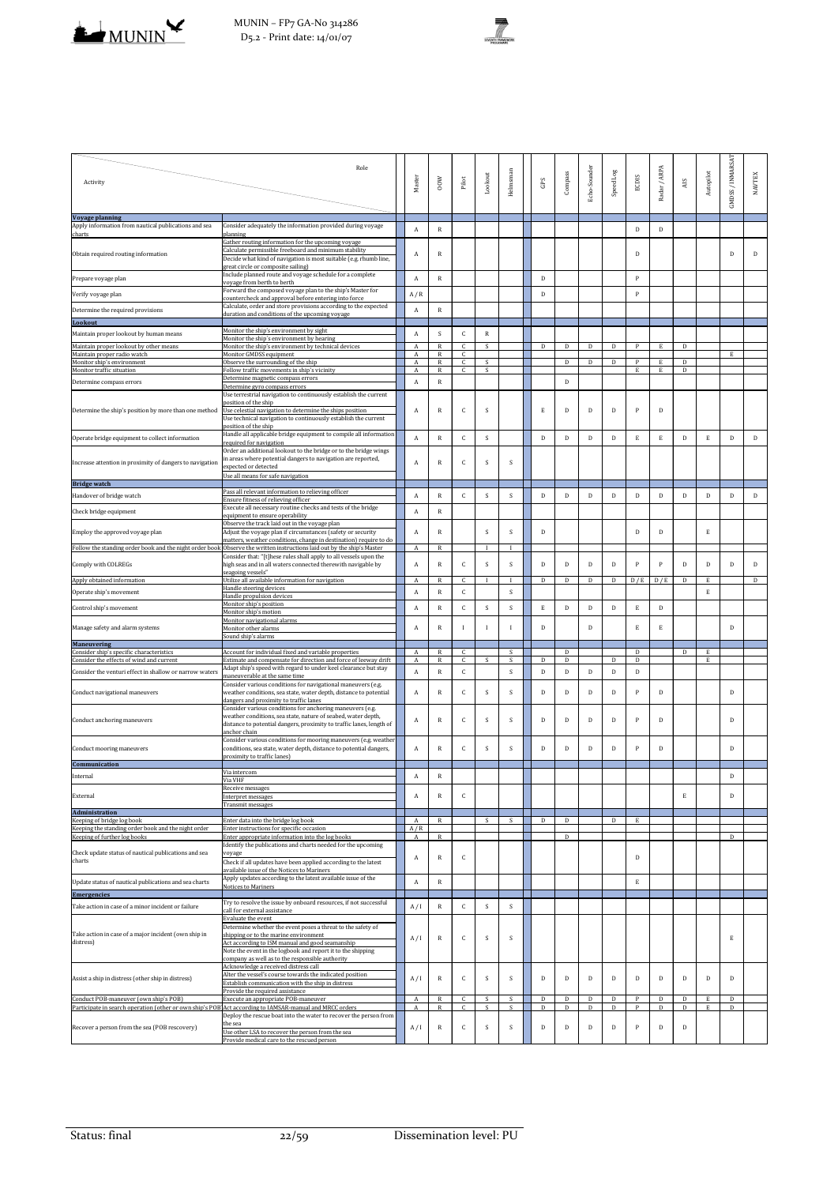| Activity | | Master | OOW | Pilot | Lookout | Helmsman | GPS | Compass | Echo-Sounder | Speed Log | ECDIS | Radar / ARPA | AIS | Autopilot | GMDSS / INMARSAT | NAVTEX |
|---|---|---|---|---|---|---|---|---|---|---|---|---|---|---|---|---|
| **Voyage planning** | | | | | | | | | | | | | | | | |
| Apply information from nautical publications and sea charts | Consider adequately the information provided during voyage planning | A | R | | | | | | | | D | D | | | | |
| Obtain required routing information | Gather routing information for the upcoming voyage<br>Calculate permissible freeboard and minimum stability<br>Decide what kind of navigation is most suitable (e.g. rhumb line, great circle or composite sailing) | A | R | | | | | | | | D | | | | D | D |
| Prepare voyage plan | Include planned route and voyage schedule for a complete voyage from berth to berth | A | R | | | | D | | | | P | | | | | |
| Verify voyage plan | Forward the composed voyage plan to the ship's Master for countercheck and approval before entering into force | A / R | | | | | D | | | | P | | | | | |
| Determine the required provisions | Calculate, order and store provisions according to the expected duration and conditions of the upcoming voyage | A | R | | | | | | | | | | | | | |
| **Lookout** | | | | | | | | | | | | | | | | |
| Maintain proper lookout by human means | Monitor the ship's environment by sight<br>Monitor the ship's environment by hearing | A | S | C | R | | | | | | | | | | | |
| Maintain proper lookout by other means | Monitor the ship's environment by technical devices | A | R | C | S | | D | D | D | D | P | E | D | | | |
| Maintain proper radio watch | Monitor GMDSS equipment | A | R | C | | | | | | | | | | | E | |
| Monitor ship's environment | Observe the surrounding of the ship | A | R | C | S | | | D | D | D | P | E | D | | | |
| Monitor traffic situation | Follow traffic movements in ship's vicinity | A | R | C | S | | | | | | E | E | D | | | |
| Determine compass errors | Determine magnetic compass errors<br>Determine gyro compass errors | A | R | | | | | D | | | | | | | | |
| Determine the ship's position by more than one method | Use terrestrial navigation to continuously establish the current position of the ship<br>Use celestial navigation to determine the ships position<br>Use technical navigation to continuously establish the current position of the ship | A | R | C | S | | E | D | D | D | P | D | | | | |
| Operate bridge equipment to collect information | Handle all applicable bridge equipment to compile all information required for navigation | A | R | C | S | | D | D | D | D | E | E | D | E | D | D |
| Increase attention in proximity of dangers to navigation | Order an additional lookout to the bridge or to the bridge wings in areas where potential dangers to navigation are reported, expected or detected<br>Use all means for safe navigation | A | R | C | S | S | | | | | | | | | | |
| **Bridge watch** | | | | | | | | | | | | | | | | |
| Handover of bridge watch | Pass all relevant information to relieving officer<br>Ensure fitness of relieving officer | A | R | C | S | S | D | D | D | D | D | D | D | D | D | D |
| Check bridge equipment | Execute all necessary routine checks and tests of the bridge equipment to ensure operability | A | R | | | | | | | | | | | | | |
| Employ the approved voyage plan | Observe the track laid out in the voyage plan<br>Adjust the voyage plan if circumstances (safety or security matters, weather conditions, change in destination) require to do | A | R | | S | S | D | | | | D | D | | E | | |
| Follow the standing order book and the night order book | Observe the written instructions laid out by the ship's Master | A | R | | I | I | | | | | | | | | | |
| Comply with COLREGs | Consider that: "[t]hese rules shall apply to all vessels upon the high seas and in all waters connected therewith navigable by seagoing vessels" | A | R | C | S | S | D | D | D | D | P | P | D | D | D | D |
| Apply obtained information | Utilize all available information for navigation | A | R | C | I | I | D | D | D | D | D / E | D / E | D | E | | D |
| Operate ship's movement | Handle steering devices<br>Handle propulsion devices | A | R | C | | S | | | | | | | | E | | |
| Control ship's movement | Monitor ship's position<br>Monitor ship's motion | A | R | C | S | S | E | D | D | D | E | D | | | | |
| Manage safety and alarm systems | Monitor navigational alarms<br>Monitor other alarms<br>Sound ship's alarms | A | R | I | I | I | D | | D | | E | E | | | D | |
| **Maneuvering** | | | | | | | | | | | | | | | | |
| Consider ship's specific characteristics | Account for individual fixed and variable properties | A | R | C | | S | | D | | | D | | D | E | | |
| Consider the effects of wind and current | Estimate and compensate for direction and force of leeway drift | A | R | C | S | S | D | D | | D | D | | | E | | |
| Consider the venturi effect in shallow or narrow waters | Adapt ship's speed with regard to under keel clearance but stay maneuverable at the same time | A | R | C | | S | D | D | D | D | D | | | | | |
| Conduct navigational maneuvers | Consider various conditions for navigational maneuvers (e.g. weather conditions, sea state, water depth, distance to potential dangers and proximity to traffic lanes | A | R | C | S | S | D | D | D | D | P | D | | | D | |
| Conduct anchoring maneuvers | Consider various conditions for anchoring maneuvers (e.g. weather conditions, sea state, nature of seabed, water depth, distance to potential dangers, proximity to traffic lanes, length of anchor chain | A | R | C | S | S | D | D | D | D | P | D | | | D | |
| Conduct mooring maneuvers | Consider various conditions for mooring maneuvers (e.g. weather conditions, sea state, water depth, distance to potential dangers, proximity to traffic lanes) | A | R | C | S | S | D | D | D | D | P | D | | | D | |
| **Communication** | | | | | | | | | | | | | | | | |
| Internal | Via intercom<br>Via VHF | A | R | | | | | | | | | | | | D | |
| External | Receive messages<br>Interpret messages<br>Transmit messages | A | R | C | | | | | | | | | E | | D | |
| **Administration** | | | | | | | | | | | | | | | | |
| Keeping of bridge log book | Enter data into the bridge log book | A | R | | S | S | D | D | | D | E | | | | | |
| Keeping the standing order book and the night order | Enter instructions for specific occasion | A / R | | | | | | | | | | | | | | |
| Keeping of further log books | Enter appropriate information into the log books | A | R | | | | | D | | | | | | | D | |
| Check update status of nautical publications and sea charts | Identify the publications and charts needed for the upcoming voyage<br>Check if all updates have been applied according to the latest available issue of the Notices to Mariners | A | R | C | | | | | | | D | | | | | |
| Update status of nautical publications and sea charts | Apply updates according to the latest available issue of the Notices to Mariners | A | R | | | | | | | | E | | | | | |
| **Emergencies** | | | | | | | | | | | | | | | | |
| Take action in case of a minor incident or failure | Try to resolve the issue by onboard resources, if not successful call for external assistance | A / I | R | C | S | S | | | | | | | | | | |
| Take action in case of a major incident (own ship in distress) | Evaluate the event<br>Determine whether the event poses a threat to the safety of shipping or to the marine environment<br>Act according to ISM manual and good seamanship<br>Note the event in the logbook and report it to the shipping company as well as to the responsible authority | A / I | R | C | S | S | | | | | | | | | E | |
| Assist a ship in distress (other ship in distress) | Acknowledge a received distress call<br>Alter the vessel's course towards the indicated position<br>Establish communication with the ship in distress<br>Provide the required assistance | A / I | R | C | S | S | D | D | D | D | D | D | D | D | D | |
| Conduct POB-maneuver (own ship's POB) | Execute an appropriate POB-maneuver | A | R | C | S | S | D | D | D | D | P | D | D | E | D | |
| Participate in search operation (other or own ship's POB) | Act according to IAMSAR-manual and MRCC orders | A | R | C | S | S | D | D | D | D | P | D | D | E | D | |
| Recover a person from the sea (POB recovery) | Deploy the rescue boat into the water to recover the person from the sea<br>Use other LSA to recover the person from the sea<br>Provide medical care to the rescued person | A / I | R | C | S | S | D | D | D | D | P | D | D | | | |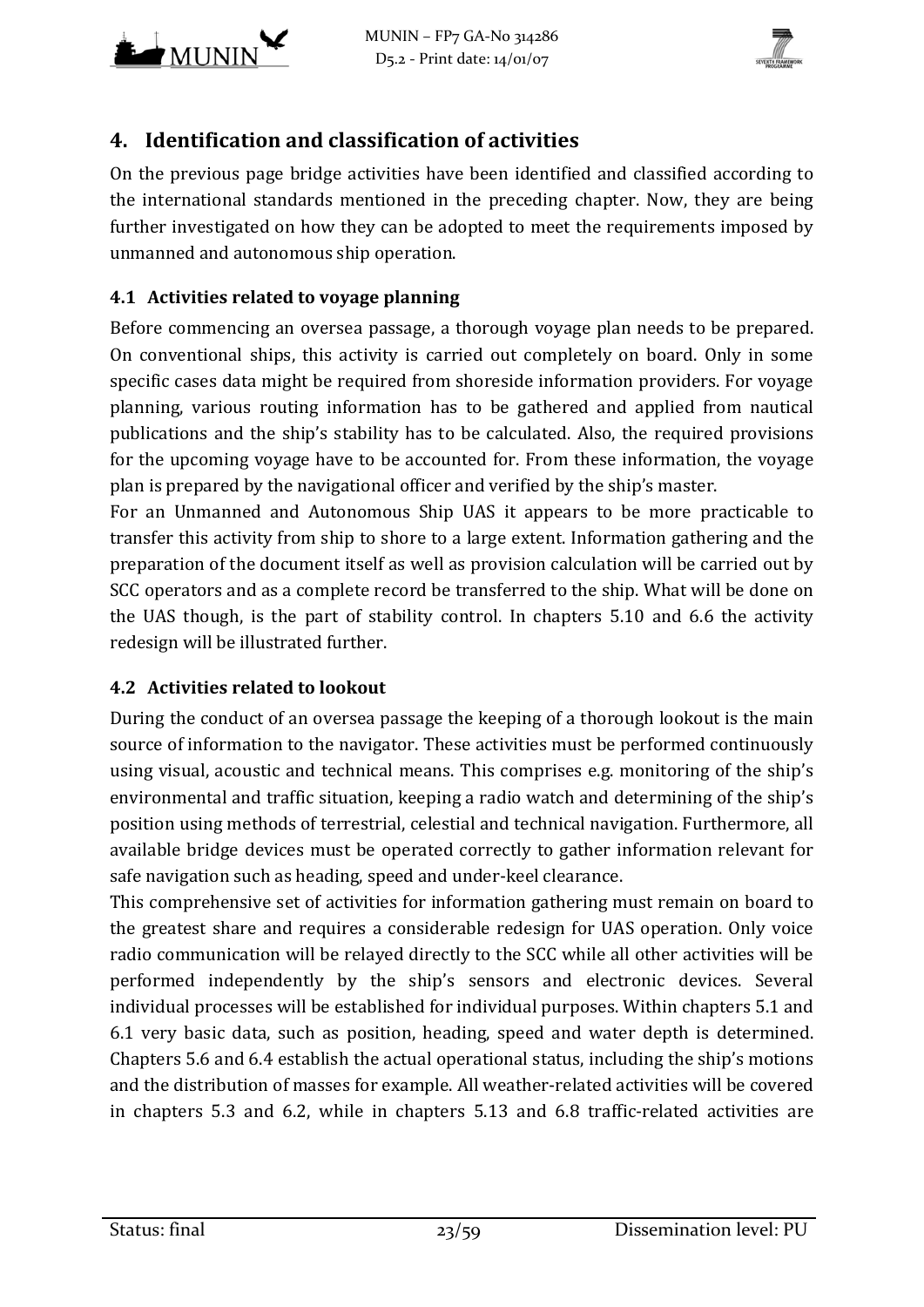## 4. Identification and classification of activities

On the previous page bridge activities have been identified and classified according to the international standards mentioned in the preceding chapter. Now, they are being further investigated on how they can be adopted to meet the requirements imposed by unmanned and autonomous ship operation.

### 4.1 Activities related to voyage planning

Before commencing an oversea passage, a thorough voyage plan needs to be prepared. On conventional ships, this activity is carried out completely on board. Only in some specific cases data might be required from shoreside information providers. For voyage planning, various routing information has to be gathered and applied from nautical publications and the ship's stability has to be calculated. Also, the required provisions for the upcoming voyage have to be accounted for. From these information, the voyage plan is prepared by the navigational officer and verified by the ship's master.

For an Unmanned and Autonomous Ship UAS it appears to be more practicable to transfer this activity from ship to shore to a large extent. Information gathering and the preparation of the document itself as well as provision calculation will be carried out by SCC operators and as a complete record be transferred to the ship. What will be done on the UAS though, is the part of stability control. In chapters 5.10 and 6.6 the activity redesign will be illustrated further.

### 4.2 Activities related to lookout

During the conduct of an oversea passage the keeping of a thorough lookout is the main source of information to the navigator. These activities must be performed continuously using visual, acoustic and technical means. This comprises e.g. monitoring of the ship's environmental and traffic situation, keeping a radio watch and determining of the ship's position using methods of terrestrial, celestial and technical navigation. Furthermore, all available bridge devices must be operated correctly to gather information relevant for safe navigation such as heading, speed and under-keel clearance.

This comprehensive set of activities for information gathering must remain on board to the greatest share and requires a considerable redesign for UAS operation. Only voice radio communication will be relayed directly to the SCC while all other activities will be performed independently by the ship's sensors and electronic devices. Several individual processes will be established for individual purposes. Within chapters 5.1 and 6.1 very basic data, such as position, heading, speed and water depth is determined. Chapters 5.6 and 6.4 establish the actual operational status, including the ship's motions and the distribution of masses for example. All weather-related activities will be covered in chapters 5.3 and 6.2, while in chapters 5.13 and 6.8 traffic-related activities are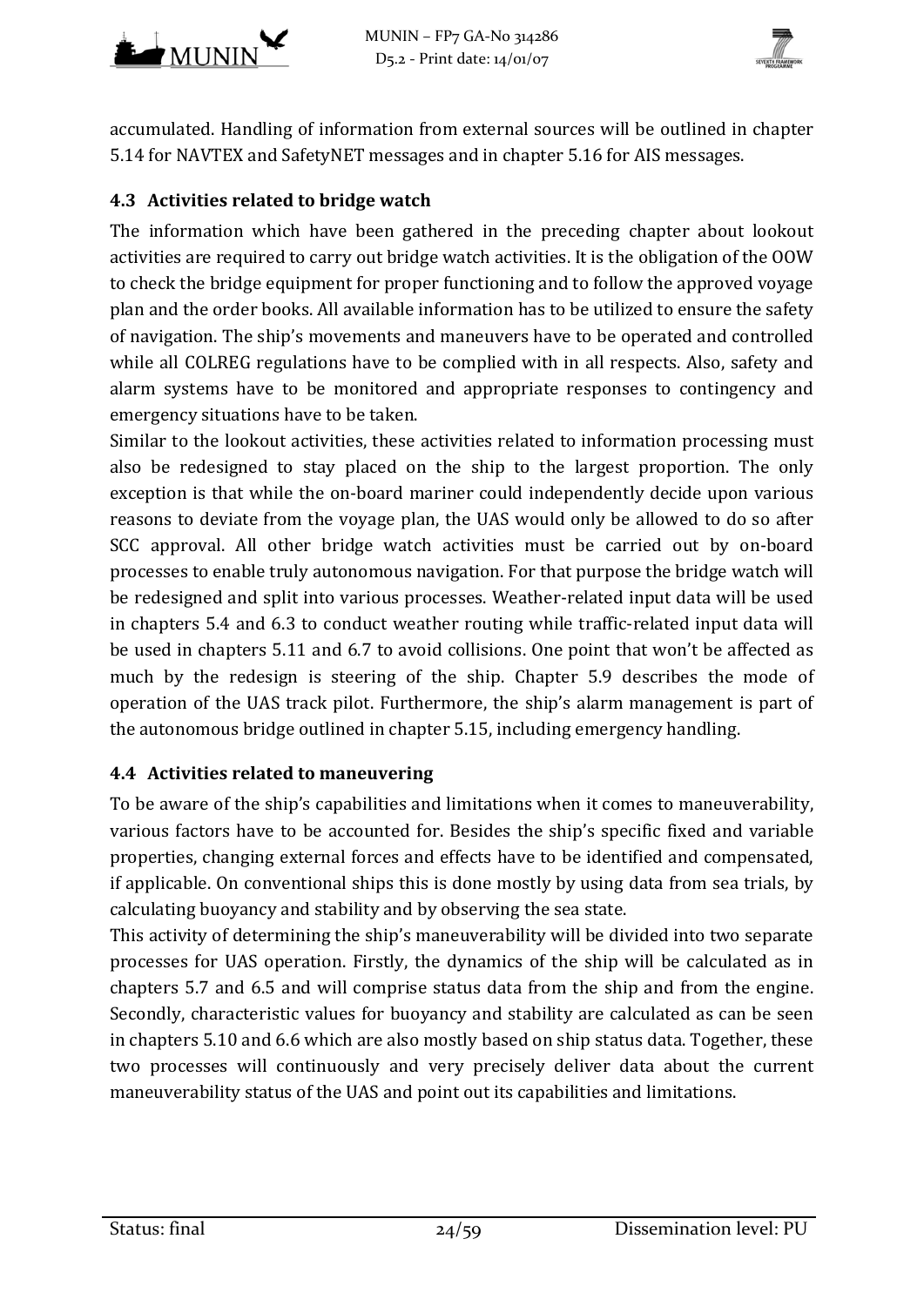accumulated. Handling of information from external sources will be outlined in chapter 5.14 for NAVTEX and SafetyNET messages and in chapter 5.16 for AIS messages.

## 4.3 Activities related to bridge watch

The information which have been gathered in the preceding chapter about lookout activities are required to carry out bridge watch activities. It is the obligation of the OOW to check the bridge equipment for proper functioning and to follow the approved voyage plan and the order books. All available information has to be utilized to ensure the safety of navigation. The ship's movements and maneuvers have to be operated and controlled while all COLREG regulations have to be complied with in all respects. Also, safety and alarm systems have to be monitored and appropriate responses to contingency and emergency situations have to be taken.

Similar to the lookout activities, these activities related to information processing must also be redesigned to stay placed on the ship to the largest proportion. The only exception is that while the on-board mariner could independently decide upon various reasons to deviate from the voyage plan, the UAS would only be allowed to do so after SCC approval. All other bridge watch activities must be carried out by on-board processes to enable truly autonomous navigation. For that purpose the bridge watch will be redesigned and split into various processes. Weather-related input data will be used in chapters 5.4 and 6.3 to conduct weather routing while traffic-related input data will be used in chapters 5.11 and 6.7 to avoid collisions. One point that won't be affected as much by the redesign is steering of the ship. Chapter 5.9 describes the mode of operation of the UAS track pilot. Furthermore, the ship's alarm management is part of the autonomous bridge outlined in chapter 5.15, including emergency handling.

## 4.4 Activities related to maneuvering

To be aware of the ship's capabilities and limitations when it comes to maneuverability, various factors have to be accounted for. Besides the ship's specific fixed and variable properties, changing external forces and effects have to be identified and compensated, if applicable. On conventional ships this is done mostly by using data from sea trials, by calculating buoyancy and stability and by observing the sea state.

This activity of determining the ship's maneuverability will be divided into two separate processes for UAS operation. Firstly, the dynamics of the ship will be calculated as in chapters 5.7 and 6.5 and will comprise status data from the ship and from the engine. Secondly, characteristic values for buoyancy and stability are calculated as can be seen in chapters 5.10 and 6.6 which are also mostly based on ship status data. Together, these two processes will continuously and very precisely deliver data about the current maneuverability status of the UAS and point out its capabilities and limitations.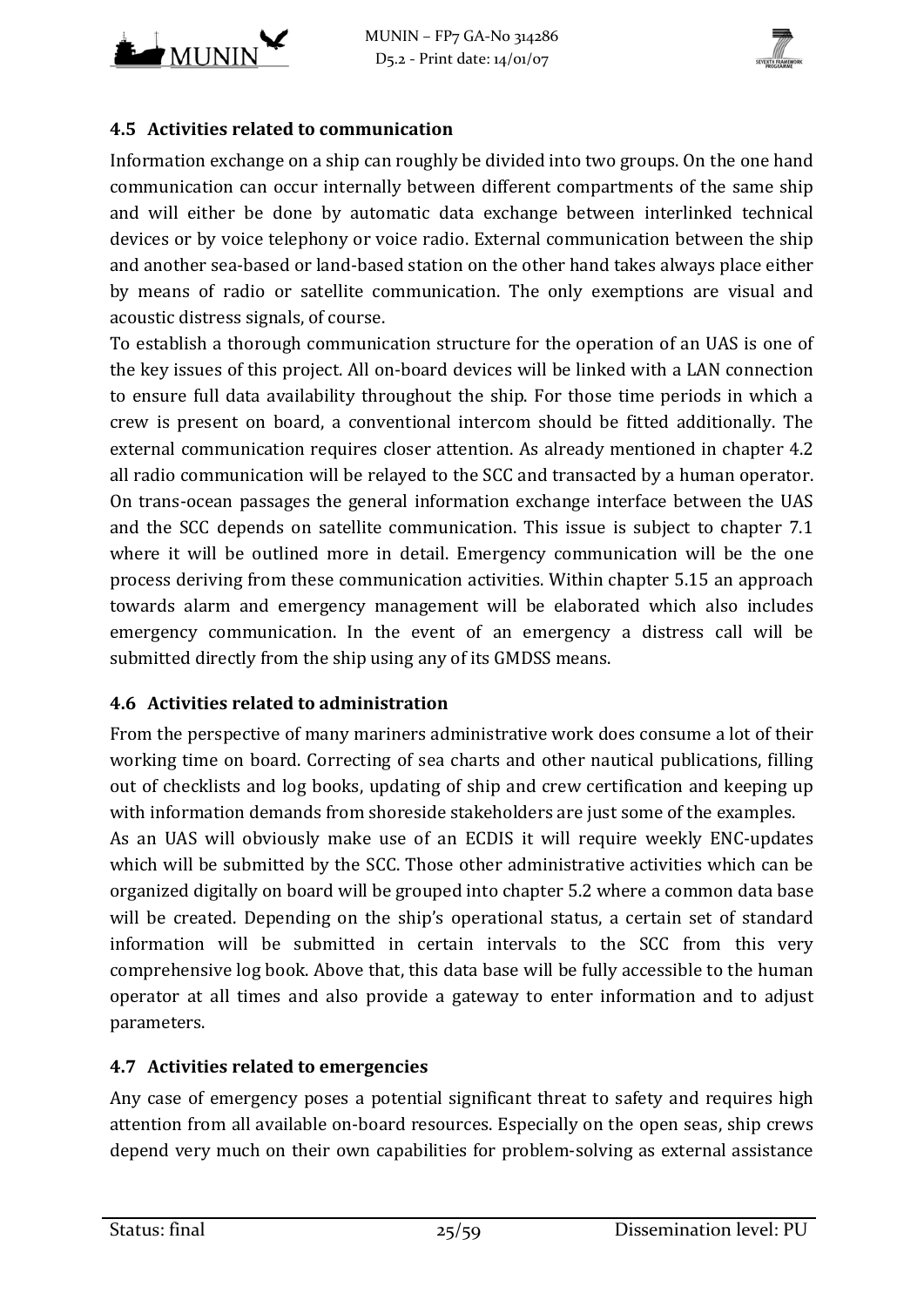## 4.5 Activities related to communication

Information exchange on a ship can roughly be divided into two groups. On the one hand communication can occur internally between different compartments of the same ship and will either be done by automatic data exchange between interlinked technical devices or by voice telephony or voice radio. External communication between the ship and another sea-based or land-based station on the other hand takes always place either by means of radio or satellite communication. The only exemptions are visual and acoustic distress signals, of course.

To establish a thorough communication structure for the operation of an UAS is one of the key issues of this project. All on-board devices will be linked with a LAN connection to ensure full data availability throughout the ship. For those time periods in which a crew is present on board, a conventional intercom should be fitted additionally. The external communication requires closer attention. As already mentioned in chapter 4.2 all radio communication will be relayed to the SCC and transacted by a human operator. On trans-ocean passages the general information exchange interface between the UAS and the SCC depends on satellite communication. This issue is subject to chapter 7.1 where it will be outlined more in detail. Emergency communication will be the one process deriving from these communication activities. Within chapter 5.15 an approach towards alarm and emergency management will be elaborated which also includes emergency communication. In the event of an emergency a distress call will be submitted directly from the ship using any of its GMDSS means.

## 4.6 Activities related to administration

From the perspective of many mariners administrative work does consume a lot of their working time on board. Correcting of sea charts and other nautical publications, filling out of checklists and log books, updating of ship and crew certification and keeping up with information demands from shoreside stakeholders are just some of the examples.

As an UAS will obviously make use of an ECDIS it will require weekly ENC-updates which will be submitted by the SCC. Those other administrative activities which can be organized digitally on board will be grouped into chapter 5.2 where a common data base will be created. Depending on the ship's operational status, a certain set of standard information will be submitted in certain intervals to the SCC from this very comprehensive log book. Above that, this data base will be fully accessible to the human operator at all times and also provide a gateway to enter information and to adjust parameters.

## 4.7 Activities related to emergencies

Any case of emergency poses a potential significant threat to safety and requires high attention from all available on-board resources. Especially on the open seas, ship crews depend very much on their own capabilities for problem-solving as external assistance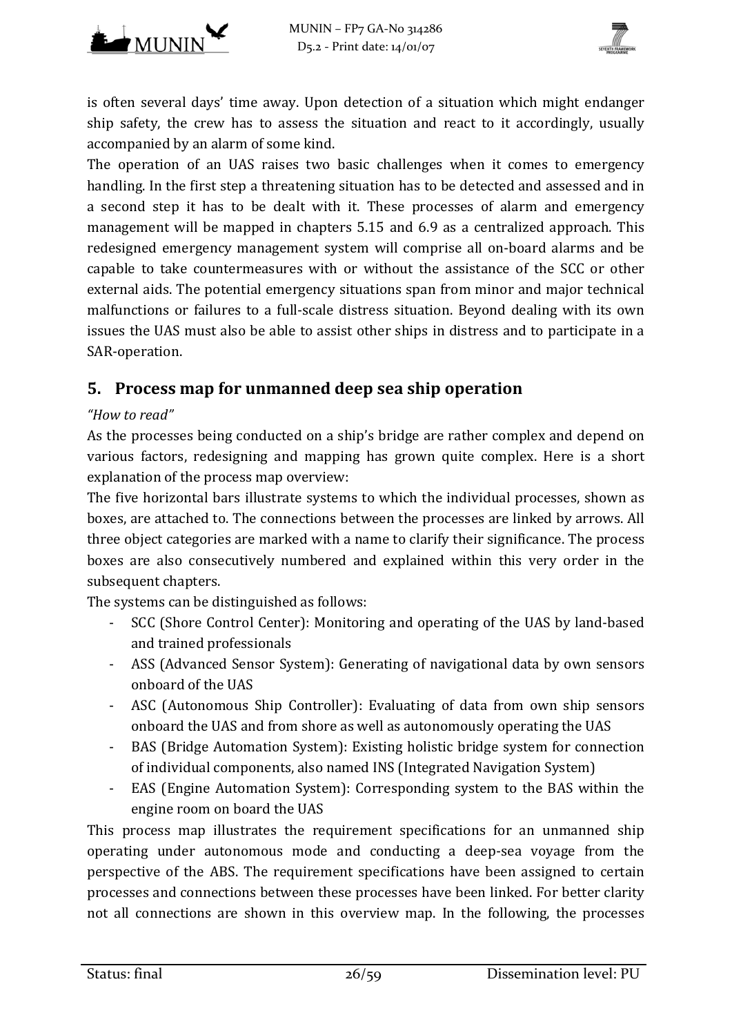is often several days' time away. Upon detection of a situation which might endanger ship safety, the crew has to assess the situation and react to it accordingly, usually accompanied by an alarm of some kind.

The operation of an UAS raises two basic challenges when it comes to emergency handling. In the first step a threatening situation has to be detected and assessed and in a second step it has to be dealt with it. These processes of alarm and emergency management will be mapped in chapters 5.15 and 6.9 as a centralized approach. This redesigned emergency management system will comprise all on-board alarms and be capable to take countermeasures with or without the assistance of the SCC or other external aids. The potential emergency situations span from minor and major technical malfunctions or failures to a full-scale distress situation. Beyond dealing with its own issues the UAS must also be able to assist other ships in distress and to participate in a SAR-operation.

## 5. Process map for unmanned deep sea ship operation

*"How to read"*

As the processes being conducted on a ship's bridge are rather complex and depend on various factors, redesigning and mapping has grown quite complex. Here is a short explanation of the process map overview:

The five horizontal bars illustrate systems to which the individual processes, shown as boxes, are attached to. The connections between the processes are linked by arrows. All three object categories are marked with a name to clarify their significance. The process boxes are also consecutively numbered and explained within this very order in the subsequent chapters.

The systems can be distinguished as follows:

- SCC (Shore Control Center): Monitoring and operating of the UAS by land-based and trained professionals
- ASS (Advanced Sensor System): Generating of navigational data by own sensors onboard of the UAS
- ASC (Autonomous Ship Controller): Evaluating of data from own ship sensors onboard the UAS and from shore as well as autonomously operating the UAS
- BAS (Bridge Automation System): Existing holistic bridge system for connection of individual components, also named INS (Integrated Navigation System)
- EAS (Engine Automation System): Corresponding system to the BAS within the engine room on board the UAS

This process map illustrates the requirement specifications for an unmanned ship operating under autonomous mode and conducting a deep-sea voyage from the perspective of the ABS. The requirement specifications have been assigned to certain processes and connections between these processes have been linked. For better clarity not all connections are shown in this overview map. In the following, the processes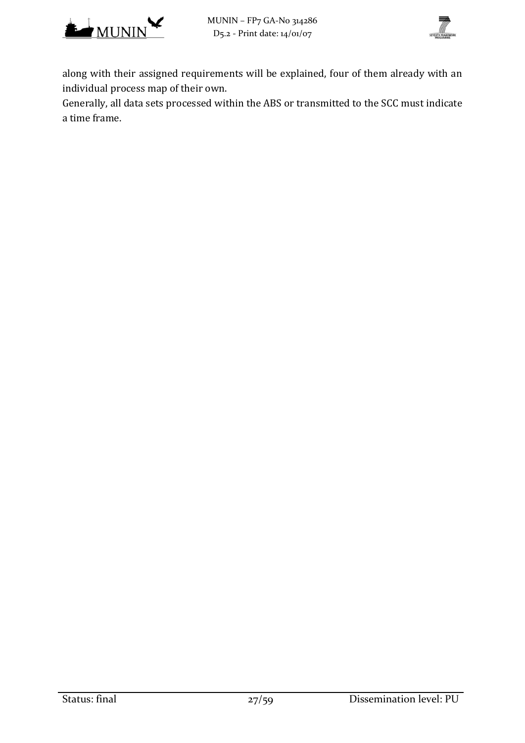along with their assigned requirements will be explained, four of them already with an individual process map of their own.

Generally, all data sets processed within the ABS or transmitted to the SCC must indicate a time frame.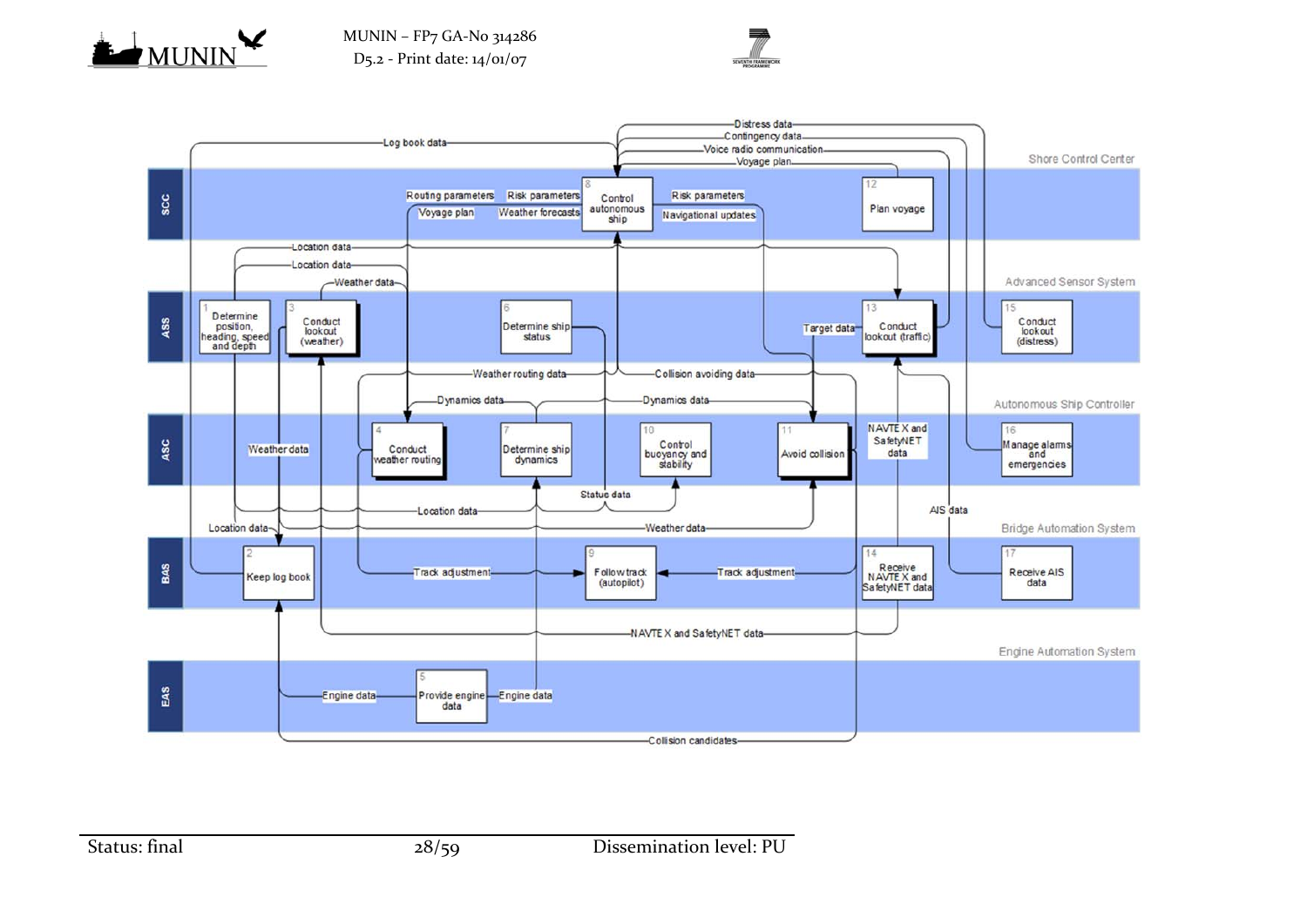Shore Control Center

SCC

Advanced Sensor System

ASS

Autonomous Ship Controller

ASC

Bridge Automation System

BAS

Engine Automation System

EAS

1 Determine position, heading, speed and depth

2 Keep log book

3 Conduct lookout (weather)

4 Conduct weather routing

5 Provide engine data

6 Determine ship status

7 Determine ship dynamics

8 Control autonomous ship

9 Follow track (autopilot)

10 Control buoyancy and stability

11 Avoid collision

12 Plan voyage

13 Conduct lookout (traffic)

14 Receive NAVTEX and SafetyNET data

15 Conduct lookout (distress)

16 Manage alarms and emergencies

17 Receive AIS data

Distress data

Contingency data

Voice radio communication

Voyage plan

Log book data

Routing parameters

Voyage plan

Risk parameters

Weather forecasts

Risk parameters

Navigational updates

Location data

Location data

Weather data

Target data

Weather routing data

Collision avoiding data

Dynamics data

Dynamics data

NAVTEX and SafetyNET data

Weather data

Status data

Location data

AIS data

Location data

Weather data

Track adjustment

Track adjustment

NAVTEX and SafetyNET data

Engine data

Engine data

Collision candidates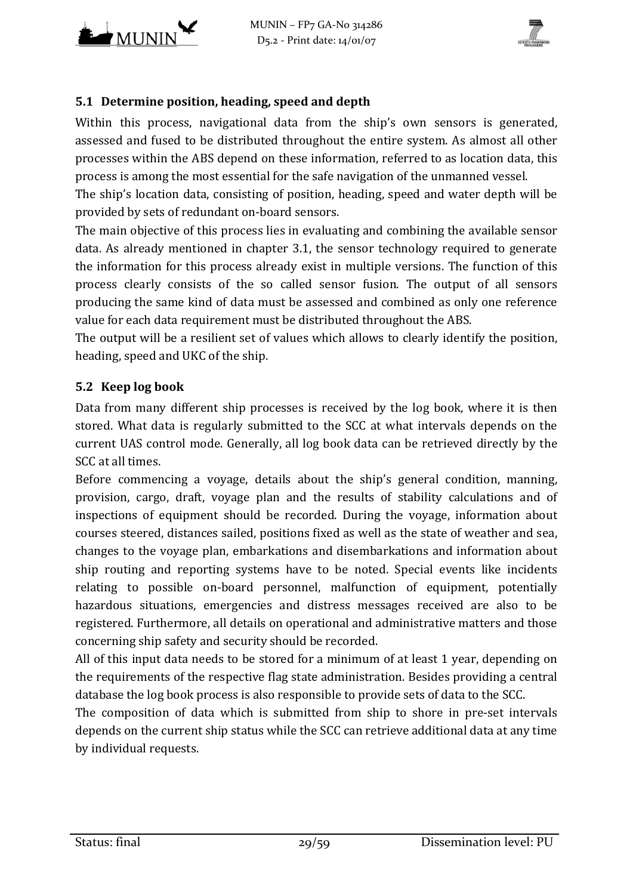## 5.1 Determine position, heading, speed and depth

Within this process, navigational data from the ship's own sensors is generated, assessed and fused to be distributed throughout the entire system. As almost all other processes within the ABS depend on these information, referred to as location data, this process is among the most essential for the safe navigation of the unmanned vessel.

The ship's location data, consisting of position, heading, speed and water depth will be provided by sets of redundant on-board sensors.

The main objective of this process lies in evaluating and combining the available sensor data. As already mentioned in chapter 3.1, the sensor technology required to generate the information for this process already exist in multiple versions. The function of this process clearly consists of the so called sensor fusion. The output of all sensors producing the same kind of data must be assessed and combined as only one reference value for each data requirement must be distributed throughout the ABS.

The output will be a resilient set of values which allows to clearly identify the position, heading, speed and UKC of the ship.

## 5.2 Keep log book

Data from many different ship processes is received by the log book, where it is then stored. What data is regularly submitted to the SCC at what intervals depends on the current UAS control mode. Generally, all log book data can be retrieved directly by the SCC at all times.

Before commencing a voyage, details about the ship's general condition, manning, provision, cargo, draft, voyage plan and the results of stability calculations and of inspections of equipment should be recorded. During the voyage, information about courses steered, distances sailed, positions fixed as well as the state of weather and sea, changes to the voyage plan, embarkations and disembarkations and information about ship routing and reporting systems have to be noted. Special events like incidents relating to possible on-board personnel, malfunction of equipment, potentially hazardous situations, emergencies and distress messages received are also to be registered. Furthermore, all details on operational and administrative matters and those concerning ship safety and security should be recorded.

All of this input data needs to be stored for a minimum of at least 1 year, depending on the requirements of the respective flag state administration. Besides providing a central database the log book process is also responsible to provide sets of data to the SCC.

The composition of data which is submitted from ship to shore in pre-set intervals depends on the current ship status while the SCC can retrieve additional data at any time by individual requests.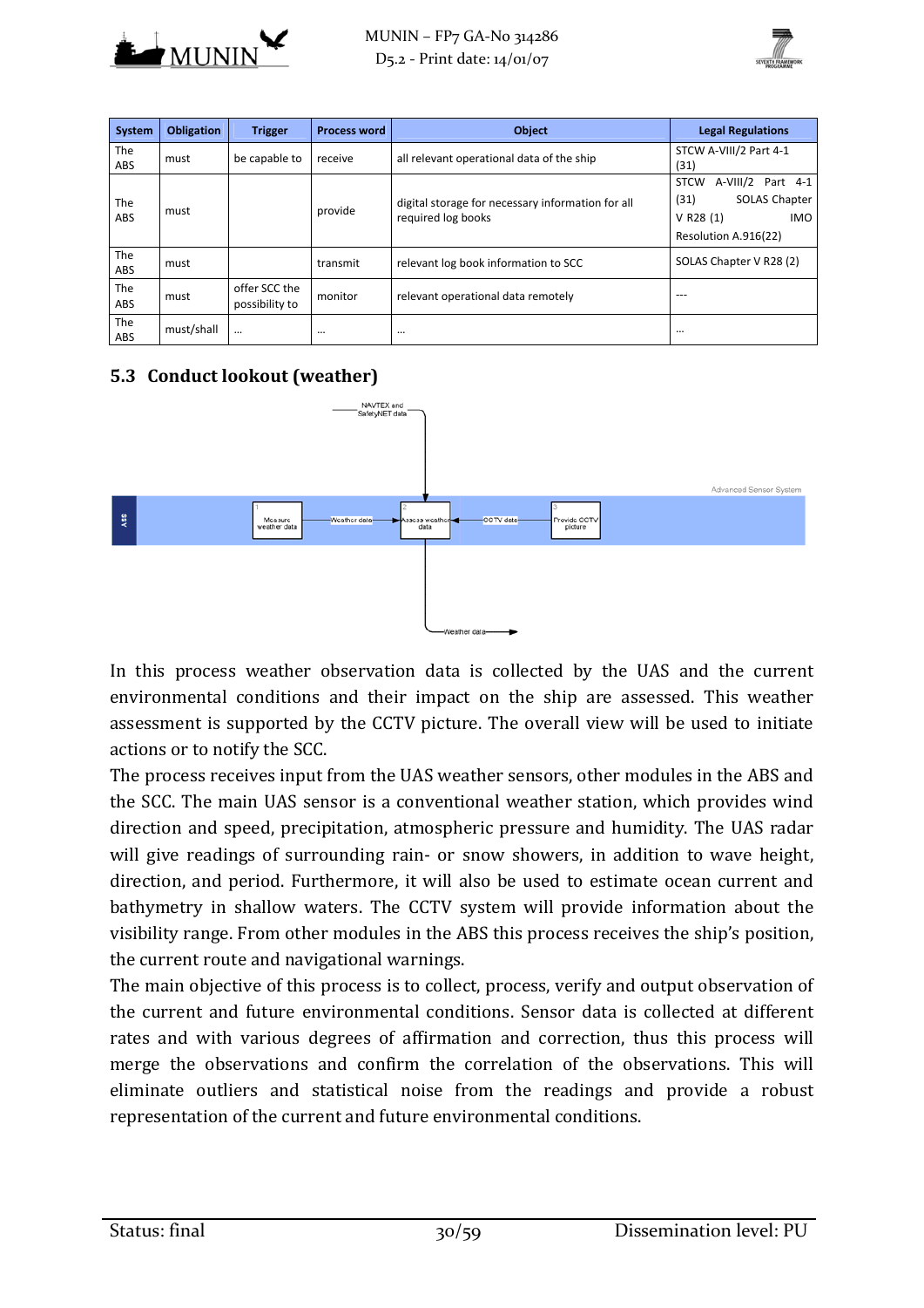| System | Obligation | Trigger | Process word | Object | Legal Regulations |
|---|---|---|---|---|---|
| The ABS | must | be capable to | receive | all relevant operational data of the ship | STCW A-VIII/2 Part 4-1 (31) |
| The ABS | must | | provide | digital storage for necessary information for all required log books | STCW A-VIII/2 Part 4-1 (31) SOLAS Chapter V R28 (1) IMO Resolution A.916(22) |
| The ABS | must | | transmit | relevant log book information to SCC | SOLAS Chapter V R28 (2) |
| The ABS | must | offer SCC the possibility to | monitor | relevant operational data remotely | --- |
| The ABS | must/shall | ... | ... | ... | ... |

## 5.3 Conduct lookout (weather)

NAVTEX and SafetyNET data

Advanced Sensor System

ASS

1 Measure weather data

Weather data

2 Assess weather data

CCTV data

3 Provide CCTV picture

Weather data

In this process weather observation data is collected by the UAS and the current environmental conditions and their impact on the ship are assessed. This weather assessment is supported by the CCTV picture. The overall view will be used to initiate actions or to notify the SCC.

The process receives input from the UAS weather sensors, other modules in the ABS and the SCC. The main UAS sensor is a conventional weather station, which provides wind direction and speed, precipitation, atmospheric pressure and humidity. The UAS radar will give readings of surrounding rain- or snow showers, in addition to wave height, direction, and period. Furthermore, it will also be used to estimate ocean current and bathymetry in shallow waters. The CCTV system will provide information about the visibility range. From other modules in the ABS this process receives the ship's position, the current route and navigational warnings.

The main objective of this process is to collect, process, verify and output observation of the current and future environmental conditions. Sensor data is collected at different rates and with various degrees of affirmation and correction, thus this process will merge the observations and confirm the correlation of the observations. This will eliminate outliers and statistical noise from the readings and provide a robust representation of the current and future environmental conditions.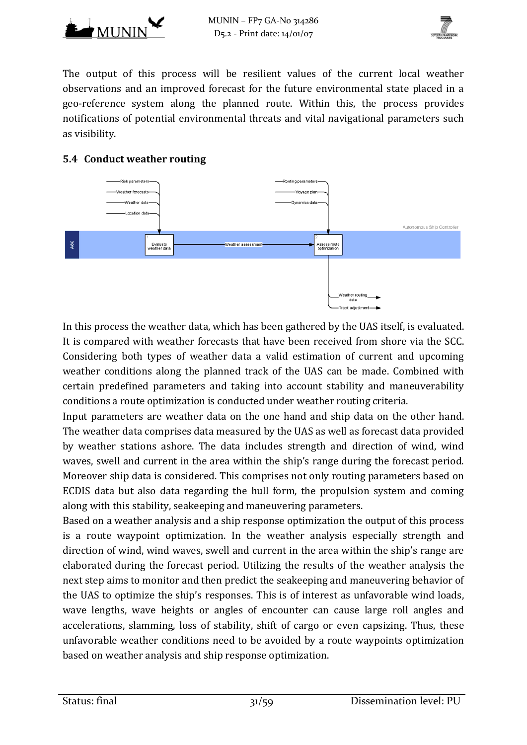The output of this process will be resilient values of the current local weather observations and an improved forecast for the future environmental state placed in a geo-reference system along the planned route. Within this, the process provides notifications of potential environmental threats and vital navigational parameters such as visibility.

### 5.4 Conduct weather routing

Risk parameters
Weather forecasts
Weather data
Location data
Routing parameters
Voyage plan
Dynamics data
Autonomous Ship Controller
ASC
1 Evaluate weather data
Weather assessment
2 Assess route optimization
Weather routing data
Track adjustment

In this process the weather data, which has been gathered by the UAS itself, is evaluated. It is compared with weather forecasts that have been received from shore via the SCC. Considering both types of weather data a valid estimation of current and upcoming weather conditions along the planned track of the UAS can be made. Combined with certain predefined parameters and taking into account stability and maneuverability conditions a route optimization is conducted under weather routing criteria.

Input parameters are weather data on the one hand and ship data on the other hand. The weather data comprises data measured by the UAS as well as forecast data provided by weather stations ashore. The data includes strength and direction of wind, wind waves, swell and current in the area within the ship's range during the forecast period. Moreover ship data is considered. This comprises not only routing parameters based on ECDIS data but also data regarding the hull form, the propulsion system and coming along with this stability, seakeeping and maneuvering parameters.

Based on a weather analysis and a ship response optimization the output of this process is a route waypoint optimization. In the weather analysis especially strength and direction of wind, wind waves, swell and current in the area within the ship's range are elaborated during the forecast period. Utilizing the results of the weather analysis the next step aims to monitor and then predict the seakeeping and maneuvering behavior of the UAS to optimize the ship's responses. This is of interest as unfavorable wind loads, wave lengths, wave heights or angles of encounter can cause large roll angles and accelerations, slamming, loss of stability, shift of cargo or even capsizing. Thus, these unfavorable weather conditions need to be avoided by a route waypoints optimization based on weather analysis and ship response optimization.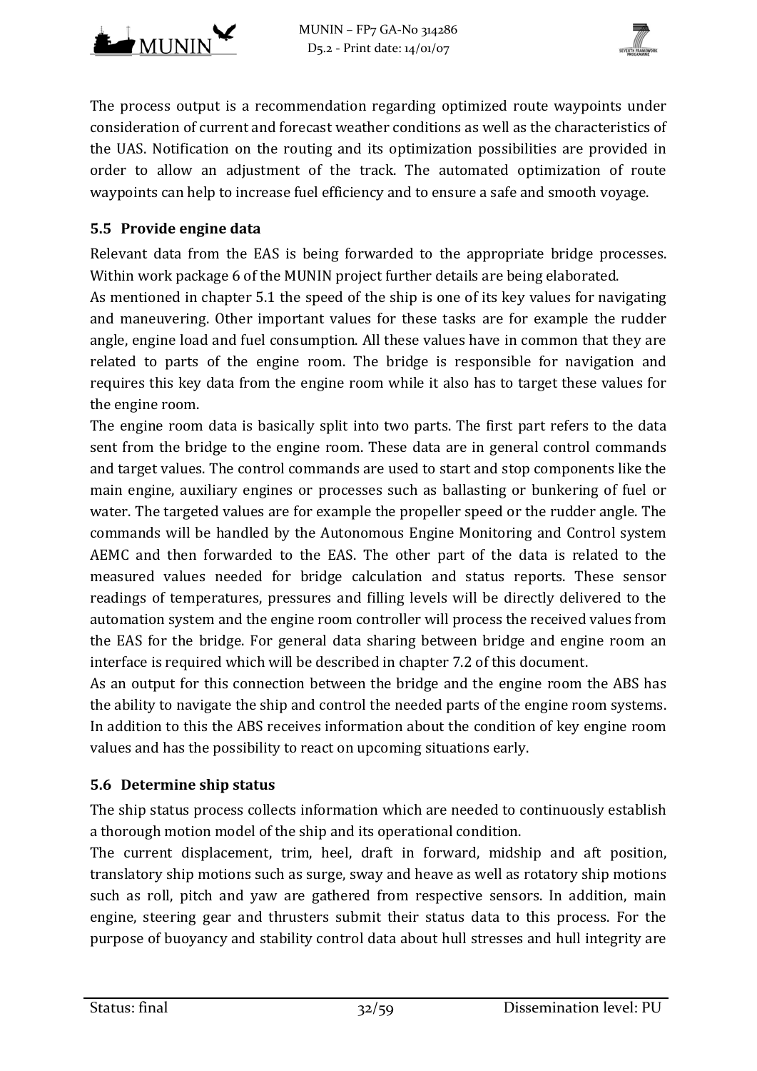The process output is a recommendation regarding optimized route waypoints under consideration of current and forecast weather conditions as well as the characteristics of the UAS. Notification on the routing and its optimization possibilities are provided in order to allow an adjustment of the track. The automated optimization of route waypoints can help to increase fuel efficiency and to ensure a safe and smooth voyage.

## 5.5 Provide engine data

Relevant data from the EAS is being forwarded to the appropriate bridge processes. Within work package 6 of the MUNIN project further details are being elaborated.

As mentioned in chapter 5.1 the speed of the ship is one of its key values for navigating and maneuvering. Other important values for these tasks are for example the rudder angle, engine load and fuel consumption. All these values have in common that they are related to parts of the engine room. The bridge is responsible for navigation and requires this key data from the engine room while it also has to target these values for the engine room.

The engine room data is basically split into two parts. The first part refers to the data sent from the bridge to the engine room. These data are in general control commands and target values. The control commands are used to start and stop components like the main engine, auxiliary engines or processes such as ballasting or bunkering of fuel or water. The targeted values are for example the propeller speed or the rudder angle. The commands will be handled by the Autonomous Engine Monitoring and Control system AEMC and then forwarded to the EAS. The other part of the data is related to the measured values needed for bridge calculation and status reports. These sensor readings of temperatures, pressures and filling levels will be directly delivered to the automation system and the engine room controller will process the received values from the EAS for the bridge. For general data sharing between bridge and engine room an interface is required which will be described in chapter 7.2 of this document.

As an output for this connection between the bridge and the engine room the ABS has the ability to navigate the ship and control the needed parts of the engine room systems. In addition to this the ABS receives information about the condition of key engine room values and has the possibility to react on upcoming situations early.

## 5.6 Determine ship status

The ship status process collects information which are needed to continuously establish a thorough motion model of the ship and its operational condition.

The current displacement, trim, heel, draft in forward, midship and aft position, translatory ship motions such as surge, sway and heave as well as rotatory ship motions such as roll, pitch and yaw are gathered from respective sensors. In addition, main engine, steering gear and thrusters submit their status data to this process. For the purpose of buoyancy and stability control data about hull stresses and hull integrity are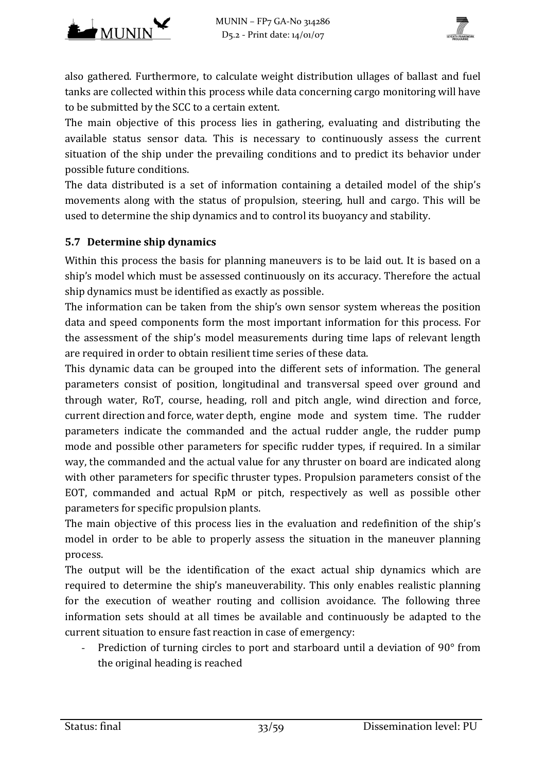also gathered. Furthermore, to calculate weight distribution ullages of ballast and fuel tanks are collected within this process while data concerning cargo monitoring will have to be submitted by the SCC to a certain extent.

The main objective of this process lies in gathering, evaluating and distributing the available status sensor data. This is necessary to continuously assess the current situation of the ship under the prevailing conditions and to predict its behavior under possible future conditions.

The data distributed is a set of information containing a detailed model of the ship's movements along with the status of propulsion, steering, hull and cargo. This will be used to determine the ship dynamics and to control its buoyancy and stability.

## 5.7 Determine ship dynamics

Within this process the basis for planning maneuvers is to be laid out. It is based on a ship's model which must be assessed continuously on its accuracy. Therefore the actual ship dynamics must be identified as exactly as possible.

The information can be taken from the ship's own sensor system whereas the position data and speed components form the most important information for this process. For the assessment of the ship's model measurements during time laps of relevant length are required in order to obtain resilient time series of these data.

This dynamic data can be grouped into the different sets of information. The general parameters consist of position, longitudinal and transversal speed over ground and through water, RoT, course, heading, roll and pitch angle, wind direction and force, current direction and force, water depth, engine mode and system time. The rudder parameters indicate the commanded and the actual rudder angle, the rudder pump mode and possible other parameters for specific rudder types, if required. In a similar way, the commanded and the actual value for any thruster on board are indicated along with other parameters for specific thruster types. Propulsion parameters consist of the EOT, commanded and actual RpM or pitch, respectively as well as possible other parameters for specific propulsion plants.

The main objective of this process lies in the evaluation and redefinition of the ship's model in order to be able to properly assess the situation in the maneuver planning process.

The output will be the identification of the exact actual ship dynamics which are required to determine the ship's maneuverability. This only enables realistic planning for the execution of weather routing and collision avoidance. The following three information sets should at all times be available and continuously be adapted to the current situation to ensure fast reaction in case of emergency:

- Prediction of turning circles to port and starboard until a deviation of 90° from the original heading is reached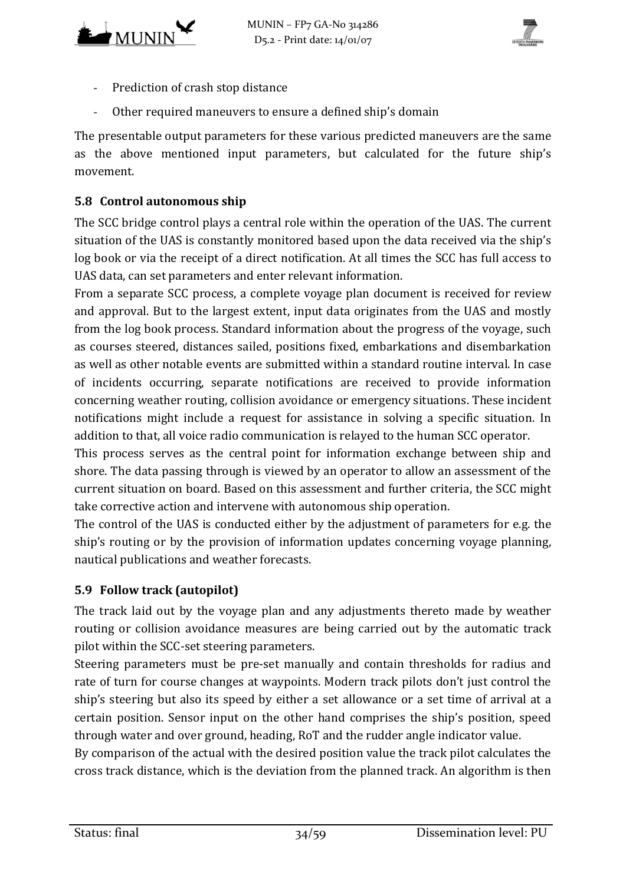- Prediction of crash stop distance
- Other required maneuvers to ensure a defined ship's domain

The presentable output parameters for these various predicted maneuvers are the same as the above mentioned input parameters, but calculated for the future ship's movement.

## 5.8 Control autonomous ship

The SCC bridge control plays a central role within the operation of the UAS. The current situation of the UAS is constantly monitored based upon the data received via the ship's log book or via the receipt of a direct notification. At all times the SCC has full access to UAS data, can set parameters and enter relevant information.

From a separate SCC process, a complete voyage plan document is received for review and approval. But to the largest extent, input data originates from the UAS and mostly from the log book process. Standard information about the progress of the voyage, such as courses steered, distances sailed, positions fixed, embarkations and disembarkation as well as other notable events are submitted within a standard routine interval. In case of incidents occurring, separate notifications are received to provide information concerning weather routing, collision avoidance or emergency situations. These incident notifications might include a request for assistance in solving a specific situation. In addition to that, all voice radio communication is relayed to the human SCC operator.

This process serves as the central point for information exchange between ship and shore. The data passing through is viewed by an operator to allow an assessment of the current situation on board. Based on this assessment and further criteria, the SCC might take corrective action and intervene with autonomous ship operation.

The control of the UAS is conducted either by the adjustment of parameters for e.g. the ship's routing or by the provision of information updates concerning voyage planning, nautical publications and weather forecasts.

## 5.9 Follow track (autopilot)

The track laid out by the voyage plan and any adjustments thereto made by weather routing or collision avoidance measures are being carried out by the automatic track pilot within the SCC-set steering parameters.

Steering parameters must be pre-set manually and contain thresholds for radius and rate of turn for course changes at waypoints. Modern track pilots don't just control the ship's steering but also its speed by either a set allowance or a set time of arrival at a certain position. Sensor input on the other hand comprises the ship's position, speed through water and over ground, heading, RoT and the rudder angle indicator value.

By comparison of the actual with the desired position value the track pilot calculates the cross track distance, which is the deviation from the planned track. An algorithm is then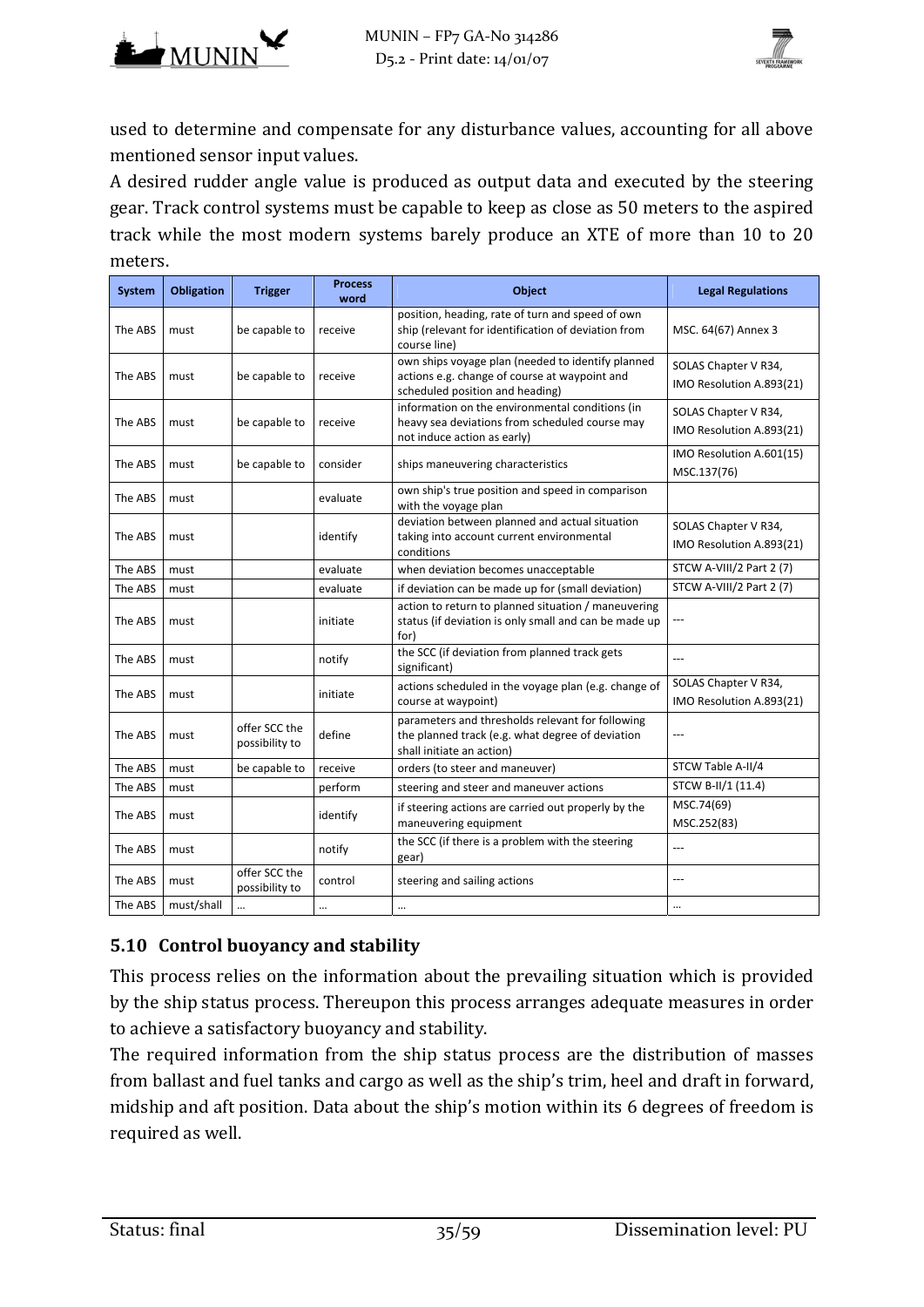used to determine and compensate for any disturbance values, accounting for all above mentioned sensor input values.

A desired rudder angle value is produced as output data and executed by the steering gear. Track control systems must be capable to keep as close as 50 meters to the aspired track while the most modern systems barely produce an XTE of more than 10 to 20 meters.

| System | Obligation | Trigger | Process word | Object | Legal Regulations |
|---|---|---|---|---|---|
| The ABS | must | be capable to | receive | position, heading, rate of turn and speed of own ship (relevant for identification of deviation from course line) | MSC. 64(67) Annex 3 |
| The ABS | must | be capable to | receive | own ships voyage plan (needed to identify planned actions e.g. change of course at waypoint and scheduled position and heading) | SOLAS Chapter V R34, IMO Resolution A.893(21) |
| The ABS | must | be capable to | receive | information on the environmental conditions (in heavy sea deviations from scheduled course may not induce action as early) | SOLAS Chapter V R34, IMO Resolution A.893(21) |
| The ABS | must | be capable to | consider | ships maneuvering characteristics | IMO Resolution A.601(15) MSC.137(76) |
| The ABS | must | | evaluate | own ship's true position and speed in comparison with the voyage plan | |
| The ABS | must | | identify | deviation between planned and actual situation taking into account current environmental conditions | SOLAS Chapter V R34, IMO Resolution A.893(21) |
| The ABS | must | | evaluate | when deviation becomes unacceptable | STCW A-VIII/2 Part 2 (7) |
| The ABS | must | | evaluate | if deviation can be made up for (small deviation) | STCW A-VIII/2 Part 2 (7) |
| The ABS | must | | initiate | action to return to planned situation / maneuvering status (if deviation is only small and can be made up for) | --- |
| The ABS | must | | notify | the SCC (if deviation from planned track gets significant) | --- |
| The ABS | must | | initiate | actions scheduled in the voyage plan (e.g. change of course at waypoint) | SOLAS Chapter V R34, IMO Resolution A.893(21) |
| The ABS | must | offer SCC the possibility to | define | parameters and thresholds relevant for following the planned track (e.g. what degree of deviation shall initiate an action) | --- |
| The ABS | must | be capable to | receive | orders (to steer and maneuver) | STCW Table A-II/4 |
| The ABS | must | | perform | steering and steer and maneuver actions | STCW B-II/1 (11.4) |
| The ABS | must | | identify | if steering actions are carried out properly by the maneuvering equipment | MSC.74(69) MSC.252(83) |
| The ABS | must | | notify | the SCC (if there is a problem with the steering gear) | --- |
| The ABS | must | offer SCC the possibility to | control | steering and sailing actions | --- |
| The ABS | must/shall | … | … | … | … |

## 5.10 Control buoyancy and stability

This process relies on the information about the prevailing situation which is provided by the ship status process. Thereupon this process arranges adequate measures in order to achieve a satisfactory buoyancy and stability.

The required information from the ship status process are the distribution of masses from ballast and fuel tanks and cargo as well as the ship's trim, heel and draft in forward, midship and aft position. Data about the ship's motion within its 6 degrees of freedom is required as well.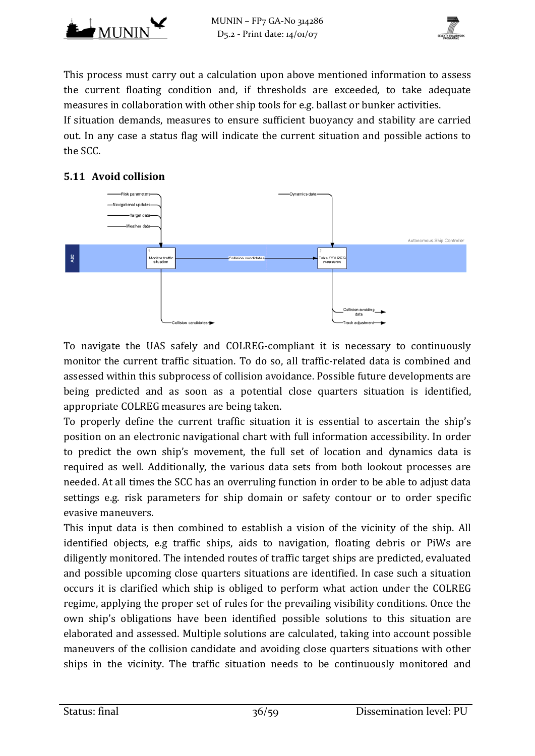This process must carry out a calculation upon above mentioned information to assess the current floating condition and, if thresholds are exceeded, to take adequate measures in collaboration with other ship tools for e.g. ballast or bunker activities.
If situation demands, measures to ensure sufficient buoyancy and stability are carried out. In any case a status flag will indicate the current situation and possible actions to the SCC.

### 5.11 Avoid collision

Risk parameters
Navigational updates
Target data
Weather data
Dynamics data
Autonomous Ship Controller
ASC
1
Monitor traffic situation
Collision candidates
2
Take COLREG measures
Collision candidates
Collision avoiding data
Track adjustment

To navigate the UAS safely and COLREG-compliant it is necessary to continuously monitor the current traffic situation. To do so, all traffic-related data is combined and assessed within this subprocess of collision avoidance. Possible future developments are being predicted and as soon as a potential close quarters situation is identified, appropriate COLREG measures are being taken.
To properly define the current traffic situation it is essential to ascertain the ship's position on an electronic navigational chart with full information accessibility. In order to predict the own ship's movement, the full set of location and dynamics data is required as well. Additionally, the various data sets from both lookout processes are needed. At all times the SCC has an overruling function in order to be able to adjust data settings e.g. risk parameters for ship domain or safety contour or to order specific evasive maneuvers.
This input data is then combined to establish a vision of the vicinity of the ship. All identified objects, e.g traffic ships, aids to navigation, floating debris or PiWs are diligently monitored. The intended routes of traffic target ships are predicted, evaluated and possible upcoming close quarters situations are identified. In case such a situation occurs it is clarified which ship is obliged to perform what action under the COLREG regime, applying the proper set of rules for the prevailing visibility conditions. Once the own ship's obligations have been identified possible solutions to this situation are elaborated and assessed. Multiple solutions are calculated, taking into account possible maneuvers of the collision candidate and avoiding close quarters situations with other ships in the vicinity. The traffic situation needs to be continuously monitored and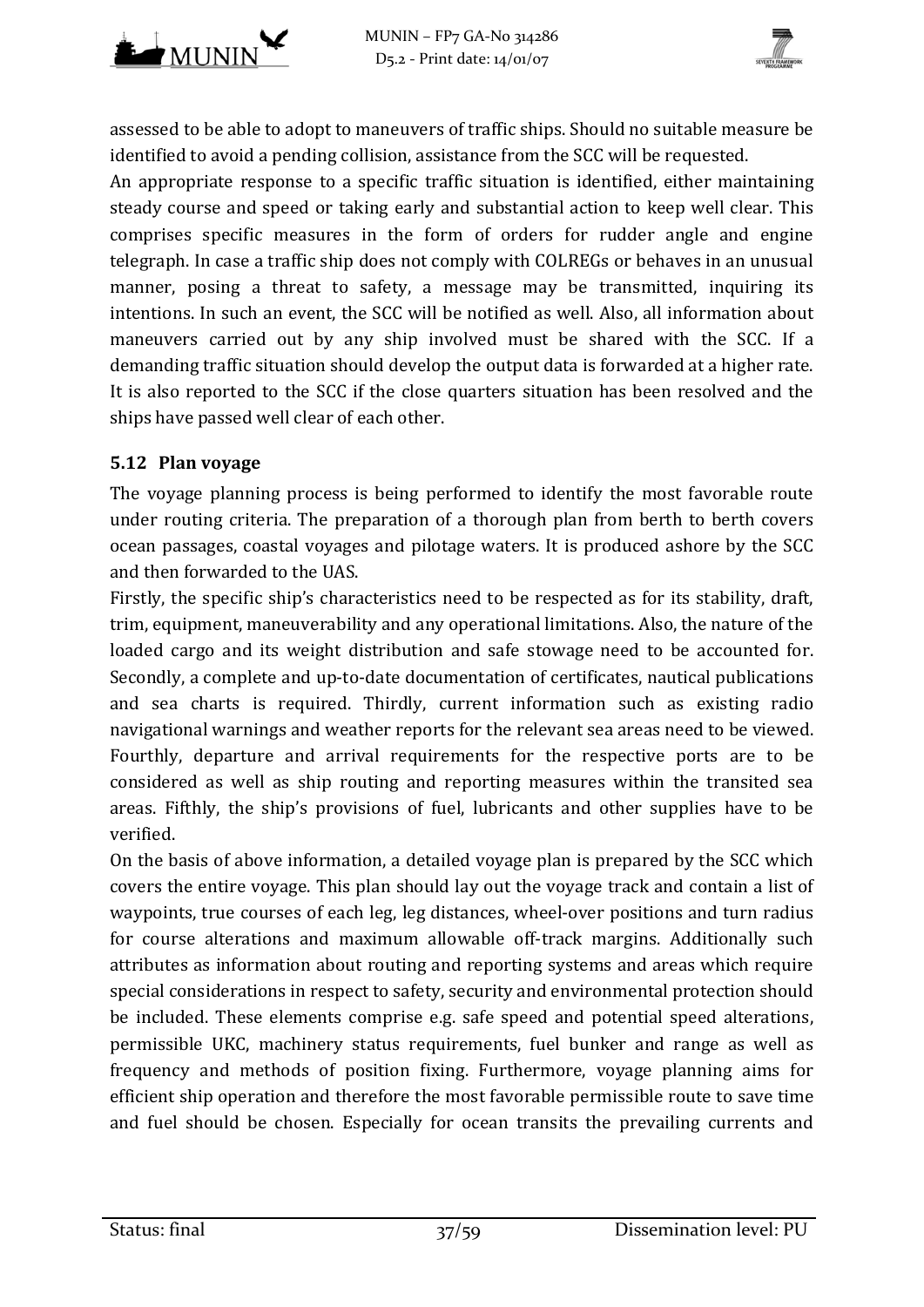assessed to be able to adopt to maneuvers of traffic ships. Should no suitable measure be identified to avoid a pending collision, assistance from the SCC will be requested.

An appropriate response to a specific traffic situation is identified, either maintaining steady course and speed or taking early and substantial action to keep well clear. This comprises specific measures in the form of orders for rudder angle and engine telegraph. In case a traffic ship does not comply with COLREGs or behaves in an unusual manner, posing a threat to safety, a message may be transmitted, inquiring its intentions. In such an event, the SCC will be notified as well. Also, all information about maneuvers carried out by any ship involved must be shared with the SCC. If a demanding traffic situation should develop the output data is forwarded at a higher rate. It is also reported to the SCC if the close quarters situation has been resolved and the ships have passed well clear of each other.

### 5.12 Plan voyage

The voyage planning process is being performed to identify the most favorable route under routing criteria. The preparation of a thorough plan from berth to berth covers ocean passages, coastal voyages and pilotage waters. It is produced ashore by the SCC and then forwarded to the UAS.

Firstly, the specific ship's characteristics need to be respected as for its stability, draft, trim, equipment, maneuverability and any operational limitations. Also, the nature of the loaded cargo and its weight distribution and safe stowage need to be accounted for. Secondly, a complete and up-to-date documentation of certificates, nautical publications and sea charts is required. Thirdly, current information such as existing radio navigational warnings and weather reports for the relevant sea areas need to be viewed. Fourthly, departure and arrival requirements for the respective ports are to be considered as well as ship routing and reporting measures within the transited sea areas. Fifthly, the ship's provisions of fuel, lubricants and other supplies have to be verified.

On the basis of above information, a detailed voyage plan is prepared by the SCC which covers the entire voyage. This plan should lay out the voyage track and contain a list of waypoints, true courses of each leg, leg distances, wheel-over positions and turn radius for course alterations and maximum allowable off-track margins. Additionally such attributes as information about routing and reporting systems and areas which require special considerations in respect to safety, security and environmental protection should be included. These elements comprise e.g. safe speed and potential speed alterations, permissible UKC, machinery status requirements, fuel bunker and range as well as frequency and methods of position fixing. Furthermore, voyage planning aims for efficient ship operation and therefore the most favorable permissible route to save time and fuel should be chosen. Especially for ocean transits the prevailing currents and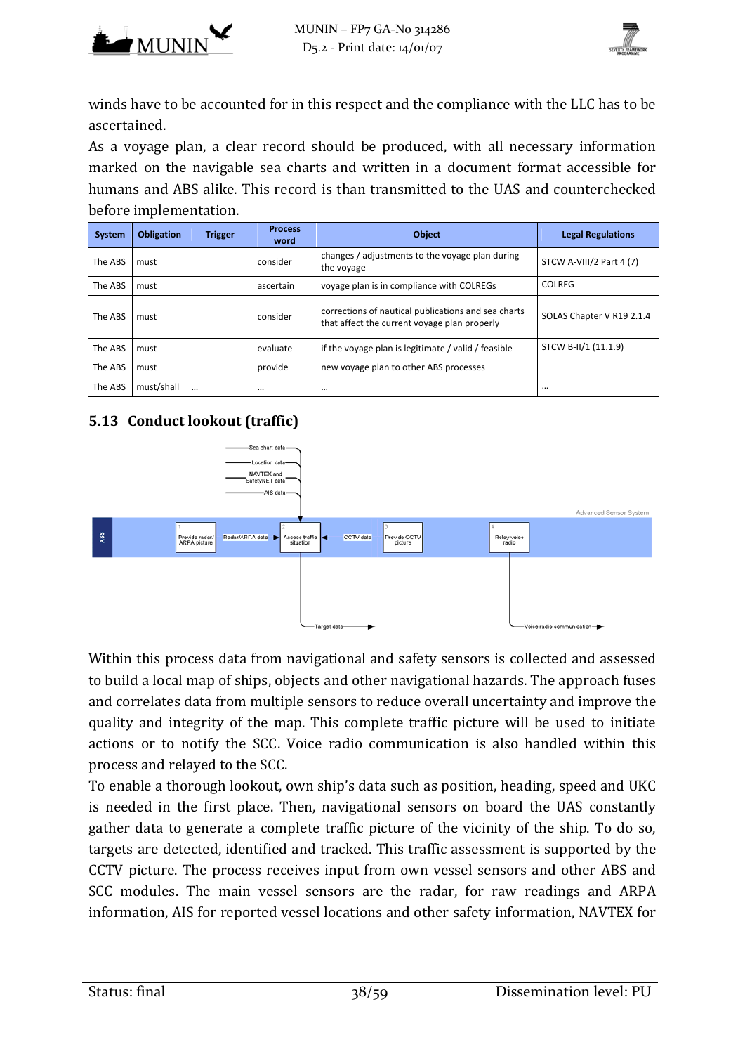winds have to be accounted for in this respect and the compliance with the LLC has to be ascertained.

As a voyage plan, a clear record should be produced, with all necessary information marked on the navigable sea charts and written in a document format accessible for humans and ABS alike. This record is than transmitted to the UAS and counterchecked before implementation.

| System | Obligation | Trigger | Process word | Object | Legal Regulations |
|---|---|---|---|---|---|
| The ABS | must | | consider | changes / adjustments to the voyage plan during the voyage | STCW A-VIII/2 Part 4 (7) |
| The ABS | must | | ascertain | voyage plan is in compliance with COLREGs | COLREG |
| The ABS | must | | consider | corrections of nautical publications and sea charts that affect the current voyage plan properly | SOLAS Chapter V R19 2.1.4 |
| The ABS | must | | evaluate | if the voyage plan is legitimate / valid / feasible | STCW B-II/1 (11.1.9) |
| The ABS | must | | provide | new voyage plan to other ABS processes | --- |
| The ABS | must/shall | ... | ... | ... | ... |

## 5.13 Conduct lookout (traffic)

Sea chart data
Location data
NAVTEX and SafetyNET data
AIS data
Advanced Sensor System
ASS
1 Provide radar/ARPA picture
Radar/ARPA data
2 Assess traffic situation
CCTV data
3 Provide CCTV picture
4 Relay voice radio
Target data
Voice radio communication

Within this process data from navigational and safety sensors is collected and assessed to build a local map of ships, objects and other navigational hazards. The approach fuses and correlates data from multiple sensors to reduce overall uncertainty and improve the quality and integrity of the map. This complete traffic picture will be used to initiate actions or to notify the SCC. Voice radio communication is also handled within this process and relayed to the SCC.

To enable a thorough lookout, own ship's data such as position, heading, speed and UKC is needed in the first place. Then, navigational sensors on board the UAS constantly gather data to generate a complete traffic picture of the vicinity of the ship. To do so, targets are detected, identified and tracked. This traffic assessment is supported by the CCTV picture. The process receives input from own vessel sensors and other ABS and SCC modules. The main vessel sensors are the radar, for raw readings and ARPA information, AIS for reported vessel locations and other safety information, NAVTEX for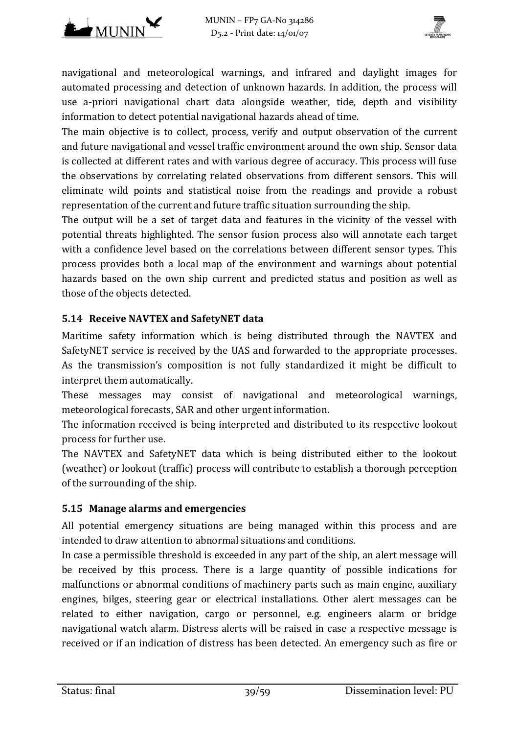navigational and meteorological warnings, and infrared and daylight images for automated processing and detection of unknown hazards. In addition, the process will use a-priori navigational chart data alongside weather, tide, depth and visibility information to detect potential navigational hazards ahead of time.

The main objective is to collect, process, verify and output observation of the current and future navigational and vessel traffic environment around the own ship. Sensor data is collected at different rates and with various degree of accuracy. This process will fuse the observations by correlating related observations from different sensors. This will eliminate wild points and statistical noise from the readings and provide a robust representation of the current and future traffic situation surrounding the ship.

The output will be a set of target data and features in the vicinity of the vessel with potential threats highlighted. The sensor fusion process also will annotate each target with a confidence level based on the correlations between different sensor types. This process provides both a local map of the environment and warnings about potential hazards based on the own ship current and predicted status and position as well as those of the objects detected.

## 5.14 Receive NAVTEX and SafetyNET data

Maritime safety information which is being distributed through the NAVTEX and SafetyNET service is received by the UAS and forwarded to the appropriate processes. As the transmission's composition is not fully standardized it might be difficult to interpret them automatically.

These messages may consist of navigational and meteorological warnings, meteorological forecasts, SAR and other urgent information.

The information received is being interpreted and distributed to its respective lookout process for further use.

The NAVTEX and SafetyNET data which is being distributed either to the lookout (weather) or lookout (traffic) process will contribute to establish a thorough perception of the surrounding of the ship.

## 5.15 Manage alarms and emergencies

All potential emergency situations are being managed within this process and are intended to draw attention to abnormal situations and conditions.

In case a permissible threshold is exceeded in any part of the ship, an alert message will be received by this process. There is a large quantity of possible indications for malfunctions or abnormal conditions of machinery parts such as main engine, auxiliary engines, bilges, steering gear or electrical installations. Other alert messages can be related to either navigation, cargo or personnel, e.g. engineers alarm or bridge navigational watch alarm. Distress alerts will be raised in case a respective message is received or if an indication of distress has been detected. An emergency such as fire or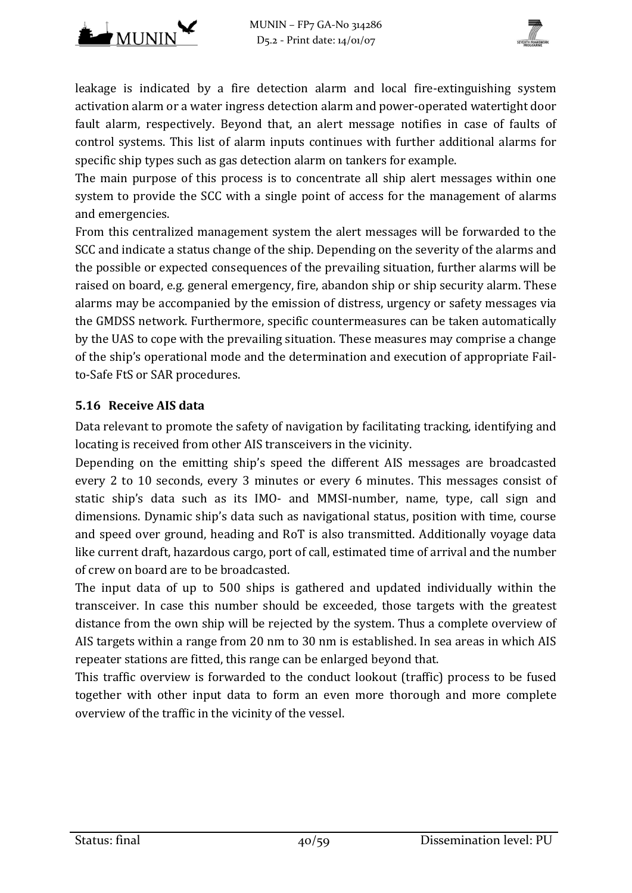leakage is indicated by a fire detection alarm and local fire-extinguishing system activation alarm or a water ingress detection alarm and power-operated watertight door fault alarm, respectively. Beyond that, an alert message notifies in case of faults of control systems. This list of alarm inputs continues with further additional alarms for specific ship types such as gas detection alarm on tankers for example.

The main purpose of this process is to concentrate all ship alert messages within one system to provide the SCC with a single point of access for the management of alarms and emergencies.

From this centralized management system the alert messages will be forwarded to the SCC and indicate a status change of the ship. Depending on the severity of the alarms and the possible or expected consequences of the prevailing situation, further alarms will be raised on board, e.g. general emergency, fire, abandon ship or ship security alarm. These alarms may be accompanied by the emission of distress, urgency or safety messages via the GMDSS network. Furthermore, specific countermeasures can be taken automatically by the UAS to cope with the prevailing situation. These measures may comprise a change of the ship's operational mode and the determination and execution of appropriate Fail-to-Safe FtS or SAR procedures.

### 5.16 Receive AIS data

Data relevant to promote the safety of navigation by facilitating tracking, identifying and locating is received from other AIS transceivers in the vicinity.

Depending on the emitting ship's speed the different AIS messages are broadcasted every 2 to 10 seconds, every 3 minutes or every 6 minutes. This messages consist of static ship's data such as its IMO- and MMSI-number, name, type, call sign and dimensions. Dynamic ship's data such as navigational status, position with time, course and speed over ground, heading and RoT is also transmitted. Additionally voyage data like current draft, hazardous cargo, port of call, estimated time of arrival and the number of crew on board are to be broadcasted.

The input data of up to 500 ships is gathered and updated individually within the transceiver. In case this number should be exceeded, those targets with the greatest distance from the own ship will be rejected by the system. Thus a complete overview of AIS targets within a range from 20 nm to 30 nm is established. In sea areas in which AIS repeater stations are fitted, this range can be enlarged beyond that.

This traffic overview is forwarded to the conduct lookout (traffic) process to be fused together with other input data to form an even more thorough and more complete overview of the traffic in the vicinity of the vessel.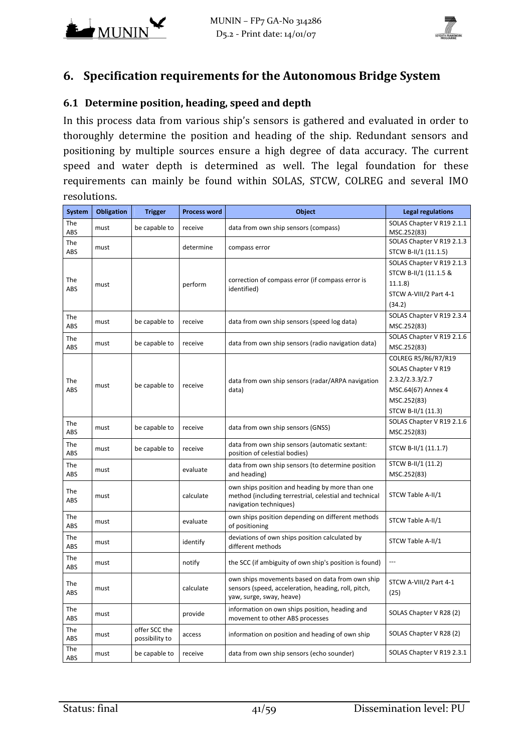## 6. Specification requirements for the Autonomous Bridge System

### 6.1 Determine position, heading, speed and depth

In this process data from various ship's sensors is gathered and evaluated in order to thoroughly determine the position and heading of the ship. Redundant sensors and positioning by multiple sources ensure a high degree of data accuracy. The current speed and water depth is determined as well. The legal foundation for these requirements can mainly be found within SOLAS, STCW, COLREG and several IMO resolutions.

| System | Obligation | Trigger | Process word | Object | Legal regulations |
|---|---|---|---|---|---|
| The ABS | must | be capable to | receive | data from own ship sensors (compass) | SOLAS Chapter V R19 2.1.1 MSC.252(83) |
| The ABS | must | | determine | compass error | SOLAS Chapter V R19 2.1.3 STCW B-II/1 (11.1.5) |
| The ABS | must | | perform | correction of compass error (if compass error is identified) | SOLAS Chapter V R19 2.1.3 STCW B-II/1 (11.1.5 & 11.1.8) STCW A-VIII/2 Part 4-1 (34.2) |
| The ABS | must | be capable to | receive | data from own ship sensors (speed log data) | SOLAS Chapter V R19 2.3.4 MSC.252(83) |
| The ABS | must | be capable to | receive | data from own ship sensors (radio navigation data) | SOLAS Chapter V R19 2.1.6 MSC.252(83) |
| The ABS | must | be capable to | receive | data from own ship sensors (radar/ARPA navigation data) | COLREG R5/R6/R7/R19 SOLAS Chapter V R19 2.3.2/2.3.3/2.7 MSC.64(67) Annex 4 MSC.252(83) STCW B-II/1 (11.3) |
| The ABS | must | be capable to | receive | data from own ship sensors (GNSS) | SOLAS Chapter V R19 2.1.6 MSC.252(83) |
| The ABS | must | be capable to | receive | data from own ship sensors (automatic sextant: position of celestial bodies) | STCW B-II/1 (11.1.7) |
| The ABS | must | | evaluate | data from own ship sensors (to determine position and heading) | STCW B-II/1 (11.2) MSC.252(83) |
| The ABS | must | | calculate | own ships position and heading by more than one method (including terrestrial, celestial and technical navigation techniques) | STCW Table A-II/1 |
| The ABS | must | | evaluate | own ships position depending on different methods of positioning | STCW Table A-II/1 |
| The ABS | must | | identify | deviations of own ships position calculated by different methods | STCW Table A-II/1 |
| The ABS | must | | notify | the SCC (if ambiguity of own ship's position is found) | --- |
| The ABS | must | | calculate | own ships movements based on data from own ship sensors (speed, acceleration, heading, roll, pitch, yaw, surge, sway, heave) | STCW A-VIII/2 Part 4-1 (25) |
| The ABS | must | | provide | information on own ships position, heading and movement to other ABS processes | SOLAS Chapter V R28 (2) |
| The ABS | must | offer SCC the possibility to | access | information on position and heading of own ship | SOLAS Chapter V R28 (2) |
| The ABS | must | be capable to | receive | data from own ship sensors (echo sounder) | SOLAS Chapter V R19 2.3.1 |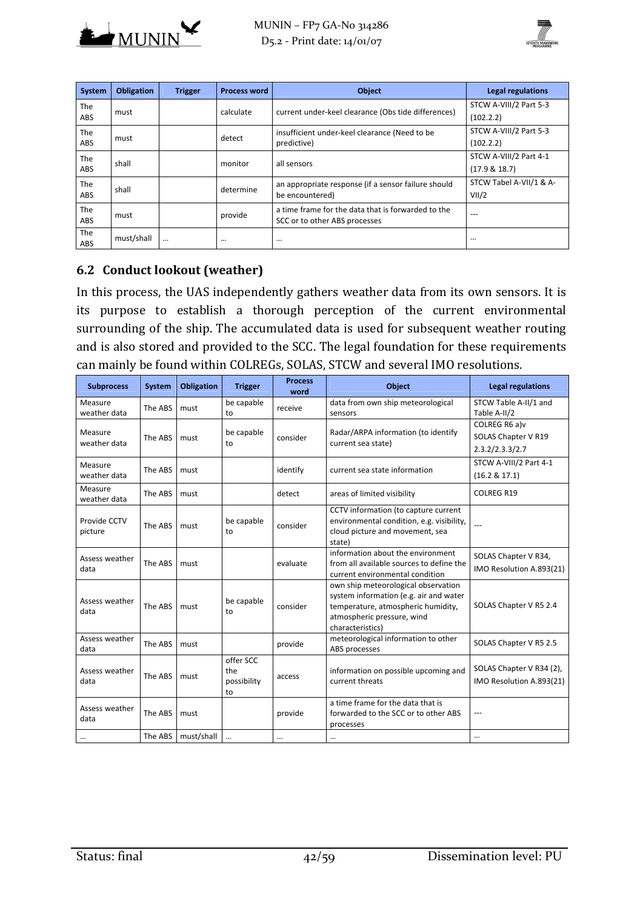| System | Obligation | Trigger | Process word | Object | Legal regulations |
|---|---|---|---|---|---|
| The ABS | must | | calculate | current under-keel clearance (Obs tide differences) | STCW A-VIII/2 Part 5-3 (102.2.2) |
| The ABS | must | | detect | insufficient under-keel clearance (Need to be predictive) | STCW A-VIII/2 Part 5-3 (102.2.2) |
| The ABS | shall | | monitor | all sensors | STCW A-VIII/2 Part 4-1 (17.9 & 18.7) |
| The ABS | shall | | determine | an appropriate response (if a sensor failure should be encountered) | STCW Tabel A-VII/1 & A-VII/2 |
| The ABS | must | | provide | a time frame for the data that is forwarded to the SCC or to other ABS processes | --- |
| The ABS | must/shall | … | … | … | … |

## 6.2 Conduct lookout (weather)

In this process, the UAS independently gathers weather data from its own sensors. It is its purpose to establish a thorough perception of the current environmental surrounding of the ship. The accumulated data is used for subsequent weather routing and is also stored and provided to the SCC. The legal foundation for these requirements can mainly be found within COLREGs, SOLAS, STCW and several IMO resolutions.

| Subprocess | System | Obligation | Trigger | Process word | Object | Legal regulations |
|---|---|---|---|---|---|---|
| Measure weather data | The ABS | must | be capable to | receive | data from own ship meteorological sensors | STCW Table A-II/1 and Table A-II/2 |
| Measure weather data | The ABS | must | be capable to | consider | Radar/ARPA information (to identify current sea state) | COLREG R6 a)v SOLAS Chapter V R19 2.3.2/2.3.3/2.7 |
| Measure weather data | The ABS | must | | identify | current sea state information | STCW A-VIII/2 Part 4-1 (16.2 & 17.1) |
| Measure weather data | The ABS | must | | detect | areas of limited visibility | COLREG R19 |
| Provide CCTV picture | The ABS | must | be capable to | consider | CCTV information (to capture current environmental condition, e.g. visibility, cloud picture and movement, sea state) | --- |
| Assess weather data | The ABS | must | | evaluate | information about the environment from all available sources to define the current environmental condition | SOLAS Chapter V R34, IMO Resolution A.893(21) |
| Assess weather data | The ABS | must | be capable to | consider | own ship meteorological observation system information (e.g. air and water temperature, atmospheric humidity, atmospheric pressure, wind characteristics) | SOLAS Chapter V R5 2.4 |
| Assess weather data | The ABS | must | | provide | meteorological information to other ABS processes | SOLAS Chapter V R5 2.5 |
| Assess weather data | The ABS | must | offer SCC the possibility to | access | information on possible upcoming and current threats | SOLAS Chapter V R34 (2), IMO Resolution A.893(21) |
| Assess weather data | The ABS | must | | provide | a time frame for the data that is forwarded to the SCC or to other ABS processes | --- |
| … | The ABS | must/shall | … | … | … | … |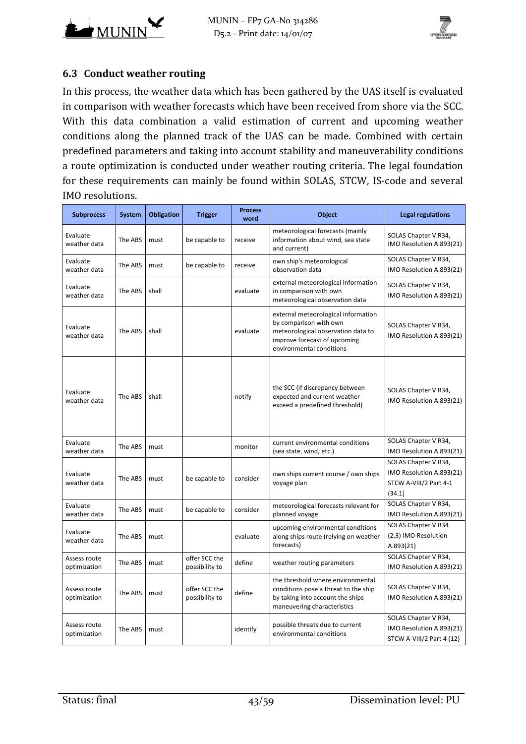### 6.3 Conduct weather routing

In this process, the weather data which has been gathered by the UAS itself is evaluated in comparison with weather forecasts which have been received from shore via the SCC. With this data combination a valid estimation of current and upcoming weather conditions along the planned track of the UAS can be made. Combined with certain predefined parameters and taking into account stability and maneuverability conditions a route optimization is conducted under weather routing criteria. The legal foundation for these requirements can mainly be found within SOLAS, STCW, IS-code and several IMO resolutions.

| Subprocess | System | Obligation | Trigger | Process word | Object | Legal regulations |
|---|---|---|---|---|---|---|
| Evaluate weather data | The ABS | must | be capable to | receive | meteorological forecasts (mainly information about wind, sea state and current) | SOLAS Chapter V R34, IMO Resolution A.893(21) |
| Evaluate weather data | The ABS | must | be capable to | receive | own ship's meteorological observation data | SOLAS Chapter V R34, IMO Resolution A.893(21) |
| Evaluate weather data | The ABS | shall | | evaluate | external meteorological information in comparison with own meteorological observation data | SOLAS Chapter V R34, IMO Resolution A.893(21) |
| Evaluate weather data | The ABS | shall | | evaluate | external meteorological information by comparison with own meteorological observation data to improve forecast of upcoming environmental conditions | SOLAS Chapter V R34, IMO Resolution A.893(21) |
| Evaluate weather data | The ABS | shall | | notify | the SCC (if discrepancy between expected and current weather exceed a predefined threshold) | SOLAS Chapter V R34, IMO Resolution A.893(21) |
| Evaluate weather data | The ABS | must | | monitor | current environmental conditions (sea state, wind, etc.) | SOLAS Chapter V R34, IMO Resolution A.893(21) |
| Evaluate weather data | The ABS | must | be capable to | consider | own ships current course / own ships voyage plan | SOLAS Chapter V R34, IMO Resolution A.893(21) STCW A-VIII/2 Part 4-1 (34.1) |
| Evaluate weather data | The ABS | must | be capable to | consider | meteorological forecasts relevant for planned voyage | SOLAS Chapter V R34, IMO Resolution A.893(21) |
| Evaluate weather data | The ABS | must | | evaluate | upcoming environmental conditions along ships route (relying on weather forecasts) | SOLAS Chapter V R34 (2.3) IMO Resolution A.893(21) |
| Assess route optimization | The ABS | must | offer SCC the possibility to | define | weather routing parameters | SOLAS Chapter V R34, IMO Resolution A.893(21) |
| Assess route optimization | The ABS | must | offer SCC the possibility to | define | the threshold where environmental conditions pose a threat to the ship by taking into account the ships maneuvering characteristics | SOLAS Chapter V R34, IMO Resolution A.893(21) |
| Assess route optimization | The ABS | must | | identify | possible threats due to current environmental conditions | SOLAS Chapter V R34, IMO Resolution A.893(21) STCW A-VIII/2 Part 4 (12) |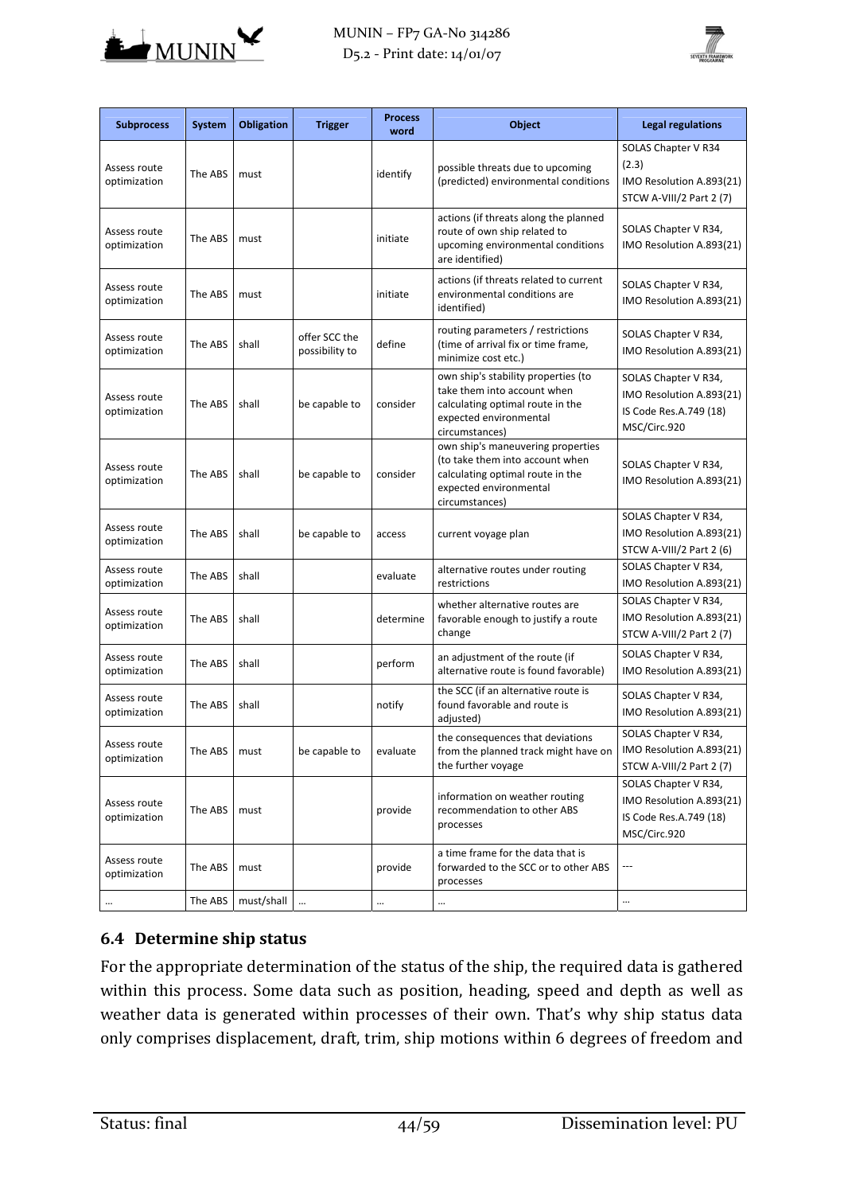| Subprocess | System | Obligation | Trigger | Process word | Object | Legal regulations |
|---|---|---|---|---|---|---|
| Assess route optimization | The ABS | must | | identify | possible threats due to upcoming (predicted) environmental conditions | SOLAS Chapter V R34 (2.3) IMO Resolution A.893(21) STCW A-VIII/2 Part 2 (7) |
| Assess route optimization | The ABS | must | | initiate | actions (if threats along the planned route of own ship related to upcoming environmental conditions are identified) | SOLAS Chapter V R34, IMO Resolution A.893(21) |
| Assess route optimization | The ABS | must | | initiate | actions (if threats related to current environmental conditions are identified) | SOLAS Chapter V R34, IMO Resolution A.893(21) |
| Assess route optimization | The ABS | shall | offer SCC the possibility to | define | routing parameters / restrictions (time of arrival fix or time frame, minimize cost etc.) | SOLAS Chapter V R34, IMO Resolution A.893(21) |
| Assess route optimization | The ABS | shall | be capable to | consider | own ship's stability properties (to take them into account when calculating optimal route in the expected environmental circumstances) | SOLAS Chapter V R34, IMO Resolution A.893(21) IS Code Res.A.749 (18) MSC/Circ.920 |
| Assess route optimization | The ABS | shall | be capable to | consider | own ship's maneuvering properties (to take them into account when calculating optimal route in the expected environmental circumstances) | SOLAS Chapter V R34, IMO Resolution A.893(21) |
| Assess route optimization | The ABS | shall | be capable to | access | current voyage plan | SOLAS Chapter V R34, IMO Resolution A.893(21) STCW A-VIII/2 Part 2 (6) |
| Assess route optimization | The ABS | shall | | evaluate | alternative routes under routing restrictions | SOLAS Chapter V R34, IMO Resolution A.893(21) |
| Assess route optimization | The ABS | shall | | determine | whether alternative routes are favorable enough to justify a route change | SOLAS Chapter V R34, IMO Resolution A.893(21) STCW A-VIII/2 Part 2 (7) |
| Assess route optimization | The ABS | shall | | perform | an adjustment of the route (if alternative route is found favorable) | SOLAS Chapter V R34, IMO Resolution A.893(21) |
| Assess route optimization | The ABS | shall | | notify | the SCC (if an alternative route is found favorable and route is adjusted) | SOLAS Chapter V R34, IMO Resolution A.893(21) |
| Assess route optimization | The ABS | must | be capable to | evaluate | the consequences that deviations from the planned track might have on the further voyage | SOLAS Chapter V R34, IMO Resolution A.893(21) STCW A-VIII/2 Part 2 (7) |
| Assess route optimization | The ABS | must | | provide | information on weather routing recommendation to other ABS processes | SOLAS Chapter V R34, IMO Resolution A.893(21) IS Code Res.A.749 (18) MSC/Circ.920 |
| Assess route optimization | The ABS | must | | provide | a time frame for the data that is forwarded to the SCC or to other ABS processes | --- |
| … | The ABS | must/shall | … | … | … | … |

## 6.4 Determine ship status

For the appropriate determination of the status of the ship, the required data is gathered within this process. Some data such as position, heading, speed and depth as well as weather data is generated within processes of their own. That's why ship status data only comprises displacement, draft, trim, ship motions within 6 degrees of freedom and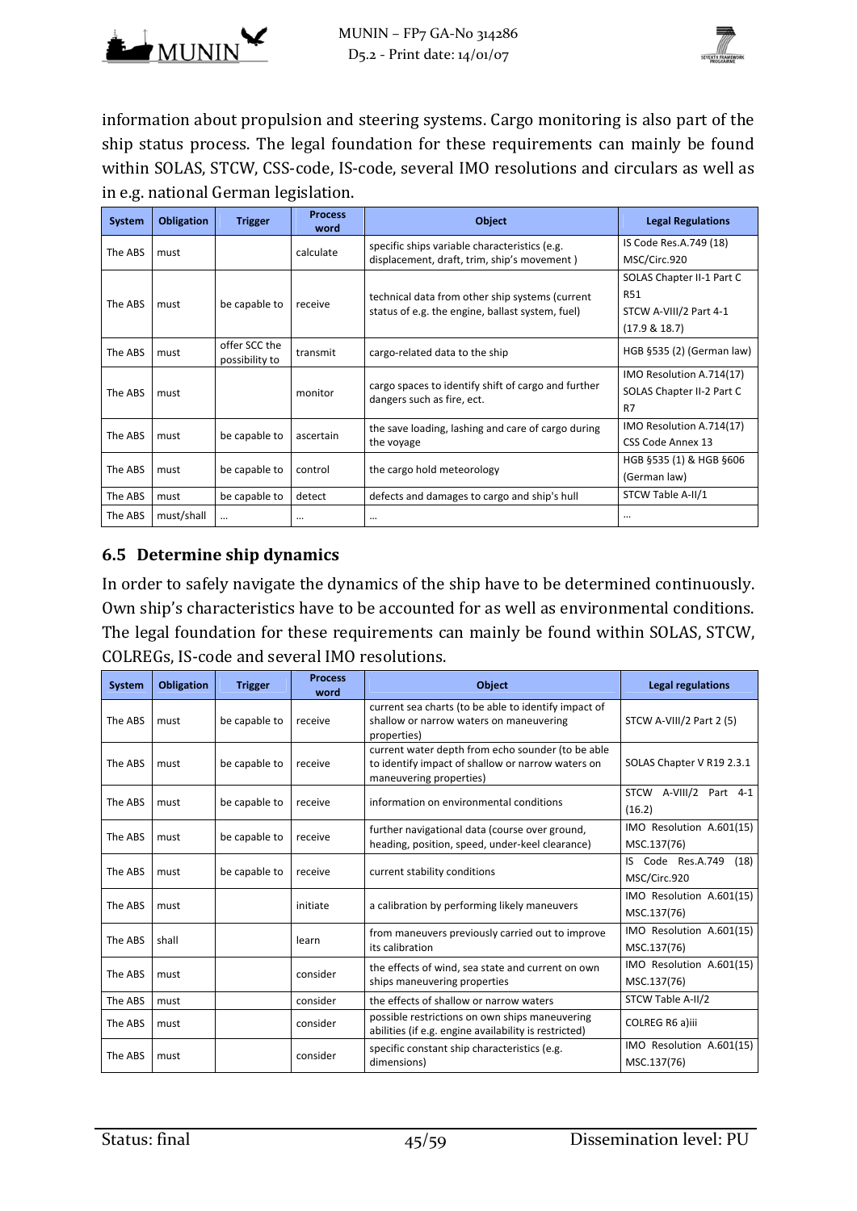information about propulsion and steering systems. Cargo monitoring is also part of the ship status process. The legal foundation for these requirements can mainly be found within SOLAS, STCW, CSS-code, IS-code, several IMO resolutions and circulars as well as in e.g. national German legislation.

| System | Obligation | Trigger | Process word | Object | Legal Regulations |
|---|---|---|---|---|---|
| The ABS | must | | calculate | specific ships variable characteristics (e.g. displacement, draft, trim, ship's movement ) | IS Code Res.A.749 (18) MSC/Circ.920 |
| The ABS | must | be capable to | receive | technical data from other ship systems (current status of e.g. the engine, ballast system, fuel) | SOLAS Chapter II-1 Part C R51 STCW A-VIII/2 Part 4-1 (17.9 & 18.7) |
| The ABS | must | offer SCC the possibility to | transmit | cargo-related data to the ship | HGB §535 (2) (German law) |
| The ABS | must | | monitor | cargo spaces to identify shift of cargo and further dangers such as fire, ect. | IMO Resolution A.714(17) SOLAS Chapter II-2 Part C R7 |
| The ABS | must | be capable to | ascertain | the save loading, lashing and care of cargo during the voyage | IMO Resolution A.714(17) CSS Code Annex 13 |
| The ABS | must | be capable to | control | the cargo hold meteorology | HGB §535 (1) & HGB §606 (German law) |
| The ABS | must | be capable to | detect | defects and damages to cargo and ship's hull | STCW Table A-II/1 |
| The ABS | must/shall | … | … | … | … |

## 6.5 Determine ship dynamics

In order to safely navigate the dynamics of the ship have to be determined continuously. Own ship's characteristics have to be accounted for as well as environmental conditions. The legal foundation for these requirements can mainly be found within SOLAS, STCW, COLREGs, IS-code and several IMO resolutions.

| System | Obligation | Trigger | Process word | Object | Legal regulations |
|---|---|---|---|---|---|
| The ABS | must | be capable to | receive | current sea charts (to be able to identify impact of shallow or narrow waters on maneuvering properties) | STCW A-VIII/2 Part 2 (5) |
| The ABS | must | be capable to | receive | current water depth from echo sounder (to be able to identify impact of shallow or narrow waters on maneuvering properties) | SOLAS Chapter V R19 2.3.1 |
| The ABS | must | be capable to | receive | information on environmental conditions | STCW A-VIII/2 Part 4-1 (16.2) |
| The ABS | must | be capable to | receive | further navigational data (course over ground, heading, position, speed, under-keel clearance) | IMO Resolution A.601(15) MSC.137(76) |
| The ABS | must | be capable to | receive | current stability conditions | IS Code Res.A.749 (18) MSC/Circ.920 |
| The ABS | must | | initiate | a calibration by performing likely maneuvers | IMO Resolution A.601(15) MSC.137(76) |
| The ABS | shall | | learn | from maneuvers previously carried out to improve its calibration | IMO Resolution A.601(15) MSC.137(76) |
| The ABS | must | | consider | the effects of wind, sea state and current on own ships maneuvering properties | IMO Resolution A.601(15) MSC.137(76) |
| The ABS | must | | consider | the effects of shallow or narrow waters | STCW Table A-II/2 |
| The ABS | must | | consider | possible restrictions on own ships maneuvering abilities (if e.g. engine availability is restricted) | COLREG R6 a)iii |
| The ABS | must | | consider | specific constant ship characteristics (e.g. dimensions) | IMO Resolution A.601(15) MSC.137(76) |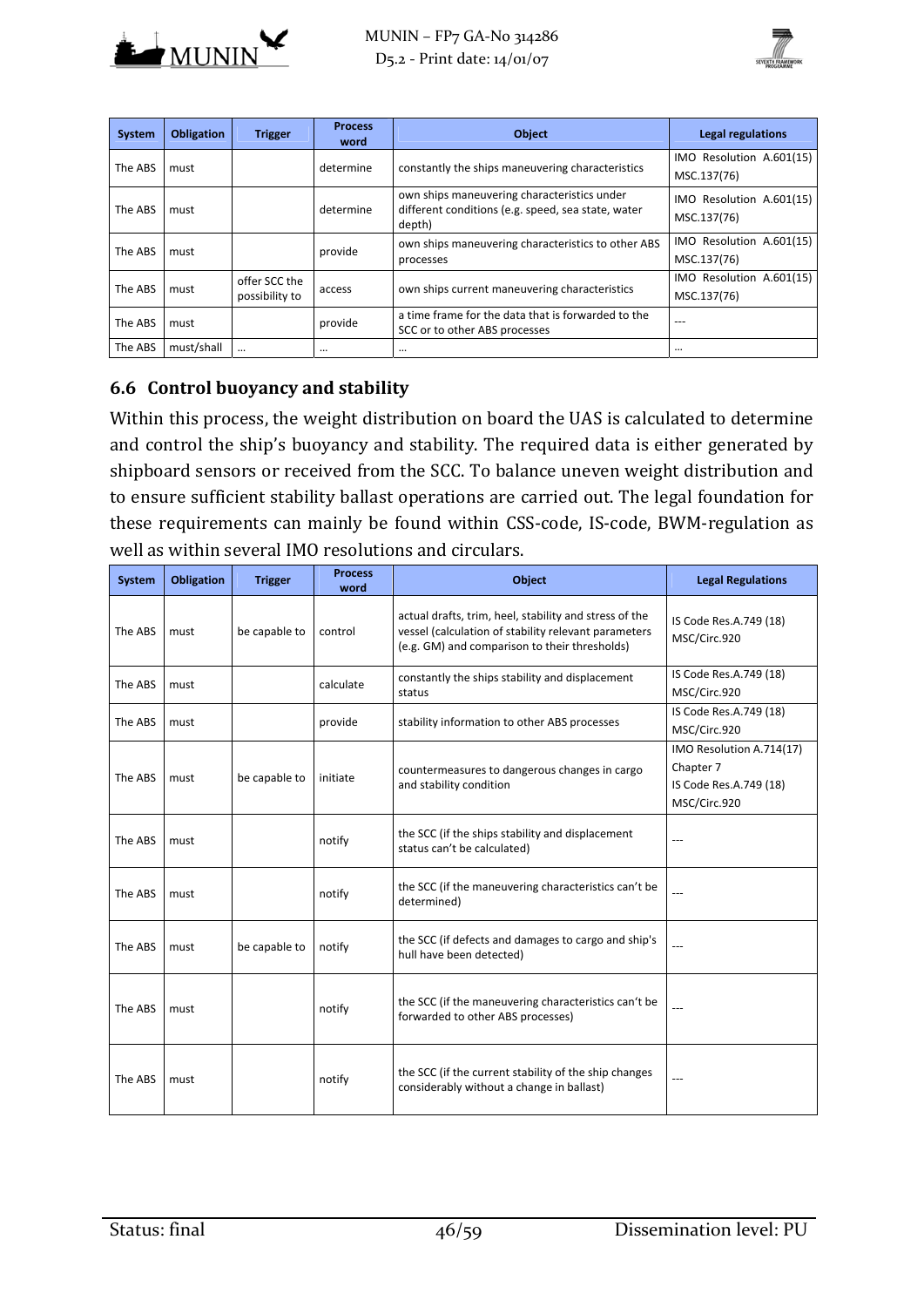| System | Obligation | Trigger | Process word | Object | Legal regulations |
|---|---|---|---|---|---|
| The ABS | must | | determine | constantly the ships maneuvering characteristics | IMO Resolution A.601(15) MSC.137(76) |
| The ABS | must | | determine | own ships maneuvering characteristics under different conditions (e.g. speed, sea state, water depth) | IMO Resolution A.601(15) MSC.137(76) |
| The ABS | must | | provide | own ships maneuvering characteristics to other ABS processes | IMO Resolution A.601(15) MSC.137(76) |
| The ABS | must | offer SCC the possibility to | access | own ships current maneuvering characteristics | IMO Resolution A.601(15) MSC.137(76) |
| The ABS | must | | provide | a time frame for the data that is forwarded to the SCC or to other ABS processes | --- |
| The ABS | must/shall | … | … | … | … |

## 6.6 Control buoyancy and stability

Within this process, the weight distribution on board the UAS is calculated to determine and control the ship's buoyancy and stability. The required data is either generated by shipboard sensors or received from the SCC. To balance uneven weight distribution and to ensure sufficient stability ballast operations are carried out. The legal foundation for these requirements can mainly be found within CSS-code, IS-code, BWM-regulation as well as within several IMO resolutions and circulars.

| System | Obligation | Trigger | Process word | Object | Legal Regulations |
|---|---|---|---|---|---|
| The ABS | must | be capable to | control | actual drafts, trim, heel, stability and stress of the vessel (calculation of stability relevant parameters (e.g. GM) and comparison to their thresholds) | IS Code Res.A.749 (18) MSC/Circ.920 |
| The ABS | must | | calculate | constantly the ships stability and displacement status | IS Code Res.A.749 (18) MSC/Circ.920 |
| The ABS | must | | provide | stability information to other ABS processes | IS Code Res.A.749 (18) MSC/Circ.920 |
| The ABS | must | be capable to | initiate | countermeasures to dangerous changes in cargo and stability condition | IMO Resolution A.714(17) Chapter 7 IS Code Res.A.749 (18) MSC/Circ.920 |
| The ABS | must | | notify | the SCC (if the ships stability and displacement status can't be calculated) | --- |
| The ABS | must | | notify | the SCC (if the maneuvering characteristics can't be determined) | --- |
| The ABS | must | be capable to | notify | the SCC (if defects and damages to cargo and ship's hull have been detected) | --- |
| The ABS | must | | notify | the SCC (if the maneuvering characteristics can't be forwarded to other ABS processes) | --- |
| The ABS | must | | notify | the SCC (if the current stability of the ship changes considerably without a change in ballast) | --- |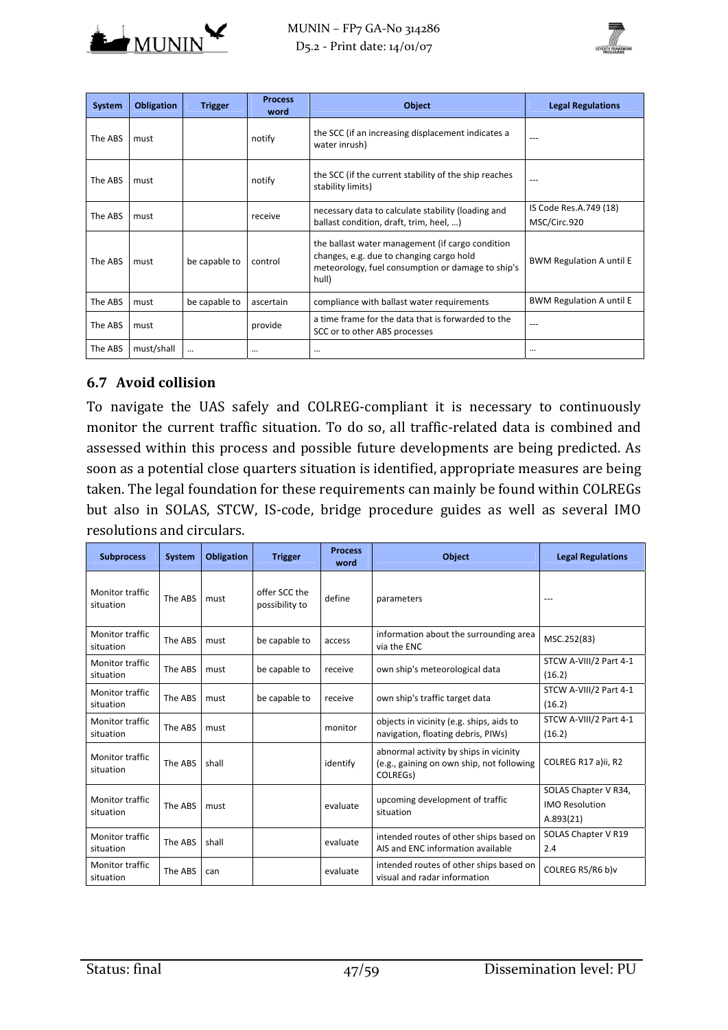| System | Obligation | Trigger | Process word | Object | Legal Regulations |
| --- | --- | --- | --- | --- | --- |
| The ABS | must | | notify | the SCC (if an increasing displacement indicates a water inrush) | --- |
| The ABS | must | | notify | the SCC (if the current stability of the ship reaches stability limits) | --- |
| The ABS | must | | receive | necessary data to calculate stability (loading and ballast condition, draft, trim, heel, …) | IS Code Res.A.749 (18) MSC/Circ.920 |
| The ABS | must | be capable to | control | the ballast water management (if cargo condition changes, e.g. due to changing cargo hold meteorology, fuel consumption or damage to ship's hull) | BWM Regulation A until E |
| The ABS | must | be capable to | ascertain | compliance with ballast water requirements | BWM Regulation A until E |
| The ABS | must | | provide | a time frame for the data that is forwarded to the SCC or to other ABS processes | --- |
| The ABS | must/shall | … | … | … | … |

## 6.7 Avoid collision

To navigate the UAS safely and COLREG-compliant it is necessary to continuously monitor the current traffic situation. To do so, all traffic-related data is combined and assessed within this process and possible future developments are being predicted. As soon as a potential close quarters situation is identified, appropriate measures are being taken. The legal foundation for these requirements can mainly be found within COLREGs but also in SOLAS, STCW, IS-code, bridge procedure guides as well as several IMO resolutions and circulars.

| Subprocess | System | Obligation | Trigger | Process word | Object | Legal Regulations |
| --- | --- | --- | --- | --- | --- | --- |
| Monitor traffic situation | The ABS | must | offer SCC the possibility to | define | parameters | --- |
| Monitor traffic situation | The ABS | must | be capable to | access | information about the surrounding area via the ENC | MSC.252(83) |
| Monitor traffic situation | The ABS | must | be capable to | receive | own ship's meteorological data | STCW A-VIII/2 Part 4-1 (16.2) |
| Monitor traffic situation | The ABS | must | be capable to | receive | own ship's traffic target data | STCW A-VIII/2 Part 4-1 (16.2) |
| Monitor traffic situation | The ABS | must | | monitor | objects in vicinity (e.g. ships, aids to navigation, floating debris, PIWs) | STCW A-VIII/2 Part 4-1 (16.2) |
| Monitor traffic situation | The ABS | shall | | identify | abnormal activity by ships in vicinity (e.g., gaining on own ship, not following COLREGs) | COLREG R17 a)ii, R2 |
| Monitor traffic situation | The ABS | must | | evaluate | upcoming development of traffic situation | SOLAS Chapter V R34, IMO Resolution A.893(21) |
| Monitor traffic situation | The ABS | shall | | evaluate | intended routes of other ships based on AIS and ENC information available | SOLAS Chapter V R19 2.4 |
| Monitor traffic situation | The ABS | can | | evaluate | intended routes of other ships based on visual and radar information | COLREG R5/R6 b)v |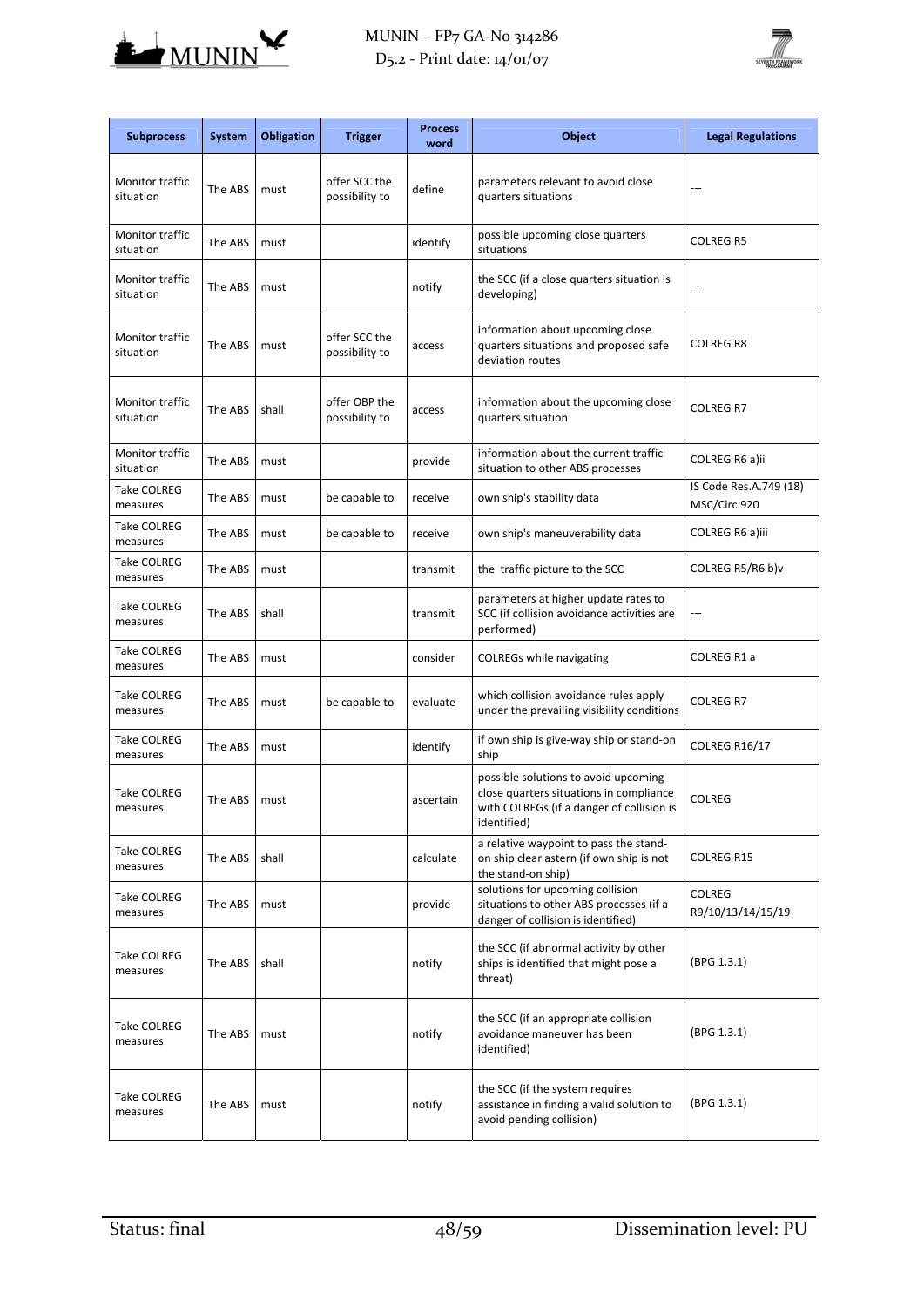| Subprocess | System | Obligation | Trigger | Process word | Object | Legal Regulations |
|---|---|---|---|---|---|---|
| Monitor traffic situation | The ABS | must | offer SCC the possibility to | define | parameters relevant to avoid close quarters situations | --- |
| Monitor traffic situation | The ABS | must | | identify | possible upcoming close quarters situations | COLREG R5 |
| Monitor traffic situation | The ABS | must | | notify | the SCC (if a close quarters situation is developing) | --- |
| Monitor traffic situation | The ABS | must | offer SCC the possibility to | access | information about upcoming close quarters situations and proposed safe deviation routes | COLREG R8 |
| Monitor traffic situation | The ABS | shall | offer OBP the possibility to | access | information about the upcoming close quarters situation | COLREG R7 |
| Monitor traffic situation | The ABS | must | | provide | information about the current traffic situation to other ABS processes | COLREG R6 a)ii |
| Take COLREG measures | The ABS | must | be capable to | receive | own ship's stability data | IS Code Res.A.749 (18) MSC/Circ.920 |
| Take COLREG measures | The ABS | must | be capable to | receive | own ship's maneuverability data | COLREG R6 a)iii |
| Take COLREG measures | The ABS | must | | transmit | the traffic picture to the SCC | COLREG R5/R6 b)v |
| Take COLREG measures | The ABS | shall | | transmit | parameters at higher update rates to SCC (if collision avoidance activities are performed) | --- |
| Take COLREG measures | The ABS | must | | consider | COLREGs while navigating | COLREG R1 a |
| Take COLREG measures | The ABS | must | be capable to | evaluate | which collision avoidance rules apply under the prevailing visibility conditions | COLREG R7 |
| Take COLREG measures | The ABS | must | | identify | if own ship is give-way ship or stand-on ship | COLREG R16/17 |
| Take COLREG measures | The ABS | must | | ascertain | possible solutions to avoid upcoming close quarters situations in compliance with COLREGs (if a danger of collision is identified) | COLREG |
| Take COLREG measures | The ABS | shall | | calculate | a relative waypoint to pass the stand-on ship clear astern (if own ship is not the stand-on ship) | COLREG R15 |
| Take COLREG measures | The ABS | must | | provide | solutions for upcoming collision situations to other ABS processes (if a danger of collision is identified) | COLREG R9/10/13/14/15/19 |
| Take COLREG measures | The ABS | shall | | notify | the SCC (if abnormal activity by other ships is identified that might pose a threat) | (BPG 1.3.1) |
| Take COLREG measures | The ABS | must | | notify | the SCC (if an appropriate collision avoidance maneuver has been identified) | (BPG 1.3.1) |
| Take COLREG measures | The ABS | must | | notify | the SCC (if the system requires assistance in finding a valid solution to avoid pending collision) | (BPG 1.3.1) |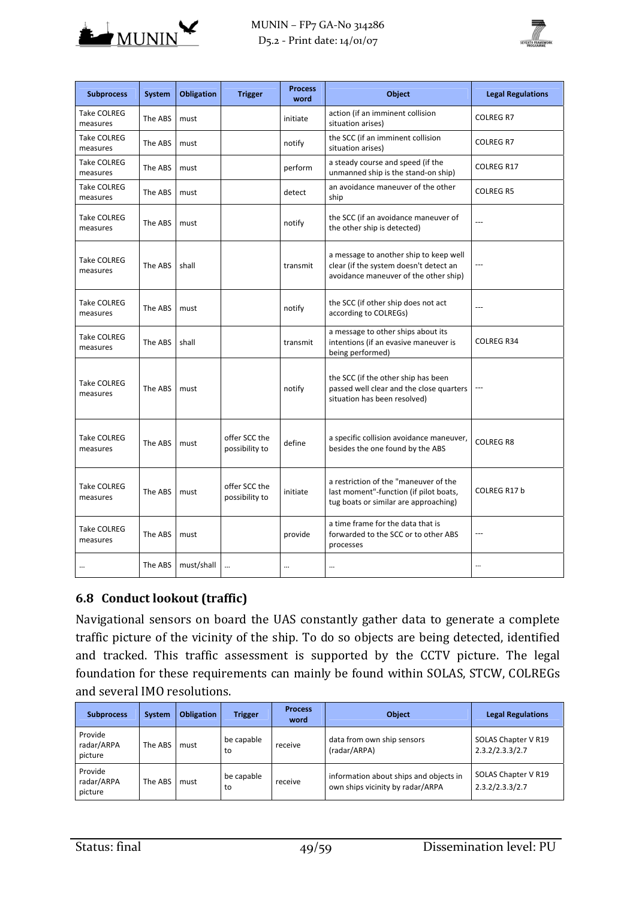| Subprocess | System | Obligation | Trigger | Process word | Object | Legal Regulations |
|---|---|---|---|---|---|---|
| Take COLREG measures | The ABS | must | | initiate | action (if an imminent collision situation arises) | COLREG R7 |
| Take COLREG measures | The ABS | must | | notify | the SCC (if an imminent collision situation arises) | COLREG R7 |
| Take COLREG measures | The ABS | must | | perform | a steady course and speed (if the unmanned ship is the stand-on ship) | COLREG R17 |
| Take COLREG measures | The ABS | must | | detect | an avoidance maneuver of the other ship | COLREG R5 |
| Take COLREG measures | The ABS | must | | notify | the SCC (if an avoidance maneuver of the other ship is detected) | --- |
| Take COLREG measures | The ABS | shall | | transmit | a message to another ship to keep well clear (if the system doesn't detect an avoidance maneuver of the other ship) | --- |
| Take COLREG measures | The ABS | must | | notify | the SCC (if other ship does not act according to COLREGs) | --- |
| Take COLREG measures | The ABS | shall | | transmit | a message to other ships about its intentions (if an evasive maneuver is being performed) | COLREG R34 |
| Take COLREG measures | The ABS | must | | notify | the SCC (if the other ship has been passed well clear and the close quarters situation has been resolved) | --- |
| Take COLREG measures | The ABS | must | offer SCC the possibility to | define | a specific collision avoidance maneuver, besides the one found by the ABS | COLREG R8 |
| Take COLREG measures | The ABS | must | offer SCC the possibility to | initiate | a restriction of the "maneuver of the last moment"-function (if pilot boats, tug boats or similar are approaching) | COLREG R17 b |
| Take COLREG measures | The ABS | must | | provide | a time frame for the data that is forwarded to the SCC or to other ABS processes | --- |
| ... | The ABS | must/shall | ... | ... | ... | ... |

## 6.8 Conduct lookout (traffic)

Navigational sensors on board the UAS constantly gather data to generate a complete traffic picture of the vicinity of the ship. To do so objects are being detected, identified and tracked. This traffic assessment is supported by the CCTV picture. The legal foundation for these requirements can mainly be found within SOLAS, STCW, COLREGs and several IMO resolutions.

| Subprocess | System | Obligation | Trigger | Process word | Object | Legal Regulations |
|---|---|---|---|---|---|---|
| Provide radar/ARPA picture | The ABS | must | be capable to | receive | data from own ship sensors (radar/ARPA) | SOLAS Chapter V R19 2.3.2/2.3.3/2.7 |
| Provide radar/ARPA picture | The ABS | must | be capable to | receive | information about ships and objects in own ships vicinity by radar/ARPA | SOLAS Chapter V R19 2.3.2/2.3.3/2.7 |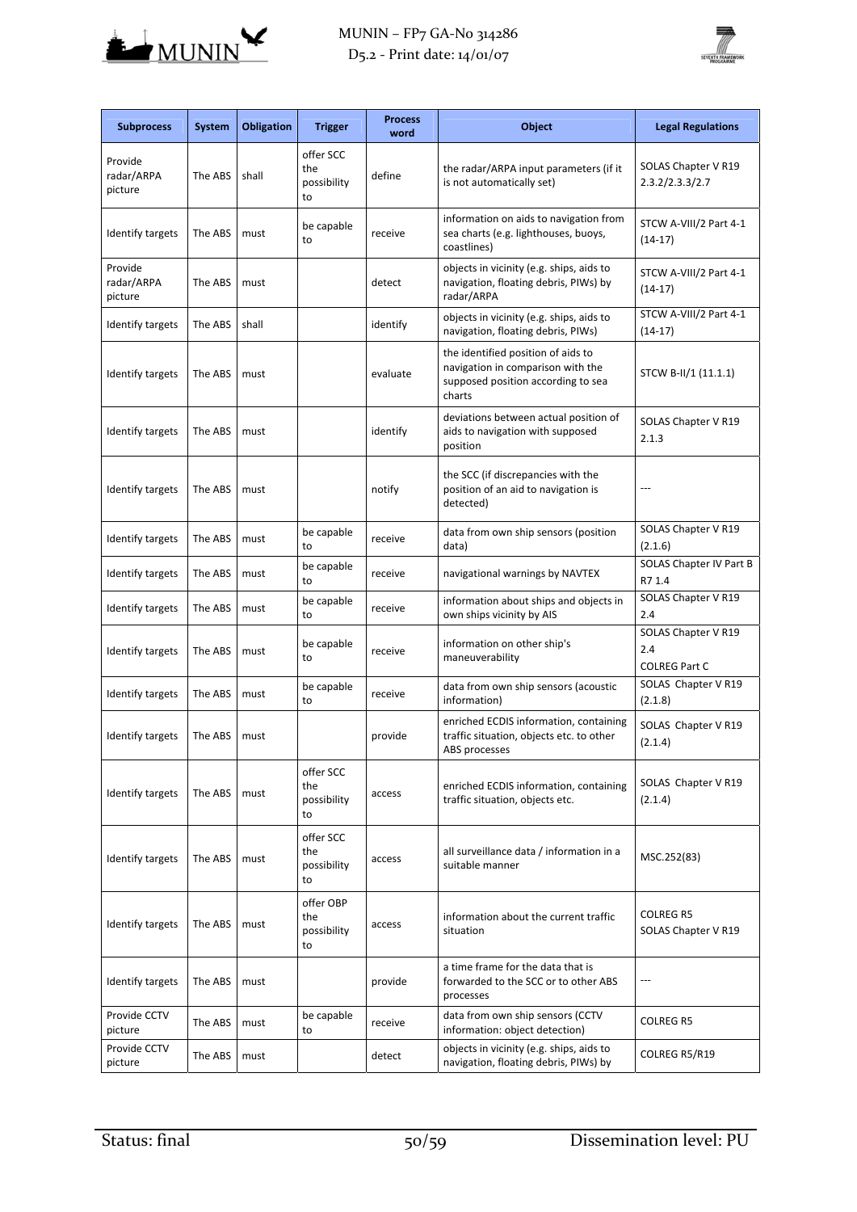| Subprocess | System | Obligation | Trigger | Process word | Object | Legal Regulations |
|---|---|---|---|---|---|---|
| Provide radar/ARPA picture | The ABS | shall | offer SCC the possibility to | define | the radar/ARPA input parameters (if it is not automatically set) | SOLAS Chapter V R19 2.3.2/2.3.3/2.7 |
| Identify targets | The ABS | must | be capable to | receive | information on aids to navigation from sea charts (e.g. lighthouses, buoys, coastlines) | STCW A-VIII/2 Part 4-1 (14-17) |
| Provide radar/ARPA picture | The ABS | must | | detect | objects in vicinity (e.g. ships, aids to navigation, floating debris, PIWs) by radar/ARPA | STCW A-VIII/2 Part 4-1 (14-17) |
| Identify targets | The ABS | shall | | identify | objects in vicinity (e.g. ships, aids to navigation, floating debris, PIWs) | STCW A-VIII/2 Part 4-1 (14-17) |
| Identify targets | The ABS | must | | evaluate | the identified position of aids to navigation in comparison with the supposed position according to sea charts | STCW B-II/1 (11.1.1) |
| Identify targets | The ABS | must | | identify | deviations between actual position of aids to navigation with supposed position | SOLAS Chapter V R19 2.1.3 |
| Identify targets | The ABS | must | | notify | the SCC (if discrepancies with the position of an aid to navigation is detected) | --- |
| Identify targets | The ABS | must | be capable to | receive | data from own ship sensors (position data) | SOLAS Chapter V R19 (2.1.6) |
| Identify targets | The ABS | must | be capable to | receive | navigational warnings by NAVTEX | SOLAS Chapter IV Part B R7 1.4 |
| Identify targets | The ABS | must | be capable to | receive | information about ships and objects in own ships vicinity by AIS | SOLAS Chapter V R19 2.4 |
| Identify targets | The ABS | must | be capable to | receive | information on other ship's maneuverability | SOLAS Chapter V R19 2.4<br>COLREG Part C |
| Identify targets | The ABS | must | be capable to | receive | data from own ship sensors (acoustic information) | SOLAS Chapter V R19 (2.1.8) |
| Identify targets | The ABS | must | | provide | enriched ECDIS information, containing traffic situation, objects etc. to other ABS processes | SOLAS Chapter V R19 (2.1.4) |
| Identify targets | The ABS | must | offer SCC the possibility to | access | enriched ECDIS information, containing traffic situation, objects etc. | SOLAS Chapter V R19 (2.1.4) |
| Identify targets | The ABS | must | offer SCC the possibility to | access | all surveillance data / information in a suitable manner | MSC.252(83) |
| Identify targets | The ABS | must | offer OBP the possibility to | access | information about the current traffic situation | COLREG R5<br>SOLAS Chapter V R19 |
| Identify targets | The ABS | must | | provide | a time frame for the data that is forwarded to the SCC or to other ABS processes | --- |
| Provide CCTV picture | The ABS | must | be capable to | receive | data from own ship sensors (CCTV information: object detection) | COLREG R5 |
| Provide CCTV picture | The ABS | must | | detect | objects in vicinity (e.g. ships, aids to navigation, floating debris, PIWs) by | COLREG R5/R19 |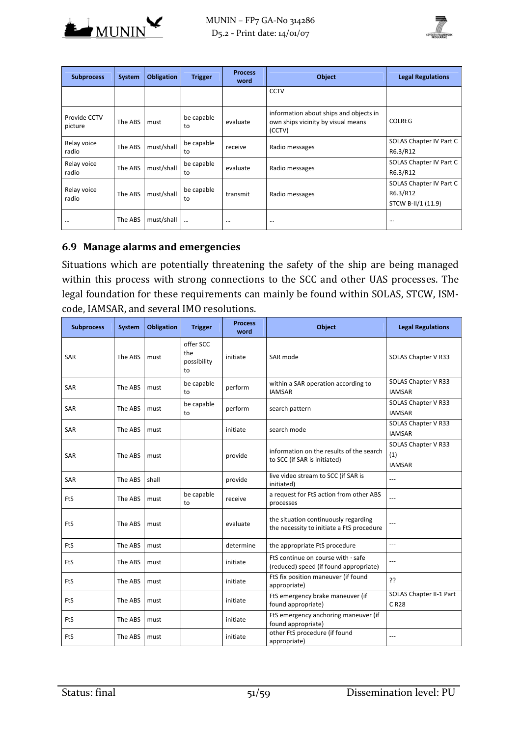| Subprocess | System | Obligation | Trigger | Process word | Object | Legal Regulations |
|---|---|---|---|---|---|---|
| | | | | | CCTV | |
| Provide CCTV picture | The ABS | must | be capable to | evaluate | information about ships and objects in own ships vicinity by visual means (CCTV) | COLREG |
| Relay voice radio | The ABS | must/shall | be capable to | receive | Radio messages | SOLAS Chapter IV Part C R6.3/R12 |
| Relay voice radio | The ABS | must/shall | be capable to | evaluate | Radio messages | SOLAS Chapter IV Part C R6.3/R12 |
| Relay voice radio | The ABS | must/shall | be capable to | transmit | Radio messages | SOLAS Chapter IV Part C R6.3/R12 STCW B-II/1 (11.9) |
| … | The ABS | must/shall | … | … | … | … |

## 6.9 Manage alarms and emergencies

Situations which are potentially threatening the safety of the ship are being managed within this process with strong connections to the SCC and other UAS processes. The legal foundation for these requirements can mainly be found within SOLAS, STCW, ISM-code, IAMSAR, and several IMO resolutions.

| Subprocess | System | Obligation | Trigger | Process word | Object | Legal Regulations |
|---|---|---|---|---|---|---|
| SAR | The ABS | must | offer SCC the possibility to | initiate | SAR mode | SOLAS Chapter V R33 |
| SAR | The ABS | must | be capable to | perform | within a SAR operation according to IAMSAR | SOLAS Chapter V R33 IAMSAR |
| SAR | The ABS | must | be capable to | perform | search pattern | SOLAS Chapter V R33 IAMSAR |
| SAR | The ABS | must | | initiate | search mode | SOLAS Chapter V R33 IAMSAR |
| SAR | The ABS | must | | provide | information on the results of the search to SCC (if SAR is initiated) | SOLAS Chapter V R33 (1) IAMSAR |
| SAR | The ABS | shall | | provide | live video stream to SCC (if SAR is initiated) | --- |
| FtS | The ABS | must | be capable to | receive | a request for FtS action from other ABS processes | --- |
| FtS | The ABS | must | | evaluate | the situation continuously regarding the necessity to initiate a FtS procedure | --- |
| FtS | The ABS | must | | determine | the appropriate FtS procedure | --- |
| FtS | The ABS | must | | initiate | FtS continue on course with · safe (reduced) speed (if found appropriate) | --- |
| FtS | The ABS | must | | initiate | FtS fix position maneuver (if found appropriate) | ?? |
| FtS | The ABS | must | | initiate | FtS emergency brake maneuver (if found appropriate) | SOLAS Chapter II-1 Part C R28 |
| FtS | The ABS | must | | initiate | FtS emergency anchoring maneuver (if found appropriate) | |
| FtS | The ABS | must | | initiate | other FtS procedure (if found appropriate) | --- |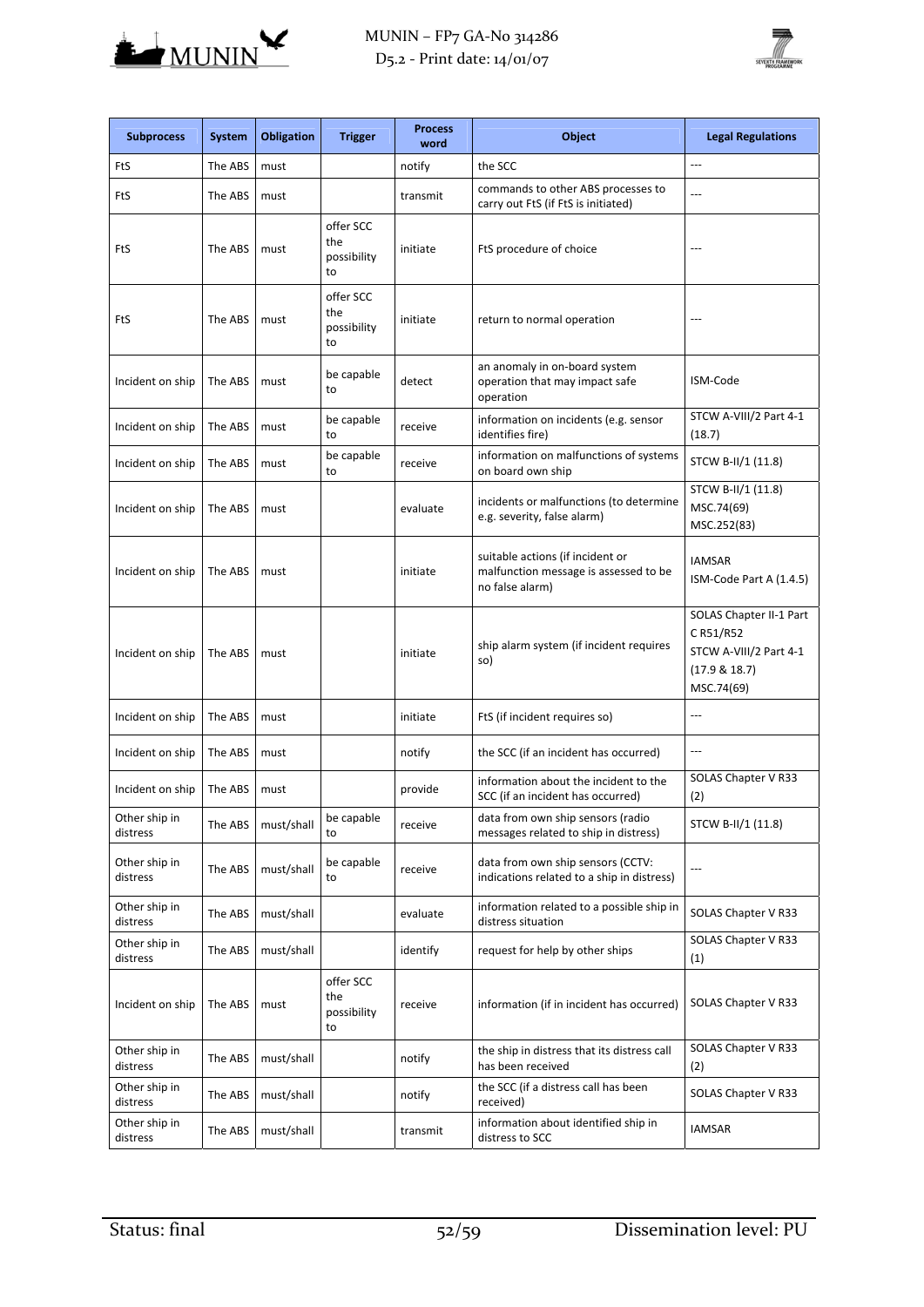| Subprocess | System | Obligation | Trigger | Process word | Object | Legal Regulations |
|---|---|---|---|---|---|---|
| FtS | The ABS | must | | notify | the SCC | --- |
| FtS | The ABS | must | | transmit | commands to other ABS processes to carry out FtS (if FtS is initiated) | --- |
| FtS | The ABS | must | offer SCC the possibility to | initiate | FtS procedure of choice | --- |
| FtS | The ABS | must | offer SCC the possibility to | initiate | return to normal operation | --- |
| Incident on ship | The ABS | must | be capable to | detect | an anomaly in on-board system operation that may impact safe operation | ISM-Code |
| Incident on ship | The ABS | must | be capable to | receive | information on incidents (e.g. sensor identifies fire) | STCW A-VIII/2 Part 4-1 (18.7) |
| Incident on ship | The ABS | must | be capable to | receive | information on malfunctions of systems on board own ship | STCW B-II/1 (11.8) |
| Incident on ship | The ABS | must | | evaluate | incidents or malfunctions (to determine e.g. severity, false alarm) | STCW B-II/1 (11.8) MSC.74(69) MSC.252(83) |
| Incident on ship | The ABS | must | | initiate | suitable actions (if incident or malfunction message is assessed to be no false alarm) | IAMSAR ISM-Code Part A (1.4.5) |
| Incident on ship | The ABS | must | | initiate | ship alarm system (if incident requires so) | SOLAS Chapter II-1 Part C R51/R52 STCW A-VIII/2 Part 4-1 (17.9 & 18.7) MSC.74(69) |
| Incident on ship | The ABS | must | | initiate | FtS (if incident requires so) | --- |
| Incident on ship | The ABS | must | | notify | the SCC (if an incident has occurred) | --- |
| Incident on ship | The ABS | must | | provide | information about the incident to the SCC (if an incident has occurred) | SOLAS Chapter V R33 (2) |
| Other ship in distress | The ABS | must/shall | be capable to | receive | data from own ship sensors (radio messages related to ship in distress) | STCW B-II/1 (11.8) |
| Other ship in distress | The ABS | must/shall | be capable to | receive | data from own ship sensors (CCTV: indications related to a ship in distress) | --- |
| Other ship in distress | The ABS | must/shall | | evaluate | information related to a possible ship in distress situation | SOLAS Chapter V R33 |
| Other ship in distress | The ABS | must/shall | | identify | request for help by other ships | SOLAS Chapter V R33 (1) |
| Incident on ship | The ABS | must | offer SCC the possibility to | receive | information (if in incident has occurred) | SOLAS Chapter V R33 |
| Other ship in distress | The ABS | must/shall | | notify | the ship in distress that its distress call has been received | SOLAS Chapter V R33 (2) |
| Other ship in distress | The ABS | must/shall | | notify | the SCC (if a distress call has been received) | SOLAS Chapter V R33 |
| Other ship in distress | The ABS | must/shall | | transmit | information about identified ship in distress to SCC | IAMSAR |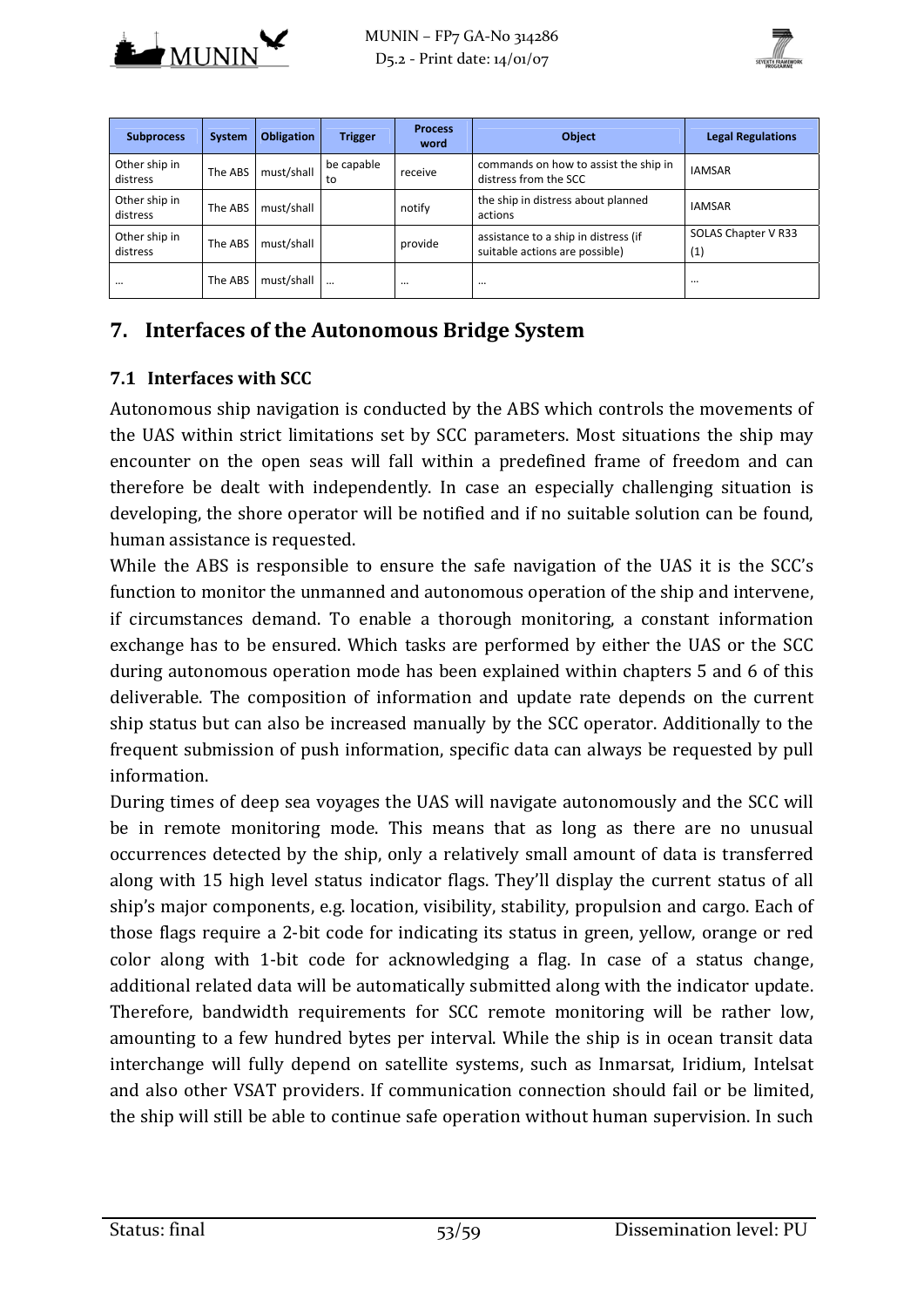| Subprocess | System | Obligation | Trigger | Process word | Object | Legal Regulations |
|---|---|---|---|---|---|---|
| Other ship in distress | The ABS | must/shall | be capable to | receive | commands on how to assist the ship in distress from the SCC | IAMSAR |
| Other ship in distress | The ABS | must/shall | | notify | the ship in distress about planned actions | IAMSAR |
| Other ship in distress | The ABS | must/shall | | provide | assistance to a ship in distress (if suitable actions are possible) | SOLAS Chapter V R33 (1) |
| … | The ABS | must/shall | … | … | … | … |

# 7. Interfaces of the Autonomous Bridge System

## 7.1 Interfaces with SCC

Autonomous ship navigation is conducted by the ABS which controls the movements of the UAS within strict limitations set by SCC parameters. Most situations the ship may encounter on the open seas will fall within a predefined frame of freedom and can therefore be dealt with independently. In case an especially challenging situation is developing, the shore operator will be notified and if no suitable solution can be found, human assistance is requested.

While the ABS is responsible to ensure the safe navigation of the UAS it is the SCC's function to monitor the unmanned and autonomous operation of the ship and intervene, if circumstances demand. To enable a thorough monitoring, a constant information exchange has to be ensured. Which tasks are performed by either the UAS or the SCC during autonomous operation mode has been explained within chapters 5 and 6 of this deliverable. The composition of information and update rate depends on the current ship status but can also be increased manually by the SCC operator. Additionally to the frequent submission of push information, specific data can always be requested by pull information.

During times of deep sea voyages the UAS will navigate autonomously and the SCC will be in remote monitoring mode. This means that as long as there are no unusual occurrences detected by the ship, only a relatively small amount of data is transferred along with 15 high level status indicator flags. They'll display the current status of all ship's major components, e.g. location, visibility, stability, propulsion and cargo. Each of those flags require a 2-bit code for indicating its status in green, yellow, orange or red color along with 1-bit code for acknowledging a flag. In case of a status change, additional related data will be automatically submitted along with the indicator update. Therefore, bandwidth requirements for SCC remote monitoring will be rather low, amounting to a few hundred bytes per interval. While the ship is in ocean transit data interchange will fully depend on satellite systems, such as Inmarsat, Iridium, Intelsat and also other VSAT providers. If communication connection should fail or be limited, the ship will still be able to continue safe operation without human supervision. In such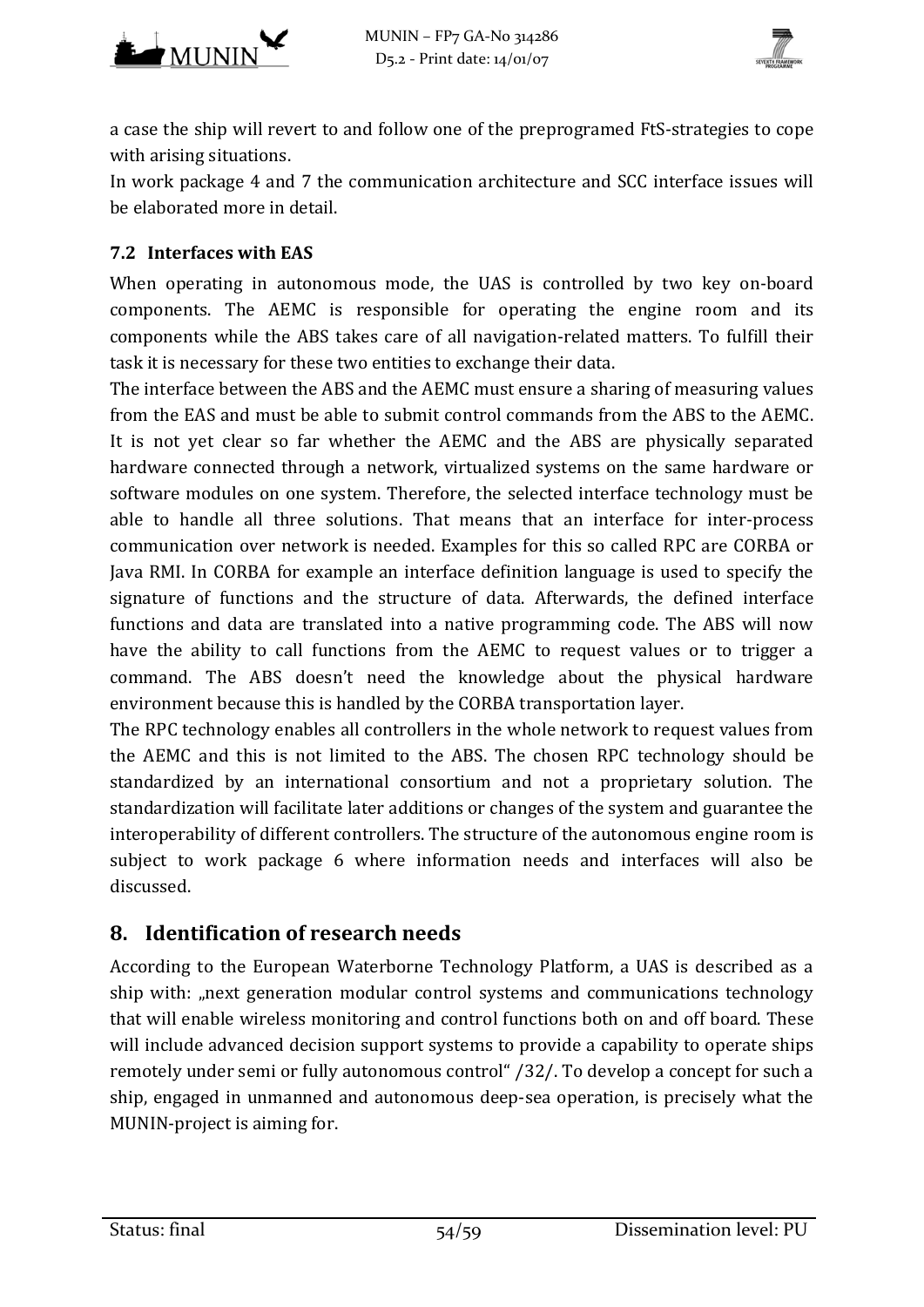a case the ship will revert to and follow one of the preprogramed FtS-strategies to cope with arising situations.

In work package 4 and 7 the communication architecture and SCC interface issues will be elaborated more in detail.

### 7.2 Interfaces with EAS

When operating in autonomous mode, the UAS is controlled by two key on-board components. The AEMC is responsible for operating the engine room and its components while the ABS takes care of all navigation-related matters. To fulfill their task it is necessary for these two entities to exchange their data.

The interface between the ABS and the AEMC must ensure a sharing of measuring values from the EAS and must be able to submit control commands from the ABS to the AEMC. It is not yet clear so far whether the AEMC and the ABS are physically separated hardware connected through a network, virtualized systems on the same hardware or software modules on one system. Therefore, the selected interface technology must be able to handle all three solutions. That means that an interface for inter-process communication over network is needed. Examples for this so called RPC are CORBA or Java RMI. In CORBA for example an interface definition language is used to specify the signature of functions and the structure of data. Afterwards, the defined interface functions and data are translated into a native programming code. The ABS will now have the ability to call functions from the AEMC to request values or to trigger a command. The ABS doesn't need the knowledge about the physical hardware environment because this is handled by the CORBA transportation layer.

The RPC technology enables all controllers in the whole network to request values from the AEMC and this is not limited to the ABS. The chosen RPC technology should be standardized by an international consortium and not a proprietary solution. The standardization will facilitate later additions or changes of the system and guarantee the interoperability of different controllers. The structure of the autonomous engine room is subject to work package 6 where information needs and interfaces will also be discussed.

## 8. Identification of research needs

According to the European Waterborne Technology Platform, a UAS is described as a ship with: „next generation modular control systems and communications technology that will enable wireless monitoring and control functions both on and off board. These will include advanced decision support systems to provide a capability to operate ships remotely under semi or fully autonomous control" /32/. To develop a concept for such a ship, engaged in unmanned and autonomous deep-sea operation, is precisely what the MUNIN-project is aiming for.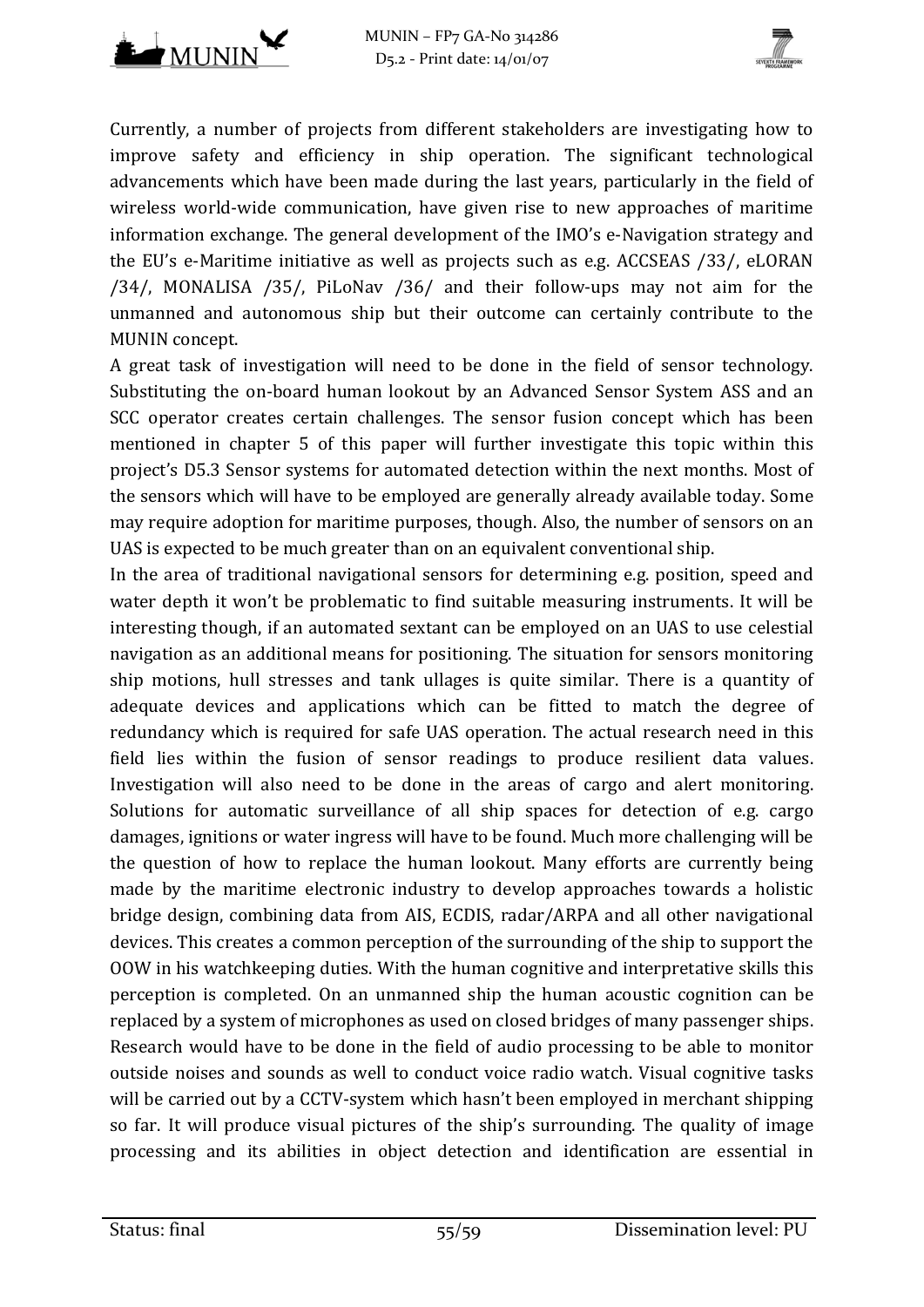Currently, a number of projects from different stakeholders are investigating how to improve safety and efficiency in ship operation. The significant technological advancements which have been made during the last years, particularly in the field of wireless world-wide communication, have given rise to new approaches of maritime information exchange. The general development of the IMO's e-Navigation strategy and the EU's e-Maritime initiative as well as projects such as e.g. ACCSEAS /33/, eLORAN /34/, MONALISA /35/, PiLoNav /36/ and their follow-ups may not aim for the unmanned and autonomous ship but their outcome can certainly contribute to the MUNIN concept.

A great task of investigation will need to be done in the field of sensor technology. Substituting the on-board human lookout by an Advanced Sensor System ASS and an SCC operator creates certain challenges. The sensor fusion concept which has been mentioned in chapter 5 of this paper will further investigate this topic within this project's D5.3 Sensor systems for automated detection within the next months. Most of the sensors which will have to be employed are generally already available today. Some may require adoption for maritime purposes, though. Also, the number of sensors on an UAS is expected to be much greater than on an equivalent conventional ship.

In the area of traditional navigational sensors for determining e.g. position, speed and water depth it won't be problematic to find suitable measuring instruments. It will be interesting though, if an automated sextant can be employed on an UAS to use celestial navigation as an additional means for positioning. The situation for sensors monitoring ship motions, hull stresses and tank ullages is quite similar. There is a quantity of adequate devices and applications which can be fitted to match the degree of redundancy which is required for safe UAS operation. The actual research need in this field lies within the fusion of sensor readings to produce resilient data values. Investigation will also need to be done in the areas of cargo and alert monitoring. Solutions for automatic surveillance of all ship spaces for detection of e.g. cargo damages, ignitions or water ingress will have to be found. Much more challenging will be the question of how to replace the human lookout. Many efforts are currently being made by the maritime electronic industry to develop approaches towards a holistic bridge design, combining data from AIS, ECDIS, radar/ARPA and all other navigational devices. This creates a common perception of the surrounding of the ship to support the OOW in his watchkeeping duties. With the human cognitive and interpretative skills this perception is completed. On an unmanned ship the human acoustic cognition can be replaced by a system of microphones as used on closed bridges of many passenger ships. Research would have to be done in the field of audio processing to be able to monitor outside noises and sounds as well to conduct voice radio watch. Visual cognitive tasks will be carried out by a CCTV-system which hasn't been employed in merchant shipping so far. It will produce visual pictures of the ship's surrounding. The quality of image processing and its abilities in object detection and identification are essential in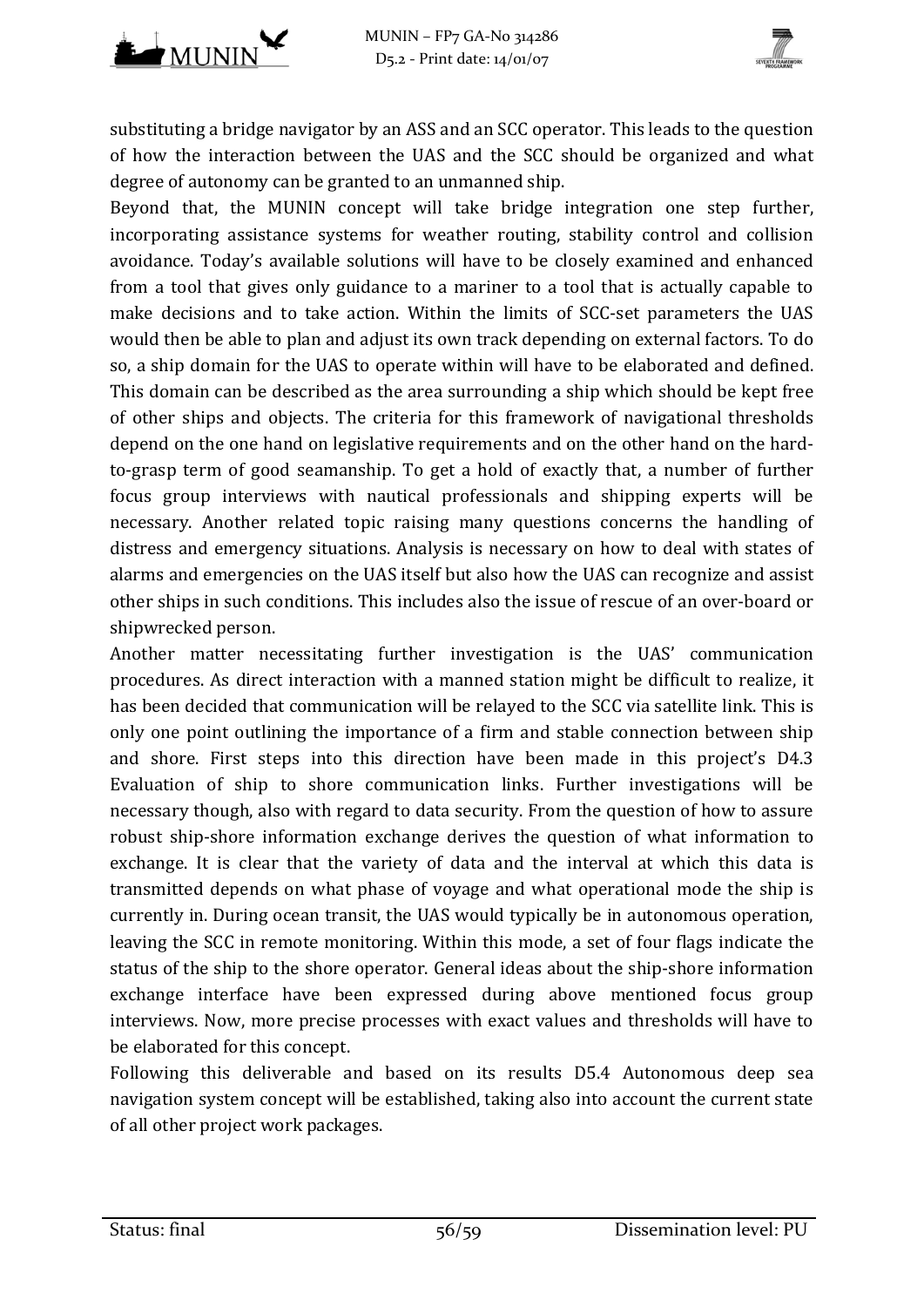substituting a bridge navigator by an ASS and an SCC operator. This leads to the question of how the interaction between the UAS and the SCC should be organized and what degree of autonomy can be granted to an unmanned ship.

Beyond that, the MUNIN concept will take bridge integration one step further, incorporating assistance systems for weather routing, stability control and collision avoidance. Today's available solutions will have to be closely examined and enhanced from a tool that gives only guidance to a mariner to a tool that is actually capable to make decisions and to take action. Within the limits of SCC-set parameters the UAS would then be able to plan and adjust its own track depending on external factors. To do so, a ship domain for the UAS to operate within will have to be elaborated and defined. This domain can be described as the area surrounding a ship which should be kept free of other ships and objects. The criteria for this framework of navigational thresholds depend on the one hand on legislative requirements and on the other hand on the hard-to-grasp term of good seamanship. To get a hold of exactly that, a number of further focus group interviews with nautical professionals and shipping experts will be necessary. Another related topic raising many questions concerns the handling of distress and emergency situations. Analysis is necessary on how to deal with states of alarms and emergencies on the UAS itself but also how the UAS can recognize and assist other ships in such conditions. This includes also the issue of rescue of an over-board or shipwrecked person.

Another matter necessitating further investigation is the UAS' communication procedures. As direct interaction with a manned station might be difficult to realize, it has been decided that communication will be relayed to the SCC via satellite link. This is only one point outlining the importance of a firm and stable connection between ship and shore. First steps into this direction have been made in this project's D4.3 Evaluation of ship to shore communication links. Further investigations will be necessary though, also with regard to data security. From the question of how to assure robust ship-shore information exchange derives the question of what information to exchange. It is clear that the variety of data and the interval at which this data is transmitted depends on what phase of voyage and what operational mode the ship is currently in. During ocean transit, the UAS would typically be in autonomous operation, leaving the SCC in remote monitoring. Within this mode, a set of four flags indicate the status of the ship to the shore operator. General ideas about the ship-shore information exchange interface have been expressed during above mentioned focus group interviews. Now, more precise processes with exact values and thresholds will have to be elaborated for this concept.

Following this deliverable and based on its results D5.4 Autonomous deep sea navigation system concept will be established, taking also into account the current state of all other project work packages.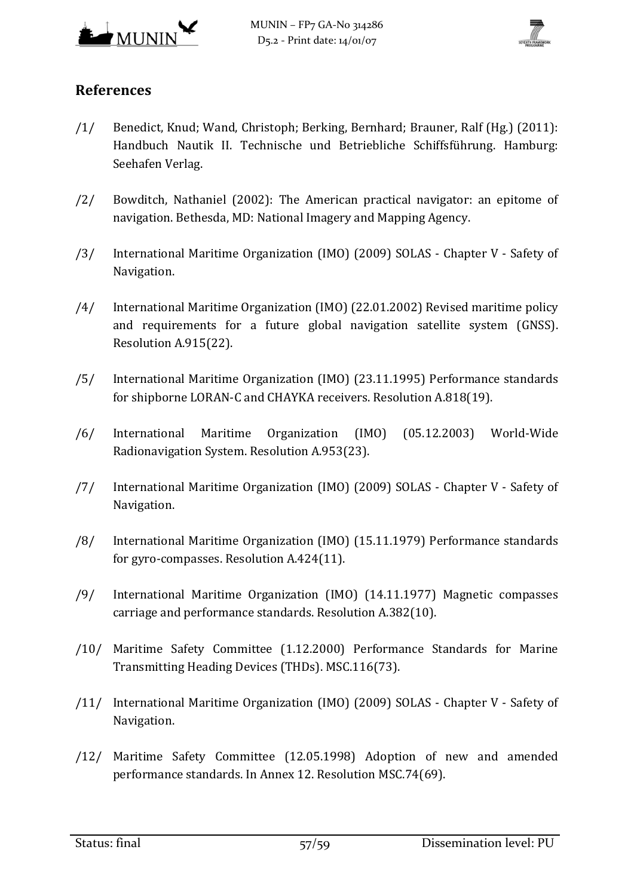## References

/1/ Benedict, Knud; Wand, Christoph; Berking, Bernhard; Brauner, Ralf (Hg.) (2011): Handbuch Nautik II. Technische und Betriebliche Schiffsführung. Hamburg: Seehafen Verlag.

/2/ Bowditch, Nathaniel (2002): The American practical navigator: an epitome of navigation. Bethesda, MD: National Imagery and Mapping Agency.

/3/ International Maritime Organization (IMO) (2009) SOLAS - Chapter V - Safety of Navigation.

/4/ International Maritime Organization (IMO) (22.01.2002) Revised maritime policy and requirements for a future global navigation satellite system (GNSS). Resolution A.915(22).

/5/ International Maritime Organization (IMO) (23.11.1995) Performance standards for shipborne LORAN-C and CHAYKA receivers. Resolution A.818(19).

/6/ International Maritime Organization (IMO) (05.12.2003) World-Wide Radionavigation System. Resolution A.953(23).

/7/ International Maritime Organization (IMO) (2009) SOLAS - Chapter V - Safety of Navigation.

/8/ International Maritime Organization (IMO) (15.11.1979) Performance standards for gyro-compasses. Resolution A.424(11).

/9/ International Maritime Organization (IMO) (14.11.1977) Magnetic compasses carriage and performance standards. Resolution A.382(10).

/10/ Maritime Safety Committee (1.12.2000) Performance Standards for Marine Transmitting Heading Devices (THDs). MSC.116(73).

/11/ International Maritime Organization (IMO) (2009) SOLAS - Chapter V - Safety of Navigation.

/12/ Maritime Safety Committee (12.05.1998) Adoption of new and amended performance standards. In Annex 12. Resolution MSC.74(69).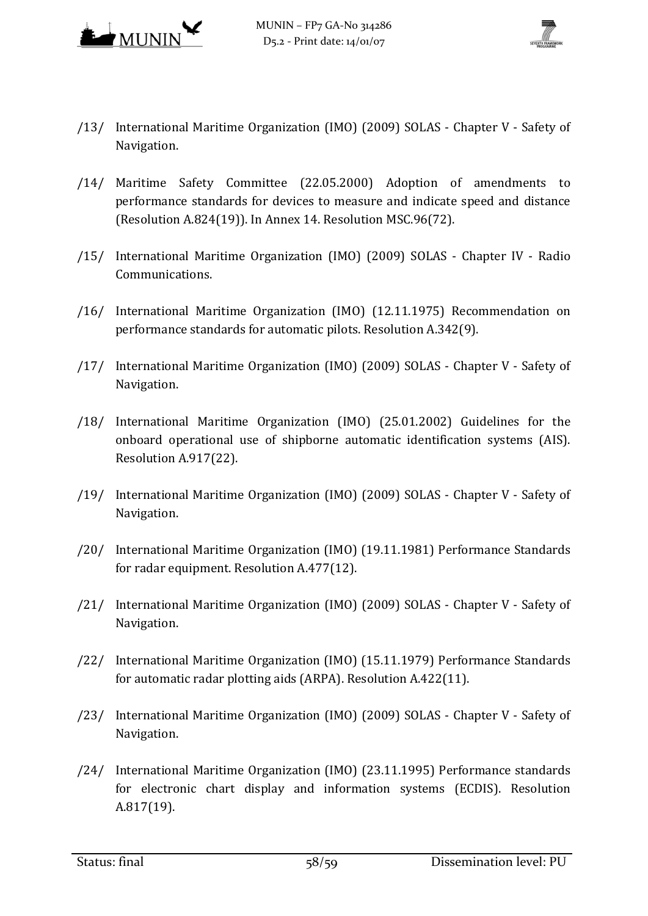/13/ International Maritime Organization (IMO) (2009) SOLAS - Chapter V - Safety of Navigation.

/14/ Maritime Safety Committee (22.05.2000) Adoption of amendments to performance standards for devices to measure and indicate speed and distance (Resolution A.824(19)). In Annex 14. Resolution MSC.96(72).

/15/ International Maritime Organization (IMO) (2009) SOLAS - Chapter IV - Radio Communications.

/16/ International Maritime Organization (IMO) (12.11.1975) Recommendation on performance standards for automatic pilots. Resolution A.342(9).

/17/ International Maritime Organization (IMO) (2009) SOLAS - Chapter V - Safety of Navigation.

/18/ International Maritime Organization (IMO) (25.01.2002) Guidelines for the onboard operational use of shipborne automatic identification systems (AIS). Resolution A.917(22).

/19/ International Maritime Organization (IMO) (2009) SOLAS - Chapter V - Safety of Navigation.

/20/ International Maritime Organization (IMO) (19.11.1981) Performance Standards for radar equipment. Resolution A.477(12).

/21/ International Maritime Organization (IMO) (2009) SOLAS - Chapter V - Safety of Navigation.

/22/ International Maritime Organization (IMO) (15.11.1979) Performance Standards for automatic radar plotting aids (ARPA). Resolution A.422(11).

/23/ International Maritime Organization (IMO) (2009) SOLAS - Chapter V - Safety of Navigation.

/24/ International Maritime Organization (IMO) (23.11.1995) Performance standards for electronic chart display and information systems (ECDIS). Resolution A.817(19).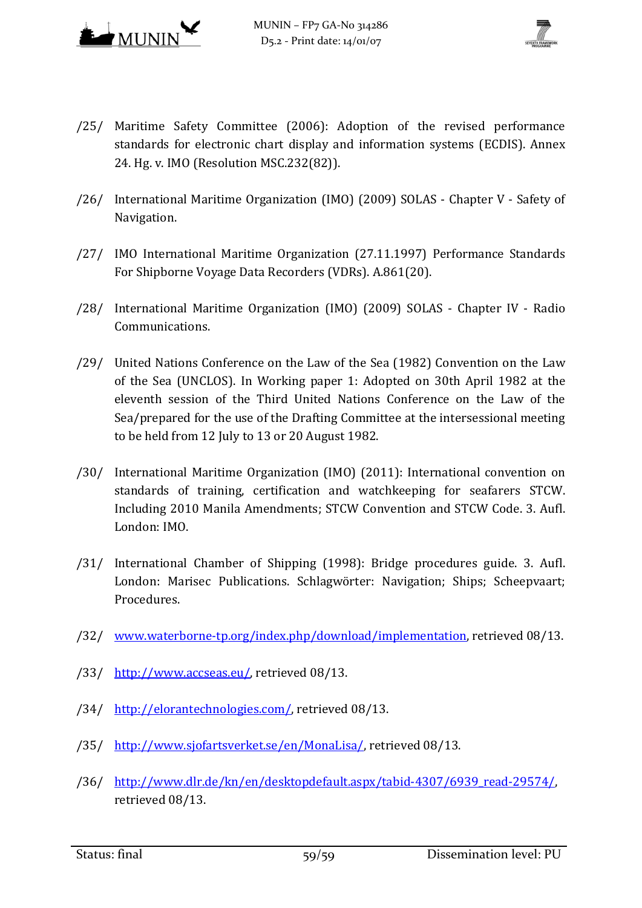/25/ Maritime Safety Committee (2006): Adoption of the revised performance standards for electronic chart display and information systems (ECDIS). Annex 24. Hg. v. IMO (Resolution MSC.232(82)).

/26/ International Maritime Organization (IMO) (2009) SOLAS - Chapter V - Safety of Navigation.

/27/ IMO International Maritime Organization (27.11.1997) Performance Standards For Shipborne Voyage Data Recorders (VDRs). A.861(20).

/28/ International Maritime Organization (IMO) (2009) SOLAS - Chapter IV - Radio Communications.

/29/ United Nations Conference on the Law of the Sea (1982) Convention on the Law of the Sea (UNCLOS). In Working paper 1: Adopted on 30th April 1982 at the eleventh session of the Third United Nations Conference on the Law of the Sea/prepared for the use of the Drafting Committee at the intersessional meeting to be held from 12 July to 13 or 20 August 1982.

/30/ International Maritime Organization (IMO) (2011): International convention on standards of training, certification and watchkeeping for seafarers STCW. Including 2010 Manila Amendments; STCW Convention and STCW Code. 3. Aufl. London: IMO.

/31/ International Chamber of Shipping (1998): Bridge procedures guide. 3. Aufl. London: Marisec Publications. Schlagwörter: Navigation; Ships; Scheepvaart; Procedures.

/32/ www.waterborne-tp.org/index.php/download/implementation, retrieved 08/13.

/33/ http://www.accseas.eu/, retrieved 08/13.

/34/ http://elorantechnologies.com/, retrieved 08/13.

/35/ http://www.sjofartsverket.se/en/MonaLisa/, retrieved 08/13.

/36/ http://www.dlr.de/kn/en/desktopdefault.aspx/tabid-4307/6939_read-29574/, retrieved 08/13.